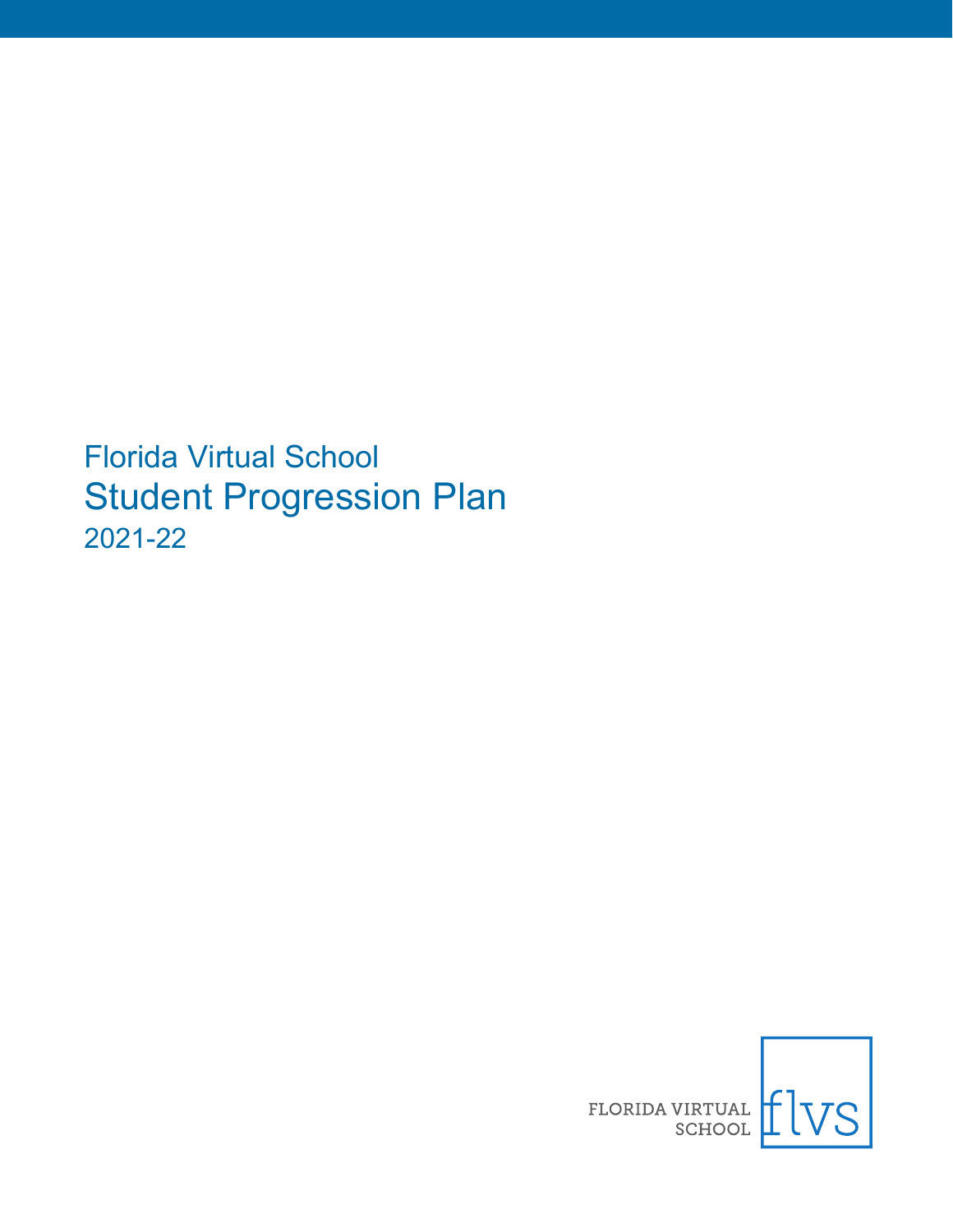Florida Virtual School

# Student Progression Plan

2021-22

FLORIDA VIRTUAL SCHOOL flvs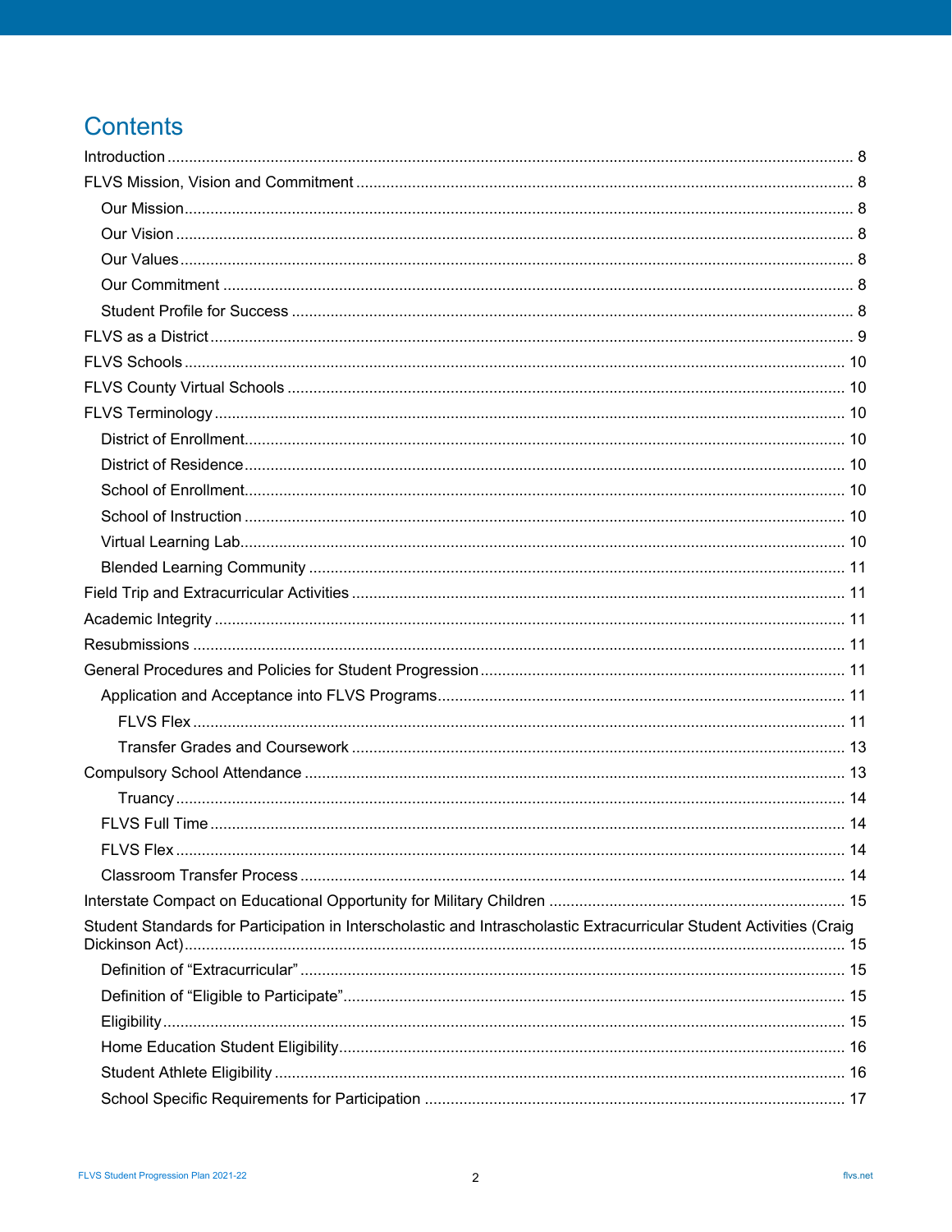# Contents

- Introduction ........ 8
- FLVS Mission, Vision and Commitment ........ 8
  - Our Mission ........ 8
  - Our Vision ........ 8
  - Our Values ........ 8
  - Our Commitment ........ 8
  - Student Profile for Success ........ 8
- FLVS as a District ........ 9
- FLVS Schools ........ 10
- FLVS County Virtual Schools ........ 10
- FLVS Terminology ........ 10
  - District of Enrollment ........ 10
  - District of Residence ........ 10
  - School of Enrollment ........ 10
  - School of Instruction ........ 10
  - Virtual Learning Lab ........ 10
  - Blended Learning Community ........ 11
- Field Trip and Extracurricular Activities ........ 11
- Academic Integrity ........ 11
- Resubmissions ........ 11
- General Procedures and Policies for Student Progression ........ 11
  - Application and Acceptance into FLVS Programs ........ 11
    - FLVS Flex ........ 11
    - Transfer Grades and Coursework ........ 13
- Compulsory School Attendance ........ 13
    - Truancy ........ 14
  - FLVS Full Time ........ 14
  - FLVS Flex ........ 14
  - Classroom Transfer Process ........ 14
- Interstate Compact on Educational Opportunity for Military Children ........ 15
- Student Standards for Participation in Interscholastic and Intrascholastic Extracurricular Student Activities (Craig Dickinson Act) ........ 15
  - Definition of "Extracurricular" ........ 15
  - Definition of "Eligible to Participate" ........ 15
  - Eligibility ........ 15
  - Home Education Student Eligibility ........ 16
  - Student Athlete Eligibility ........ 16
  - School Specific Requirements for Participation ........ 17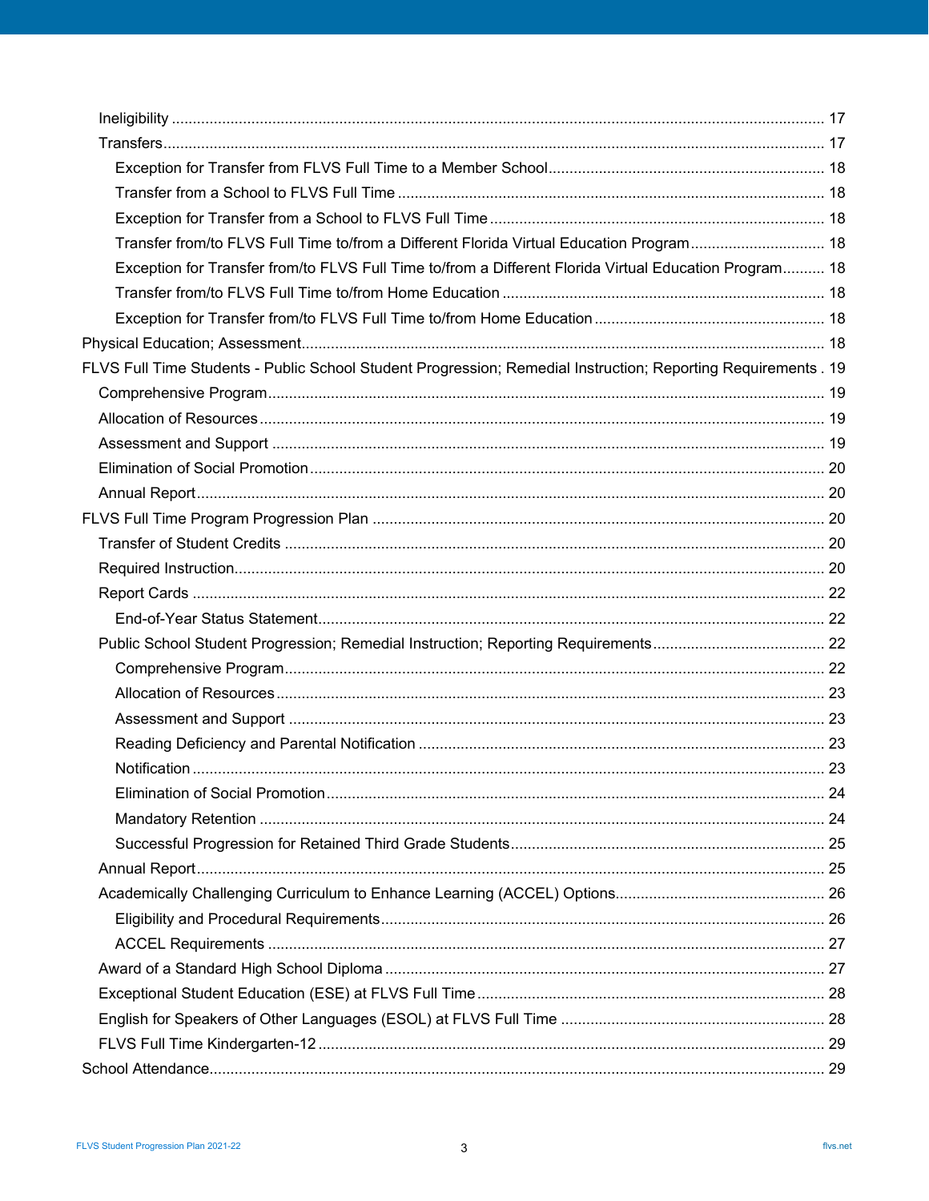- Ineligibility ..... 17
- Transfers ..... 17
  - Exception for Transfer from FLVS Full Time to a Member School ..... 18
  - Transfer from a School to FLVS Full Time ..... 18
  - Exception for Transfer from a School to FLVS Full Time ..... 18
  - Transfer from/to FLVS Full Time to/from a Different Florida Virtual Education Program ..... 18
  - Exception for Transfer from/to FLVS Full Time to/from a Different Florida Virtual Education Program ..... 18
  - Transfer from/to FLVS Full Time to/from Home Education ..... 18
  - Exception for Transfer from/to FLVS Full Time to/from Home Education ..... 18

Physical Education; Assessment ..... 18

FLVS Full Time Students - Public School Student Progression; Remedial Instruction; Reporting Requirements ..... 19

- Comprehensive Program ..... 19
- Allocation of Resources ..... 19
- Assessment and Support ..... 19
- Elimination of Social Promotion ..... 20
- Annual Report ..... 20

FLVS Full Time Program Progression Plan ..... 20

- Transfer of Student Credits ..... 20
- Required Instruction ..... 20
- Report Cards ..... 22
  - End-of-Year Status Statement ..... 22
- Public School Student Progression; Remedial Instruction; Reporting Requirements ..... 22
  - Comprehensive Program ..... 22
  - Allocation of Resources ..... 23
  - Assessment and Support ..... 23
  - Reading Deficiency and Parental Notification ..... 23
  - Notification ..... 23
  - Elimination of Social Promotion ..... 24
  - Mandatory Retention ..... 24
  - Successful Progression for Retained Third Grade Students ..... 25
- Annual Report ..... 25
- Academically Challenging Curriculum to Enhance Learning (ACCEL) Options ..... 26
  - Eligibility and Procedural Requirements ..... 26
  - ACCEL Requirements ..... 27
- Award of a Standard High School Diploma ..... 27
- Exceptional Student Education (ESE) at FLVS Full Time ..... 28
- English for Speakers of Other Languages (ESOL) at FLVS Full Time ..... 28
- FLVS Full Time Kindergarten-12 ..... 29

School Attendance ..... 29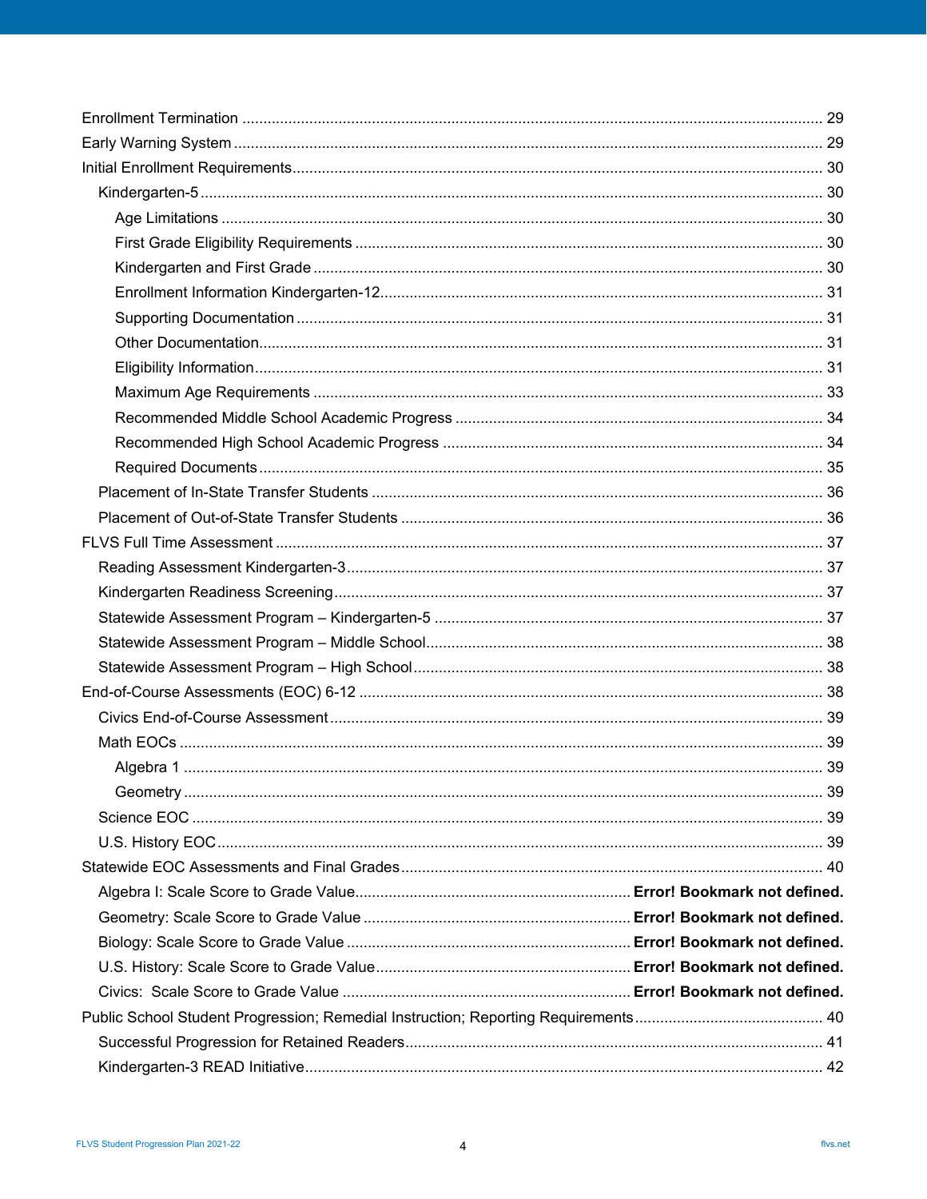Enrollment Termination ........................................................................................................................ 29
Early Warning System ........................................................................................................................... 29
Initial Enrollment Requirements............................................................................................................. 30
 Kindergarten-5 .................................................................................................................................... 30
  Age Limitations ................................................................................................................................ 30
  First Grade Eligibility Requirements ................................................................................................ 30
  Kindergarten and First Grade .......................................................................................................... 30
  Enrollment Information Kindergarten-12.......................................................................................... 31
  Supporting Documentation .............................................................................................................. 31
  Other Documentation....................................................................................................................... 31
  Eligibility Information........................................................................................................................ 31
  Maximum Age Requirements .......................................................................................................... 33
  Recommended Middle School Academic Progress ......................................................................... 34
  Recommended High School Academic Progress ............................................................................ 34
  Required Documents ....................................................................................................................... 35
 Placement of In-State Transfer Students ............................................................................................ 36
 Placement of Out-of-State Transfer Students ...................................................................................... 36
FLVS Full Time Assessment .................................................................................................................. 37
 Reading Assessment Kindergarten-3................................................................................................... 37
 Kindergarten Readiness Screening...................................................................................................... 37
 Statewide Assessment Program – Kindergarten-5 .............................................................................. 37
 Statewide Assessment Program – Middle School................................................................................ 38
 Statewide Assessment Program – High School................................................................................... 38
End-of-Course Assessments (EOC) 6-12 .............................................................................................. 38
 Civics End-of-Course Assessment....................................................................................................... 39
 Math EOCs .......................................................................................................................................... 39
  Algebra 1 ......................................................................................................................................... 39
  Geometry ......................................................................................................................................... 39
 Science EOC ....................................................................................................................................... 39
 U.S. History EOC................................................................................................................................. 39
Statewide EOC Assessments and Final Grades.................................................................................... 40
 Algebra I: Scale Score to Grade Value................................................................ **Error! Bookmark not defined.**
 Geometry: Scale Score to Grade Value .............................................................. **Error! Bookmark not defined.**
 Biology: Scale Score to Grade Value .................................................................. **Error! Bookmark not defined.**
 U.S. History: Scale Score to Grade Value............................................................ **Error! Bookmark not defined.**
 Civics: Scale Score to Grade Value .................................................................... **Error! Bookmark not defined.**
Public School Student Progression; Remedial Instruction; Reporting Requirements............................ 40
 Successful Progression for Retained Readers..................................................................................... 41
 Kindergarten-3 READ Initiative............................................................................................................. 42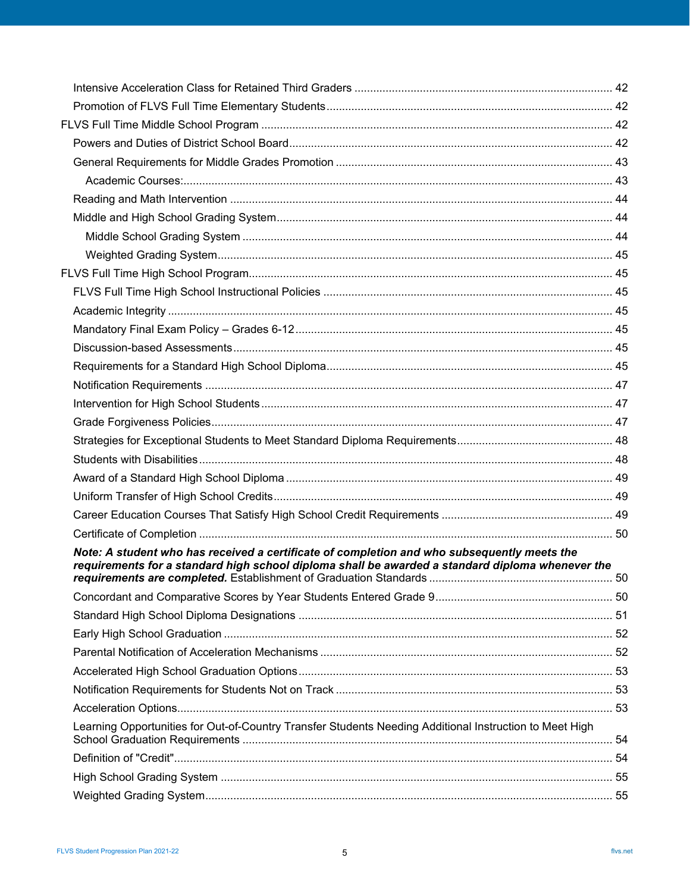- Intensive Acceleration Class for Retained Third Graders .......... 42
- Promotion of FLVS Full Time Elementary Students .......... 42

FLVS Full Time Middle School Program .......... 42

- Powers and Duties of District School Board .......... 42
- General Requirements for Middle Grades Promotion .......... 43
  - Academic Courses: .......... 43
- Reading and Math Intervention .......... 44
- Middle and High School Grading System .......... 44
  - Middle School Grading System .......... 44
  - Weighted Grading System .......... 45

FLVS Full Time High School Program .......... 45

- FLVS Full Time High School Instructional Policies .......... 45
- Academic Integrity .......... 45
- Mandatory Final Exam Policy – Grades 6-12 .......... 45
- Discussion-based Assessments .......... 45
- Requirements for a Standard High School Diploma .......... 45
- Notification Requirements .......... 47
- Intervention for High School Students .......... 47
- Grade Forgiveness Policies .......... 47
- Strategies for Exceptional Students to Meet Standard Diploma Requirements .......... 48
- Students with Disabilities .......... 48
- Award of a Standard High School Diploma .......... 49
- Uniform Transfer of High School Credits .......... 49
- Career Education Courses That Satisfy High School Credit Requirements .......... 49
- Certificate of Completion .......... 50
- ***Note: A student who has received a certificate of completion and who subsequently meets the requirements for a standard high school diploma shall be awarded a standard diploma whenever the requirements are completed.*** Establishment of Graduation Standards .......... 50
- Concordant and Comparative Scores by Year Students Entered Grade 9 .......... 50
- Standard High School Diploma Designations .......... 51
- Early High School Graduation .......... 52
- Parental Notification of Acceleration Mechanisms .......... 52
- Accelerated High School Graduation Options .......... 53
- Notification Requirements for Students Not on Track .......... 53
- Acceleration Options .......... 53
- Learning Opportunities for Out-of-Country Transfer Students Needing Additional Instruction to Meet High School Graduation Requirements .......... 54
- Definition of "Credit" .......... 54
- High School Grading System .......... 55
- Weighted Grading System .......... 55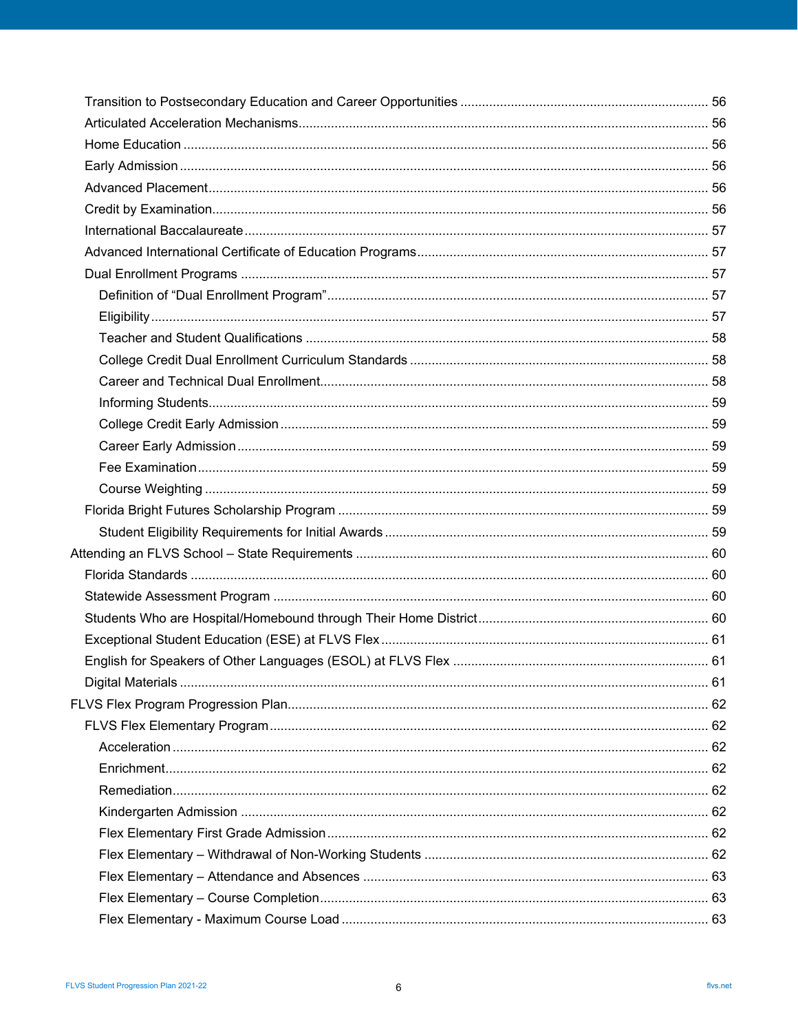- Transition to Postsecondary Education and Career Opportunities .... 56
- Articulated Acceleration Mechanisms .... 56
- Home Education .... 56
- Early Admission .... 56
- Advanced Placement .... 56
- Credit by Examination .... 56
- International Baccalaureate .... 57
- Advanced International Certificate of Education Programs .... 57
- Dual Enrollment Programs .... 57
  - Definition of "Dual Enrollment Program" .... 57
  - Eligibility .... 57
  - Teacher and Student Qualifications .... 58
  - College Credit Dual Enrollment Curriculum Standards .... 58
  - Career and Technical Dual Enrollment .... 58
  - Informing Students .... 59
  - College Credit Early Admission .... 59
  - Career Early Admission .... 59
  - Fee Examination .... 59
  - Course Weighting .... 59
- Florida Bright Futures Scholarship Program .... 59
  - Student Eligibility Requirements for Initial Awards .... 59

Attending an FLVS School – State Requirements .... 60

- Florida Standards .... 60
- Statewide Assessment Program .... 60
- Students Who are Hospital/Homebound through Their Home District .... 60
- Exceptional Student Education (ESE) at FLVS Flex .... 61
- English for Speakers of Other Languages (ESOL) at FLVS Flex .... 61
- Digital Materials .... 61

FLVS Flex Program Progression Plan .... 62

- FLVS Flex Elementary Program .... 62
  - Acceleration .... 62
  - Enrichment .... 62
  - Remediation .... 62
  - Kindergarten Admission .... 62
  - Flex Elementary First Grade Admission .... 62
  - Flex Elementary – Withdrawal of Non-Working Students .... 62
  - Flex Elementary – Attendance and Absences .... 63
  - Flex Elementary – Course Completion .... 63
  - Flex Elementary - Maximum Course Load .... 63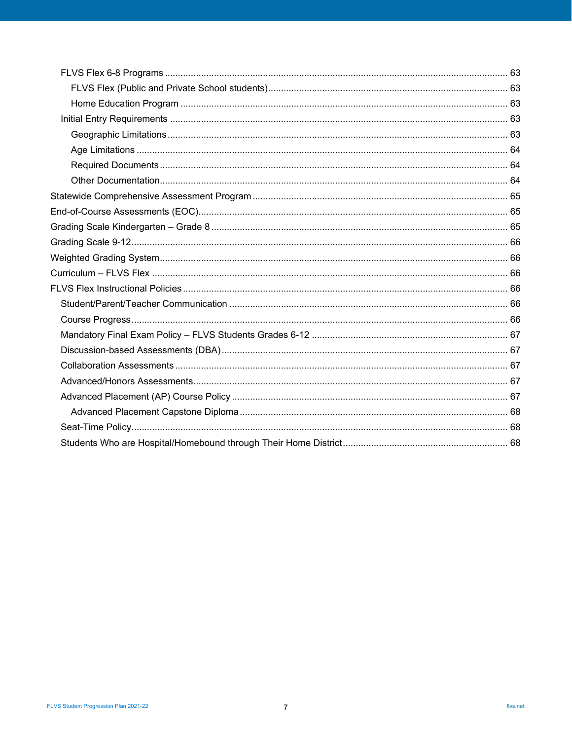- FLVS Flex 6-8 Programs ..... 63
  - FLVS Flex (Public and Private School students) ..... 63
  - Home Education Program ..... 63
- Initial Entry Requirements ..... 63
  - Geographic Limitations ..... 63
  - Age Limitations ..... 64
  - Required Documents ..... 64
  - Other Documentation ..... 64

Statewide Comprehensive Assessment Program ..... 65

End-of-Course Assessments (EOC) ..... 65

Grading Scale Kindergarten – Grade 8 ..... 65

Grading Scale 9-12 ..... 66

Weighted Grading System ..... 66

Curriculum – FLVS Flex ..... 66

FLVS Flex Instructional Policies ..... 66

- Student/Parent/Teacher Communication ..... 66
- Course Progress ..... 66
- Mandatory Final Exam Policy – FLVS Students Grades 6-12 ..... 67
- Discussion-based Assessments (DBA) ..... 67
- Collaboration Assessments ..... 67
- Advanced/Honors Assessments ..... 67
- Advanced Placement (AP) Course Policy ..... 67
  - Advanced Placement Capstone Diploma ..... 68
- Seat-Time Policy ..... 68
- Students Who are Hospital/Homebound through Their Home District ..... 68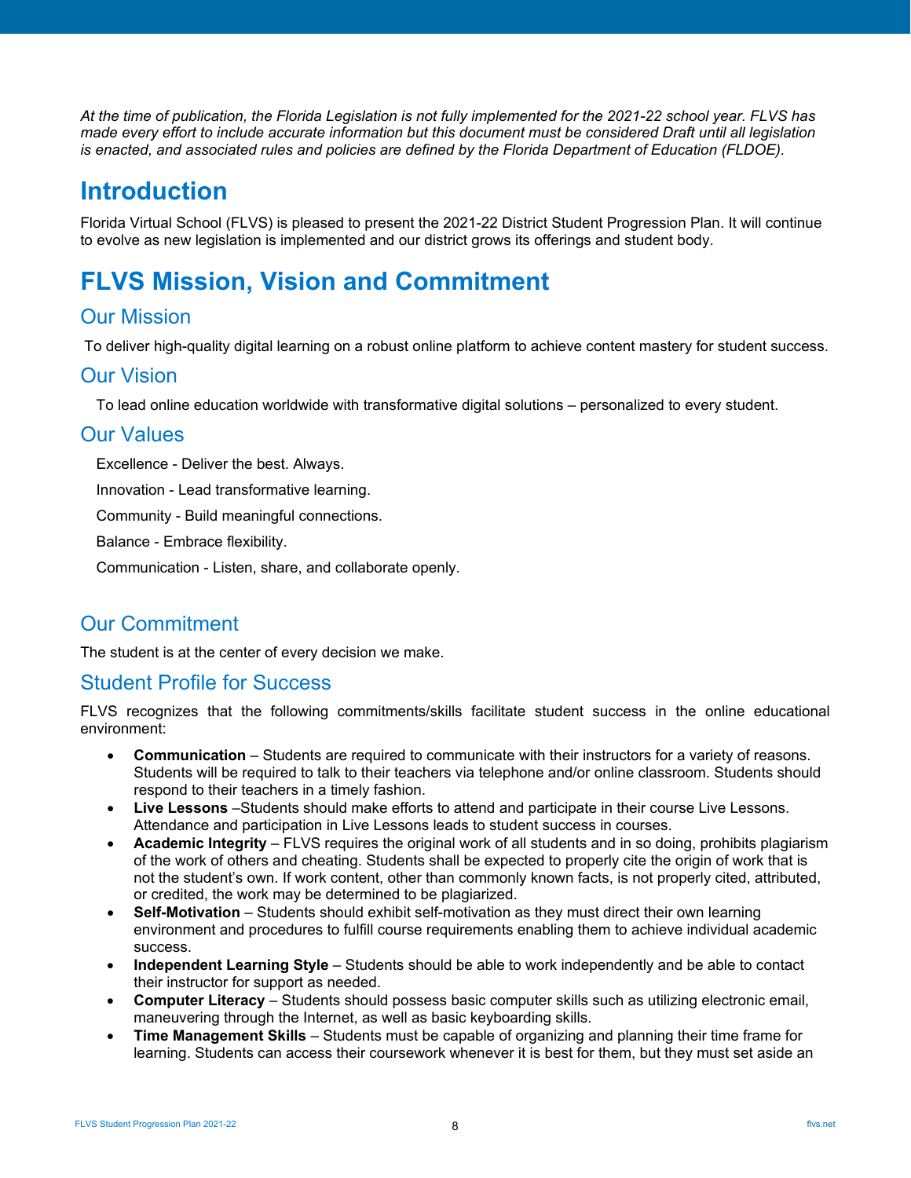*At the time of publication, the Florida Legislation is not fully implemented for the 2021-22 school year. FLVS has made every effort to include accurate information but this document must be considered Draft until all legislation is enacted, and associated rules and policies are defined by the Florida Department of Education (FLDOE).*

# Introduction

Florida Virtual School (FLVS) is pleased to present the 2021-22 District Student Progression Plan. It will continue to evolve as new legislation is implemented and our district grows its offerings and student body.

# FLVS Mission, Vision and Commitment

## Our Mission

To deliver high-quality digital learning on a robust online platform to achieve content mastery for student success.

## Our Vision

To lead online education worldwide with transformative digital solutions – personalized to every student.

## Our Values

Excellence - Deliver the best. Always.

Innovation - Lead transformative learning.

Community - Build meaningful connections.

Balance - Embrace flexibility.

Communication - Listen, share, and collaborate openly.

## Our Commitment

The student is at the center of every decision we make.

## Student Profile for Success

FLVS recognizes that the following commitments/skills facilitate student success in the online educational environment:

- **Communication** – Students are required to communicate with their instructors for a variety of reasons. Students will be required to talk to their teachers via telephone and/or online classroom. Students should respond to their teachers in a timely fashion.
- **Live Lessons** –Students should make efforts to attend and participate in their course Live Lessons. Attendance and participation in Live Lessons leads to student success in courses.
- **Academic Integrity** – FLVS requires the original work of all students and in so doing, prohibits plagiarism of the work of others and cheating. Students shall be expected to properly cite the origin of work that is not the student's own. If work content, other than commonly known facts, is not properly cited, attributed, or credited, the work may be determined to be plagiarized.
- **Self-Motivation** – Students should exhibit self-motivation as they must direct their own learning environment and procedures to fulfill course requirements enabling them to achieve individual academic success.
- **Independent Learning Style** – Students should be able to work independently and be able to contact their instructor for support as needed.
- **Computer Literacy** – Students should possess basic computer skills such as utilizing electronic email, maneuvering through the Internet, as well as basic keyboarding skills.
- **Time Management Skills** – Students must be capable of organizing and planning their time frame for learning. Students can access their coursework whenever it is best for them, but they must set aside an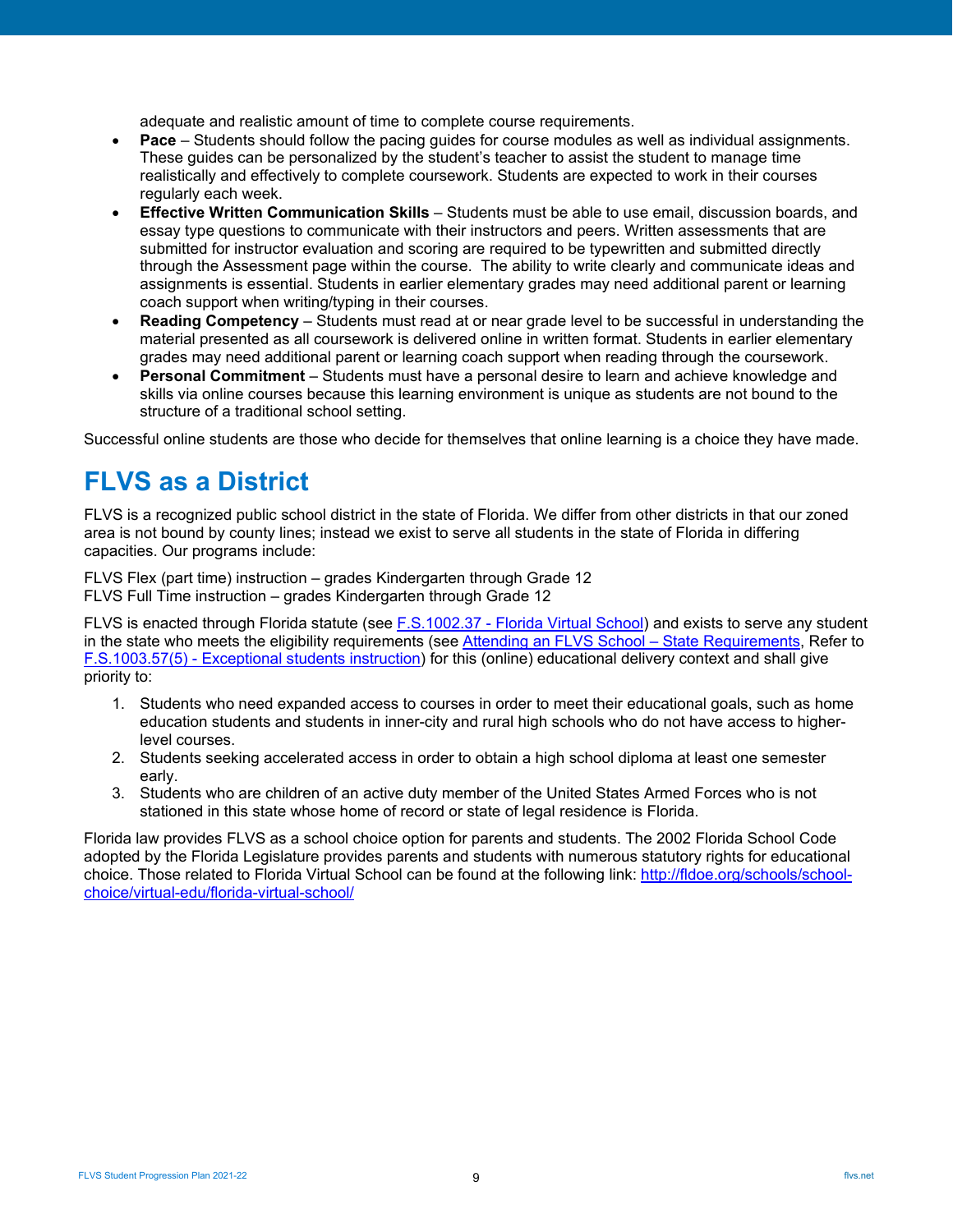adequate and realistic amount of time to complete course requirements.

- **Pace** – Students should follow the pacing guides for course modules as well as individual assignments. These guides can be personalized by the student's teacher to assist the student to manage time realistically and effectively to complete coursework. Students are expected to work in their courses regularly each week.
- **Effective Written Communication Skills** – Students must be able to use email, discussion boards, and essay type questions to communicate with their instructors and peers. Written assessments that are submitted for instructor evaluation and scoring are required to be typewritten and submitted directly through the Assessment page within the course. The ability to write clearly and communicate ideas and assignments is essential. Students in earlier elementary grades may need additional parent or learning coach support when writing/typing in their courses.
- **Reading Competency** – Students must read at or near grade level to be successful in understanding the material presented as all coursework is delivered online in written format. Students in earlier elementary grades may need additional parent or learning coach support when reading through the coursework.
- **Personal Commitment** – Students must have a personal desire to learn and achieve knowledge and skills via online courses because this learning environment is unique as students are not bound to the structure of a traditional school setting.

Successful online students are those who decide for themselves that online learning is a choice they have made.

# FLVS as a District

FLVS is a recognized public school district in the state of Florida. We differ from other districts in that our zoned area is not bound by county lines; instead we exist to serve all students in the state of Florida in differing capacities. Our programs include:

FLVS Flex (part time) instruction – grades Kindergarten through Grade 12
FLVS Full Time instruction – grades Kindergarten through Grade 12

FLVS is enacted through Florida statute (see F.S.1002.37 - Florida Virtual School) and exists to serve any student in the state who meets the eligibility requirements (see Attending an FLVS School – State Requirements, Refer to F.S.1003.57(5) - Exceptional students instruction) for this (online) educational delivery context and shall give priority to:

1. Students who need expanded access to courses in order to meet their educational goals, such as home education students and students in inner-city and rural high schools who do not have access to higher-level courses.
2. Students seeking accelerated access in order to obtain a high school diploma at least one semester early.
3. Students who are children of an active duty member of the United States Armed Forces who is not stationed in this state whose home of record or state of legal residence is Florida.

Florida law provides FLVS as a school choice option for parents and students. The 2002 Florida School Code adopted by the Florida Legislature provides parents and students with numerous statutory rights for educational choice. Those related to Florida Virtual School can be found at the following link: http://fldoe.org/schools/school-choice/virtual-edu/florida-virtual-school/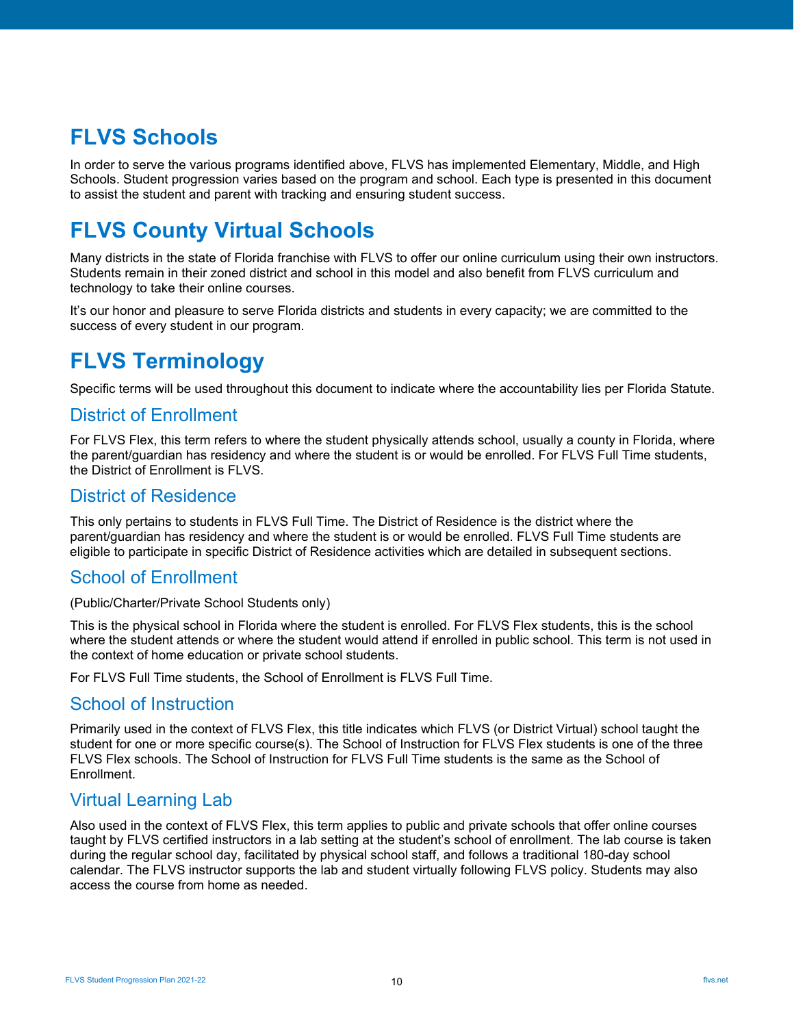# FLVS Schools

In order to serve the various programs identified above, FLVS has implemented Elementary, Middle, and High Schools. Student progression varies based on the program and school. Each type is presented in this document to assist the student and parent with tracking and ensuring student success.

# FLVS County Virtual Schools

Many districts in the state of Florida franchise with FLVS to offer our online curriculum using their own instructors. Students remain in their zoned district and school in this model and also benefit from FLVS curriculum and technology to take their online courses.

It's our honor and pleasure to serve Florida districts and students in every capacity; we are committed to the success of every student in our program.

# FLVS Terminology

Specific terms will be used throughout this document to indicate where the accountability lies per Florida Statute.

## District of Enrollment

For FLVS Flex, this term refers to where the student physically attends school, usually a county in Florida, where the parent/guardian has residency and where the student is or would be enrolled. For FLVS Full Time students, the District of Enrollment is FLVS.

## District of Residence

This only pertains to students in FLVS Full Time. The District of Residence is the district where the parent/guardian has residency and where the student is or would be enrolled. FLVS Full Time students are eligible to participate in specific District of Residence activities which are detailed in subsequent sections.

## School of Enrollment

(Public/Charter/Private School Students only)

This is the physical school in Florida where the student is enrolled. For FLVS Flex students, this is the school where the student attends or where the student would attend if enrolled in public school. This term is not used in the context of home education or private school students.

For FLVS Full Time students, the School of Enrollment is FLVS Full Time.

## School of Instruction

Primarily used in the context of FLVS Flex, this title indicates which FLVS (or District Virtual) school taught the student for one or more specific course(s). The School of Instruction for FLVS Flex students is one of the three FLVS Flex schools. The School of Instruction for FLVS Full Time students is the same as the School of Enrollment.

## Virtual Learning Lab

Also used in the context of FLVS Flex, this term applies to public and private schools that offer online courses taught by FLVS certified instructors in a lab setting at the student's school of enrollment. The lab course is taken during the regular school day, facilitated by physical school staff, and follows a traditional 180-day school calendar. The FLVS instructor supports the lab and student virtually following FLVS policy. Students may also access the course from home as needed.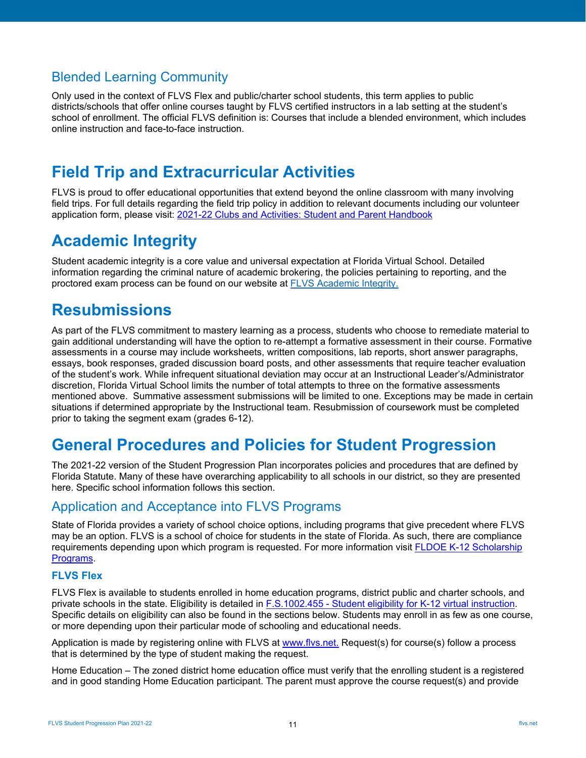## Blended Learning Community

Only used in the context of FLVS Flex and public/charter school students, this term applies to public districts/schools that offer online courses taught by FLVS certified instructors in a lab setting at the student's school of enrollment. The official FLVS definition is: Courses that include a blended environment, which includes online instruction and face-to-face instruction.

# Field Trip and Extracurricular Activities

FLVS is proud to offer educational opportunities that extend beyond the online classroom with many involving field trips. For full details regarding the field trip policy in addition to relevant documents including our volunteer application form, please visit: [2021-22 Clubs and Activities: Student and Parent Handbook]()

# Academic Integrity

Student academic integrity is a core value and universal expectation at Florida Virtual School. Detailed information regarding the criminal nature of academic brokering, the policies pertaining to reporting, and the proctored exam process can be found on our website at [FLVS Academic Integrity.]()

# Resubmissions

As part of the FLVS commitment to mastery learning as a process, students who choose to remediate material to gain additional understanding will have the option to re-attempt a formative assessment in their course. Formative assessments in a course may include worksheets, written compositions, lab reports, short answer paragraphs, essays, book responses, graded discussion board posts, and other assessments that require teacher evaluation of the student's work. While infrequent situational deviation may occur at an Instructional Leader's/Administrator discretion, Florida Virtual School limits the number of total attempts to three on the formative assessments mentioned above. Summative assessment submissions will be limited to one. Exceptions may be made in certain situations if determined appropriate by the Instructional team. Resubmission of coursework must be completed prior to taking the segment exam (grades 6-12).

# General Procedures and Policies for Student Progression

The 2021-22 version of the Student Progression Plan incorporates policies and procedures that are defined by Florida Statute. Many of these have overarching applicability to all schools in our district, so they are presented here. Specific school information follows this section.

## Application and Acceptance into FLVS Programs

State of Florida provides a variety of school choice options, including programs that give precedent where FLVS may be an option. FLVS is a school of choice for students in the state of Florida. As such, there are compliance requirements depending upon which program is requested. For more information visit [FLDOE K-12 Scholarship Programs]().

### FLVS Flex

FLVS Flex is available to students enrolled in home education programs, district public and charter schools, and private schools in the state. Eligibility is detailed in [F.S.1002.455 - Student eligibility for K-12 virtual instruction](). Specific details on eligibility can also be found in the sections below. Students may enroll in as few as one course, or more depending upon their particular mode of schooling and educational needs.

Application is made by registering online with FLVS at [www.flvs.net.]() Request(s) for course(s) follow a process that is determined by the type of student making the request.

Home Education – The zoned district home education office must verify that the enrolling student is a registered and in good standing Home Education participant. The parent must approve the course request(s) and provide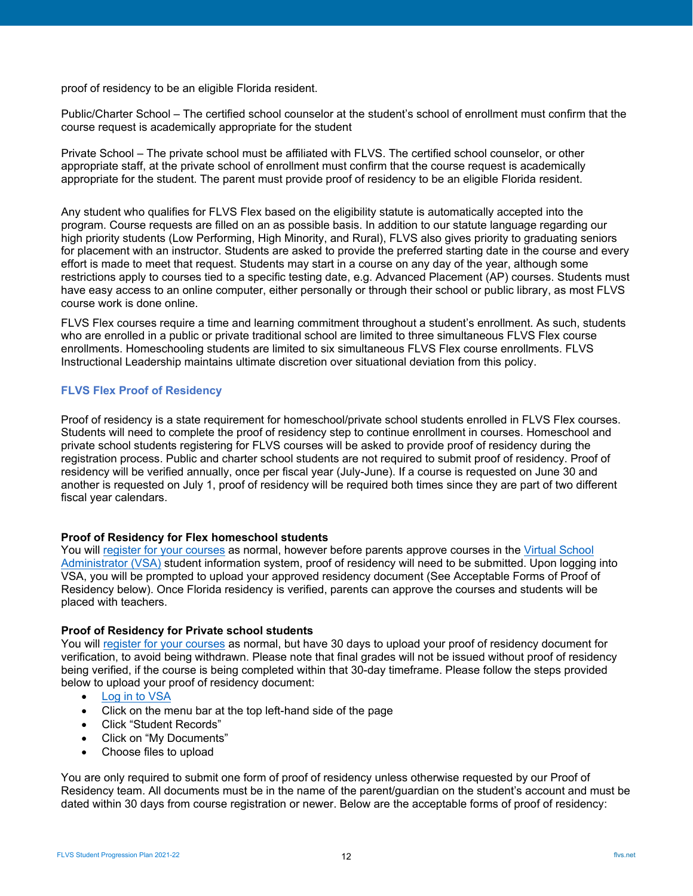proof of residency to be an eligible Florida resident.

Public/Charter School – The certified school counselor at the student's school of enrollment must confirm that the course request is academically appropriate for the student

Private School – The private school must be affiliated with FLVS. The certified school counselor, or other appropriate staff, at the private school of enrollment must confirm that the course request is academically appropriate for the student. The parent must provide proof of residency to be an eligible Florida resident.

Any student who qualifies for FLVS Flex based on the eligibility statute is automatically accepted into the program. Course requests are filled on an as possible basis. In addition to our statute language regarding our high priority students (Low Performing, High Minority, and Rural), FLVS also gives priority to graduating seniors for placement with an instructor. Students are asked to provide the preferred starting date in the course and every effort is made to meet that request. Students may start in a course on any day of the year, although some restrictions apply to courses tied to a specific testing date, e.g. Advanced Placement (AP) courses. Students must have easy access to an online computer, either personally or through their school or public library, as most FLVS course work is done online.

FLVS Flex courses require a time and learning commitment throughout a student's enrollment. As such, students who are enrolled in a public or private traditional school are limited to three simultaneous FLVS Flex course enrollments. Homeschooling students are limited to six simultaneous FLVS Flex course enrollments. FLVS Instructional Leadership maintains ultimate discretion over situational deviation from this policy.

### FLVS Flex Proof of Residency

Proof of residency is a state requirement for homeschool/private school students enrolled in FLVS Flex courses. Students will need to complete the proof of residency step to continue enrollment in courses. Homeschool and private school students registering for FLVS courses will be asked to provide proof of residency during the registration process. Public and charter school students are not required to submit proof of residency. Proof of residency will be verified annually, once per fiscal year (July-June). If a course is requested on June 30 and another is requested on July 1, proof of residency will be required both times since they are part of two different fiscal year calendars.

**Proof of Residency for Flex homeschool students**
You will register for your courses as normal, however before parents approve courses in the Virtual School Administrator (VSA) student information system, proof of residency will need to be submitted. Upon logging into VSA, you will be prompted to upload your approved residency document (See Acceptable Forms of Proof of Residency below). Once Florida residency is verified, parents can approve the courses and students will be placed with teachers.

**Proof of Residency for Private school students**
You will register for your courses as normal, but have 30 days to upload your proof of residency document for verification, to avoid being withdrawn. Please note that final grades will not be issued without proof of residency being verified, if the course is being completed within that 30-day timeframe. Please follow the steps provided below to upload your proof of residency document:

- Log in to VSA
- Click on the menu bar at the top left-hand side of the page
- Click "Student Records"
- Click on "My Documents"
- Choose files to upload

You are only required to submit one form of proof of residency unless otherwise requested by our Proof of Residency team. All documents must be in the name of the parent/guardian on the student's account and must be dated within 30 days from course registration or newer. Below are the acceptable forms of proof of residency: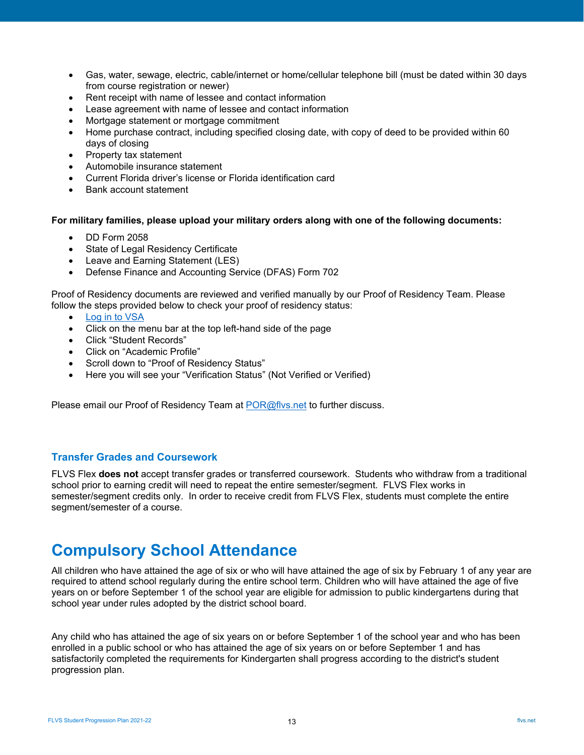- Gas, water, sewage, electric, cable/internet or home/cellular telephone bill (must be dated within 30 days from course registration or newer)
- Rent receipt with name of lessee and contact information
- Lease agreement with name of lessee and contact information
- Mortgage statement or mortgage commitment
- Home purchase contract, including specified closing date, with copy of deed to be provided within 60 days of closing
- Property tax statement
- Automobile insurance statement
- Current Florida driver's license or Florida identification card
- Bank account statement

**For military families, please upload your military orders along with one of the following documents:**

- DD Form 2058
- State of Legal Residency Certificate
- Leave and Earning Statement (LES)
- Defense Finance and Accounting Service (DFAS) Form 702

Proof of Residency documents are reviewed and verified manually by our Proof of Residency Team. Please follow the steps provided below to check your proof of residency status:

- Log in to VSA
- Click on the menu bar at the top left-hand side of the page
- Click "Student Records"
- Click on "Academic Profile"
- Scroll down to "Proof of Residency Status"
- Here you will see your "Verification Status" (Not Verified or Verified)

Please email our Proof of Residency Team at POR@flvs.net to further discuss.

### Transfer Grades and Coursework

FLVS Flex **does not** accept transfer grades or transferred coursework. Students who withdraw from a traditional school prior to earning credit will need to repeat the entire semester/segment. FLVS Flex works in semester/segment credits only. In order to receive credit from FLVS Flex, students must complete the entire segment/semester of a course.

# Compulsory School Attendance

All children who have attained the age of six or who will have attained the age of six by February 1 of any year are required to attend school regularly during the entire school term. Children who will have attained the age of five years on or before September 1 of the school year are eligible for admission to public kindergartens during that school year under rules adopted by the district school board.

Any child who has attained the age of six years on or before September 1 of the school year and who has been enrolled in a public school or who has attained the age of six years on or before September 1 and has satisfactorily completed the requirements for Kindergarten shall progress according to the district's student progression plan.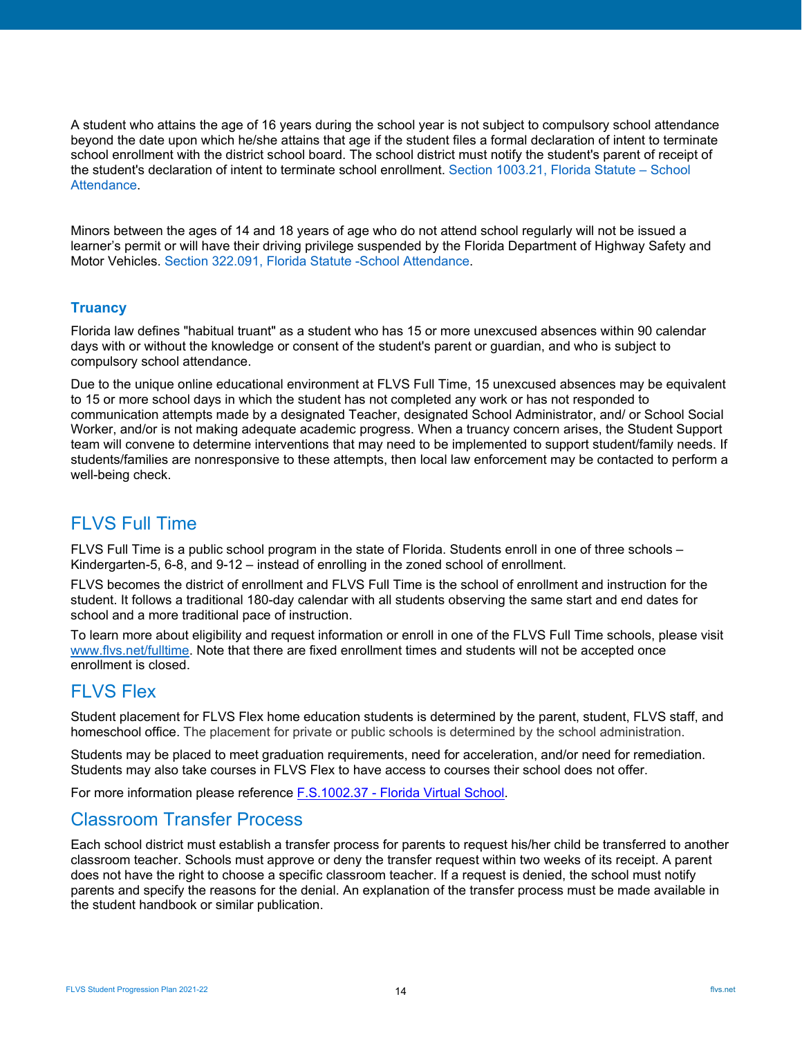A student who attains the age of 16 years during the school year is not subject to compulsory school attendance beyond the date upon which he/she attains that age if the student files a formal declaration of intent to terminate school enrollment with the district school board. The school district must notify the student's parent of receipt of the student's declaration of intent to terminate school enrollment. Section 1003.21, Florida Statute – School Attendance.

Minors between the ages of 14 and 18 years of age who do not attend school regularly will not be issued a learner's permit or will have their driving privilege suspended by the Florida Department of Highway Safety and Motor Vehicles. Section 322.091, Florida Statute -School Attendance.

### Truancy

Florida law defines "habitual truant" as a student who has 15 or more unexcused absences within 90 calendar days with or without the knowledge or consent of the student's parent or guardian, and who is subject to compulsory school attendance.

Due to the unique online educational environment at FLVS Full Time, 15 unexcused absences may be equivalent to 15 or more school days in which the student has not completed any work or has not responded to communication attempts made by a designated Teacher, designated School Administrator, and/ or School Social Worker, and/or is not making adequate academic progress. When a truancy concern arises, the Student Support team will convene to determine interventions that may need to be implemented to support student/family needs. If students/families are nonresponsive to these attempts, then local law enforcement may be contacted to perform a well-being check.

## FLVS Full Time

FLVS Full Time is a public school program in the state of Florida. Students enroll in one of three schools – Kindergarten-5, 6-8, and 9-12 – instead of enrolling in the zoned school of enrollment.

FLVS becomes the district of enrollment and FLVS Full Time is the school of enrollment and instruction for the student. It follows a traditional 180-day calendar with all students observing the same start and end dates for school and a more traditional pace of instruction.

To learn more about eligibility and request information or enroll in one of the FLVS Full Time schools, please visit www.flvs.net/fulltime. Note that there are fixed enrollment times and students will not be accepted once enrollment is closed.

## FLVS Flex

Student placement for FLVS Flex home education students is determined by the parent, student, FLVS staff, and homeschool office. The placement for private or public schools is determined by the school administration.

Students may be placed to meet graduation requirements, need for acceleration, and/or need for remediation. Students may also take courses in FLVS Flex to have access to courses their school does not offer.

For more information please reference F.S.1002.37 - Florida Virtual School.

## Classroom Transfer Process

Each school district must establish a transfer process for parents to request his/her child be transferred to another classroom teacher. Schools must approve or deny the transfer request within two weeks of its receipt. A parent does not have the right to choose a specific classroom teacher. If a request is denied, the school must notify parents and specify the reasons for the denial. An explanation of the transfer process must be made available in the student handbook or similar publication.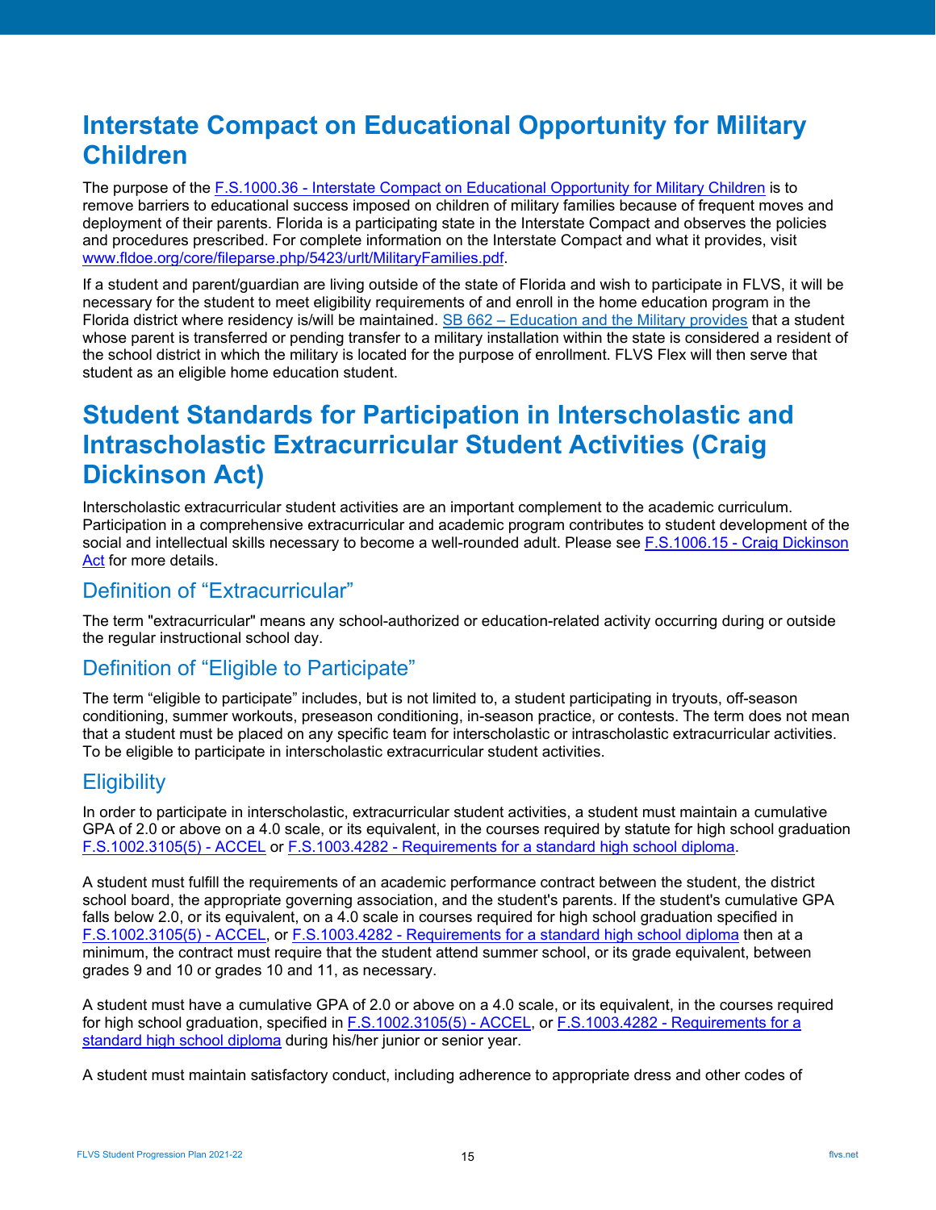# Interstate Compact on Educational Opportunity for Military Children

The purpose of the F.S.1000.36 - Interstate Compact on Educational Opportunity for Military Children is to remove barriers to educational success imposed on children of military families because of frequent moves and deployment of their parents. Florida is a participating state in the Interstate Compact and observes the policies and procedures prescribed. For complete information on the Interstate Compact and what it provides, visit www.fldoe.org/core/fileparse.php/5423/urlt/MilitaryFamilies.pdf.

If a student and parent/guardian are living outside of the state of Florida and wish to participate in FLVS, it will be necessary for the student to meet eligibility requirements of and enroll in the home education program in the Florida district where residency is/will be maintained. SB 662 – Education and the Military provides that a student whose parent is transferred or pending transfer to a military installation within the state is considered a resident of the school district in which the military is located for the purpose of enrollment. FLVS Flex will then serve that student as an eligible home education student.

# Student Standards for Participation in Interscholastic and Intrascholastic Extracurricular Student Activities (Craig Dickinson Act)

Interscholastic extracurricular student activities are an important complement to the academic curriculum. Participation in a comprehensive extracurricular and academic program contributes to student development of the social and intellectual skills necessary to become a well-rounded adult. Please see F.S.1006.15 - Craig Dickinson Act for more details.

## Definition of “Extracurricular”

The term "extracurricular" means any school-authorized or education-related activity occurring during or outside the regular instructional school day.

## Definition of “Eligible to Participate”

The term “eligible to participate” includes, but is not limited to, a student participating in tryouts, off-season conditioning, summer workouts, preseason conditioning, in-season practice, or contests. The term does not mean that a student must be placed on any specific team for interscholastic or intrascholastic extracurricular activities. To be eligible to participate in interscholastic extracurricular student activities.

## Eligibility

In order to participate in interscholastic, extracurricular student activities, a student must maintain a cumulative GPA of 2.0 or above on a 4.0 scale, or its equivalent, in the courses required by statute for high school graduation F.S.1002.3105(5) - ACCEL or F.S.1003.4282 - Requirements for a standard high school diploma.

A student must fulfill the requirements of an academic performance contract between the student, the district school board, the appropriate governing association, and the student's parents. If the student's cumulative GPA falls below 2.0, or its equivalent, on a 4.0 scale in courses required for high school graduation specified in F.S.1002.3105(5) - ACCEL, or F.S.1003.4282 - Requirements for a standard high school diploma then at a minimum, the contract must require that the student attend summer school, or its grade equivalent, between grades 9 and 10 or grades 10 and 11, as necessary.

A student must have a cumulative GPA of 2.0 or above on a 4.0 scale, or its equivalent, in the courses required for high school graduation, specified in F.S.1002.3105(5) - ACCEL, or F.S.1003.4282 - Requirements for a standard high school diploma during his/her junior or senior year.

A student must maintain satisfactory conduct, including adherence to appropriate dress and other codes of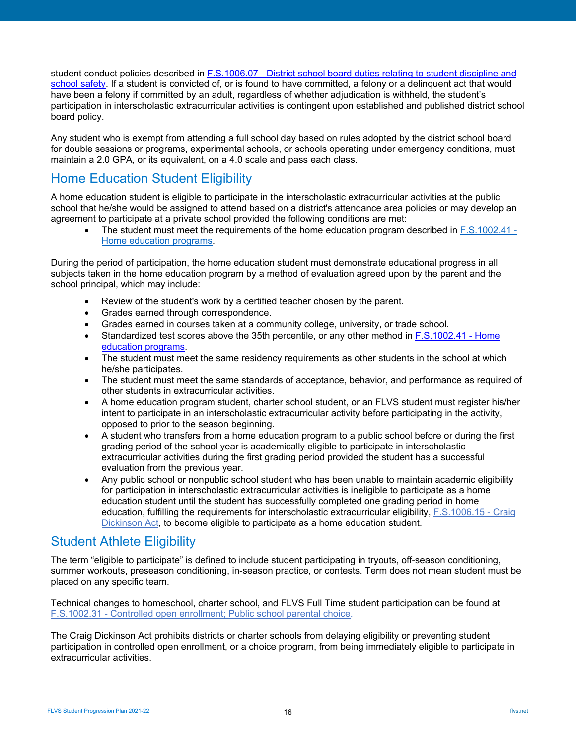student conduct policies described in [F.S.1006.07 - District school board duties relating to student discipline and school safety](). If a student is convicted of, or is found to have committed, a felony or a delinquent act that would have been a felony if committed by an adult, regardless of whether adjudication is withheld, the student's participation in interscholastic extracurricular activities is contingent upon established and published district school board policy.

Any student who is exempt from attending a full school day based on rules adopted by the district school board for double sessions or programs, experimental schools, or schools operating under emergency conditions, must maintain a 2.0 GPA, or its equivalent, on a 4.0 scale and pass each class.

## Home Education Student Eligibility

A home education student is eligible to participate in the interscholastic extracurricular activities at the public school that he/she would be assigned to attend based on a district's attendance area policies or may develop an agreement to participate at a private school provided the following conditions are met:

- The student must meet the requirements of the home education program described in F.S.1002.41 - Home education programs.

During the period of participation, the home education student must demonstrate educational progress in all subjects taken in the home education program by a method of evaluation agreed upon by the parent and the school principal, which may include:

- Review of the student's work by a certified teacher chosen by the parent.
- Grades earned through correspondence.
- Grades earned in courses taken at a community college, university, or trade school.
- Standardized test scores above the 35th percentile, or any other method in F.S.1002.41 - Home education programs.
- The student must meet the same residency requirements as other students in the school at which he/she participates.
- The student must meet the same standards of acceptance, behavior, and performance as required of other students in extracurricular activities.
- A home education program student, charter school student, or an FLVS student must register his/her intent to participate in an interscholastic extracurricular activity before participating in the activity, opposed to prior to the season beginning.
- A student who transfers from a home education program to a public school before or during the first grading period of the school year is academically eligible to participate in interscholastic extracurricular activities during the first grading period provided the student has a successful evaluation from the previous year.
- Any public school or nonpublic school student who has been unable to maintain academic eligibility for participation in interscholastic extracurricular activities is ineligible to participate as a home education student until the student has successfully completed one grading period in home education, fulfilling the requirements for interscholastic extracurricular eligibility, F.S.1006.15 - Craig Dickinson Act, to become eligible to participate as a home education student.

## Student Athlete Eligibility

The term "eligible to participate" is defined to include student participating in tryouts, off-season conditioning, summer workouts, preseason conditioning, in-season practice, or contests. Term does not mean student must be placed on any specific team.

Technical changes to homeschool, charter school, and FLVS Full Time student participation can be found at F.S.1002.31 - Controlled open enrollment; Public school parental choice.

The Craig Dickinson Act prohibits districts or charter schools from delaying eligibility or preventing student participation in controlled open enrollment, or a choice program, from being immediately eligible to participate in extracurricular activities.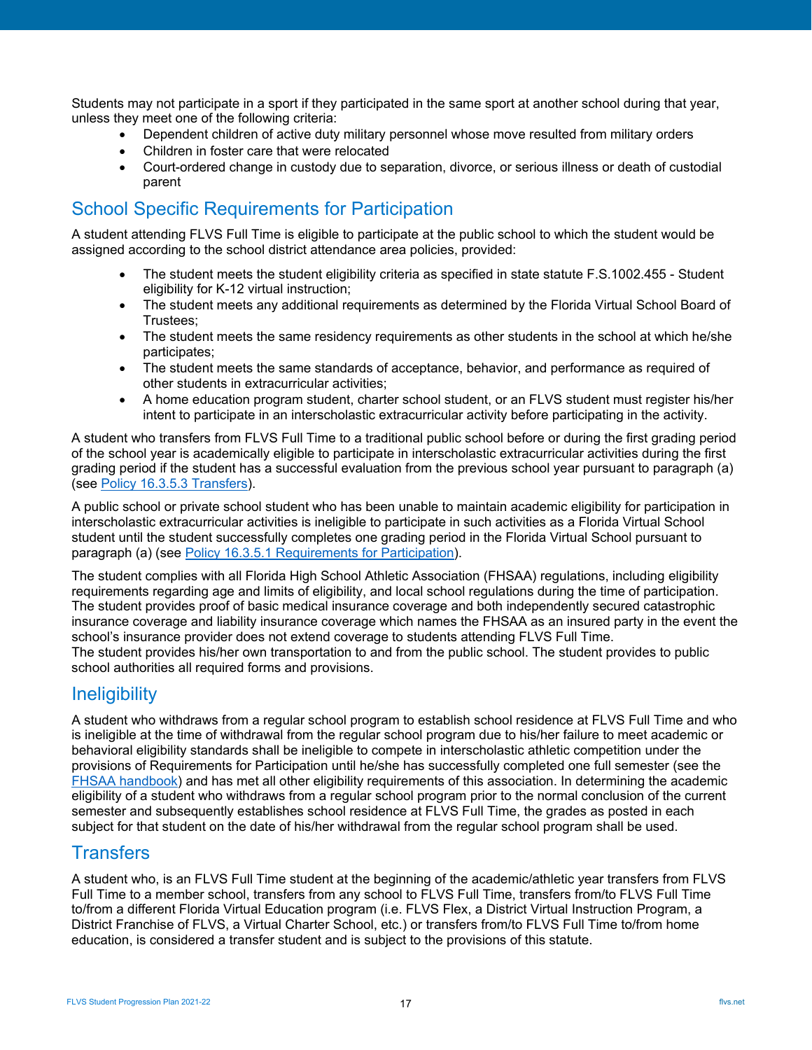Students may not participate in a sport if they participated in the same sport at another school during that year, unless they meet one of the following criteria:

- Dependent children of active duty military personnel whose move resulted from military orders
- Children in foster care that were relocated
- Court-ordered change in custody due to separation, divorce, or serious illness or death of custodial parent

## School Specific Requirements for Participation

A student attending FLVS Full Time is eligible to participate at the public school to which the student would be assigned according to the school district attendance area policies, provided:

- The student meets the student eligibility criteria as specified in state statute F.S.1002.455 - Student eligibility for K-12 virtual instruction;
- The student meets any additional requirements as determined by the Florida Virtual School Board of Trustees;
- The student meets the same residency requirements as other students in the school at which he/she participates;
- The student meets the same standards of acceptance, behavior, and performance as required of other students in extracurricular activities;
- A home education program student, charter school student, or an FLVS student must register his/her intent to participate in an interscholastic extracurricular activity before participating in the activity.

A student who transfers from FLVS Full Time to a traditional public school before or during the first grading period of the school year is academically eligible to participate in interscholastic extracurricular activities during the first grading period if the student has a successful evaluation from the previous school year pursuant to paragraph (a) (see Policy 16.3.5.3 Transfers).

A public school or private school student who has been unable to maintain academic eligibility for participation in interscholastic extracurricular activities is ineligible to participate in such activities as a Florida Virtual School student until the student successfully completes one grading period in the Florida Virtual School pursuant to paragraph (a) (see Policy 16.3.5.1 Requirements for Participation).

The student complies with all Florida High School Athletic Association (FHSAA) regulations, including eligibility requirements regarding age and limits of eligibility, and local school regulations during the time of participation. The student provides proof of basic medical insurance coverage and both independently secured catastrophic insurance coverage and liability insurance coverage which names the FHSAA as an insured party in the event the school's insurance provider does not extend coverage to students attending FLVS Full Time.
The student provides his/her own transportation to and from the public school. The student provides to public school authorities all required forms and provisions.

## Ineligibility

A student who withdraws from a regular school program to establish school residence at FLVS Full Time and who is ineligible at the time of withdrawal from the regular school program due to his/her failure to meet academic or behavioral eligibility standards shall be ineligible to compete in interscholastic athletic competition under the provisions of Requirements for Participation until he/she has successfully completed one full semester (see the FHSAA handbook) and has met all other eligibility requirements of this association. In determining the academic eligibility of a student who withdraws from a regular school program prior to the normal conclusion of the current semester and subsequently establishes school residence at FLVS Full Time, the grades as posted in each subject for that student on the date of his/her withdrawal from the regular school program shall be used.

## Transfers

A student who, is an FLVS Full Time student at the beginning of the academic/athletic year transfers from FLVS Full Time to a member school, transfers from any school to FLVS Full Time, transfers from/to FLVS Full Time to/from a different Florida Virtual Education program (i.e. FLVS Flex, a District Virtual Instruction Program, a District Franchise of FLVS, a Virtual Charter School, etc.) or transfers from/to FLVS Full Time to/from home education, is considered a transfer student and is subject to the provisions of this statute.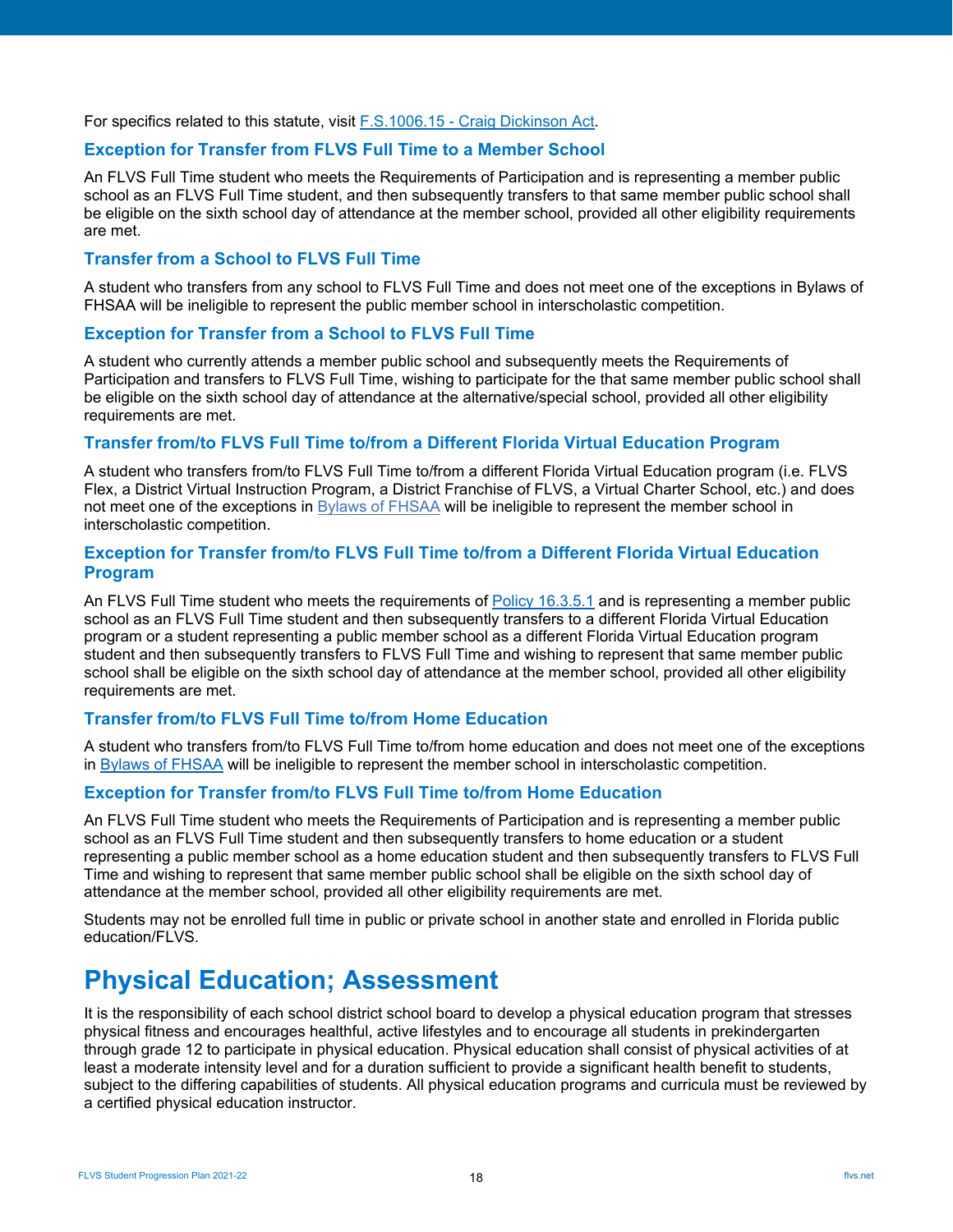For specifics related to this statute, visit [F.S.1006.15 - Craig Dickinson Act](#).

### Exception for Transfer from FLVS Full Time to a Member School

An FLVS Full Time student who meets the Requirements of Participation and is representing a member public school as an FLVS Full Time student, and then subsequently transfers to that same member public school shall be eligible on the sixth school day of attendance at the member school, provided all other eligibility requirements are met.

### Transfer from a School to FLVS Full Time

A student who transfers from any school to FLVS Full Time and does not meet one of the exceptions in Bylaws of FHSAA will be ineligible to represent the public member school in interscholastic competition.

### Exception for Transfer from a School to FLVS Full Time

A student who currently attends a member public school and subsequently meets the Requirements of Participation and transfers to FLVS Full Time, wishing to participate for the that same member public school shall be eligible on the sixth school day of attendance at the alternative/special school, provided all other eligibility requirements are met.

### Transfer from/to FLVS Full Time to/from a Different Florida Virtual Education Program

A student who transfers from/to FLVS Full Time to/from a different Florida Virtual Education program (i.e. FLVS Flex, a District Virtual Instruction Program, a District Franchise of FLVS, a Virtual Charter School, etc.) and does not meet one of the exceptions in [Bylaws of FHSAA](#) will be ineligible to represent the member school in interscholastic competition.

### Exception for Transfer from/to FLVS Full Time to/from a Different Florida Virtual Education Program

An FLVS Full Time student who meets the requirements of [Policy 16.3.5.1](#) and is representing a member public school as an FLVS Full Time student and then subsequently transfers to a different Florida Virtual Education program or a student representing a public member school as a different Florida Virtual Education program student and then subsequently transfers to FLVS Full Time and wishing to represent that same member public school shall be eligible on the sixth school day of attendance at the member school, provided all other eligibility requirements are met.

### Transfer from/to FLVS Full Time to/from Home Education

A student who transfers from/to FLVS Full Time to/from home education and does not meet one of the exceptions in [Bylaws of FHSAA](#) will be ineligible to represent the member school in interscholastic competition.

### Exception for Transfer from/to FLVS Full Time to/from Home Education

An FLVS Full Time student who meets the Requirements of Participation and is representing a member public school as an FLVS Full Time student and then subsequently transfers to home education or a student representing a public member school as a home education student and then subsequently transfers to FLVS Full Time and wishing to represent that same member public school shall be eligible on the sixth school day of attendance at the member school, provided all other eligibility requirements are met.

Students may not be enrolled full time in public or private school in another state and enrolled in Florida public education/FLVS.

## Physical Education; Assessment

It is the responsibility of each school district school board to develop a physical education program that stresses physical fitness and encourages healthful, active lifestyles and to encourage all students in prekindergarten through grade 12 to participate in physical education. Physical education shall consist of physical activities of at least a moderate intensity level and for a duration sufficient to provide a significant health benefit to students, subject to the differing capabilities of students. All physical education programs and curricula must be reviewed by a certified physical education instructor.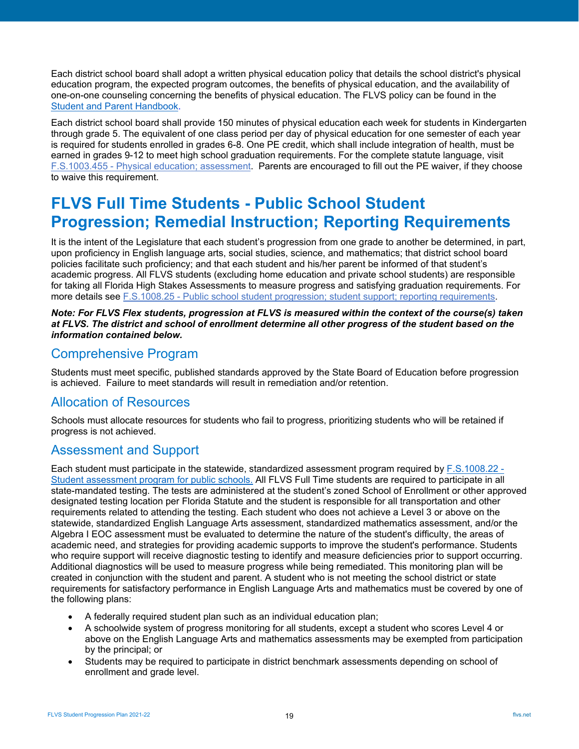Each district school board shall adopt a written physical education policy that details the school district's physical education program, the expected program outcomes, the benefits of physical education, and the availability of one-on-one counseling concerning the benefits of physical education. The FLVS policy can be found in the [Student and Parent Handbook](#).

Each district school board shall provide 150 minutes of physical education each week for students in Kindergarten through grade 5. The equivalent of one class period per day of physical education for one semester of each year is required for students enrolled in grades 6-8. One PE credit, which shall include integration of health, must be earned in grades 9-12 to meet high school graduation requirements. For the complete statute language, visit [F.S.1003.455 - Physical education; assessment](#). Parents are encouraged to fill out the PE waiver, if they choose to waive this requirement.

# FLVS Full Time Students - Public School Student Progression; Remedial Instruction; Reporting Requirements

It is the intent of the Legislature that each student's progression from one grade to another be determined, in part, upon proficiency in English language arts, social studies, science, and mathematics; that district school board policies facilitate such proficiency; and that each student and his/her parent be informed of that student's academic progress. All FLVS students (excluding home education and private school students) are responsible for taking all Florida High Stakes Assessments to measure progress and satisfying graduation requirements. For more details see [F.S.1008.25 - Public school student progression; student support; reporting requirements](#).

***Note: For FLVS Flex students, progression at FLVS is measured within the context of the course(s) taken at FLVS. The district and school of enrollment determine all other progress of the student based on the information contained below.***

## Comprehensive Program

Students must meet specific, published standards approved by the State Board of Education before progression is achieved. Failure to meet standards will result in remediation and/or retention.

## Allocation of Resources

Schools must allocate resources for students who fail to progress, prioritizing students who will be retained if progress is not achieved.

## Assessment and Support

Each student must participate in the statewide, standardized assessment program required by [F.S.1008.22 - Student assessment program for public schools.](#) All FLVS Full Time students are required to participate in all state-mandated testing. The tests are administered at the student's zoned School of Enrollment or other approved designated testing location per Florida Statute and the student is responsible for all transportation and other requirements related to attending the testing. Each student who does not achieve a Level 3 or above on the statewide, standardized English Language Arts assessment, standardized mathematics assessment, and/or the Algebra I EOC assessment must be evaluated to determine the nature of the student's difficulty, the areas of academic need, and strategies for providing academic supports to improve the student's performance. Students who require support will receive diagnostic testing to identify and measure deficiencies prior to support occurring. Additional diagnostics will be used to measure progress while being remediated. This monitoring plan will be created in conjunction with the student and parent. A student who is not meeting the school district or state requirements for satisfactory performance in English Language Arts and mathematics must be covered by one of the following plans:

- A federally required student plan such as an individual education plan;
- A schoolwide system of progress monitoring for all students, except a student who scores Level 4 or above on the English Language Arts and mathematics assessments may be exempted from participation by the principal; or
- Students may be required to participate in district benchmark assessments depending on school of enrollment and grade level.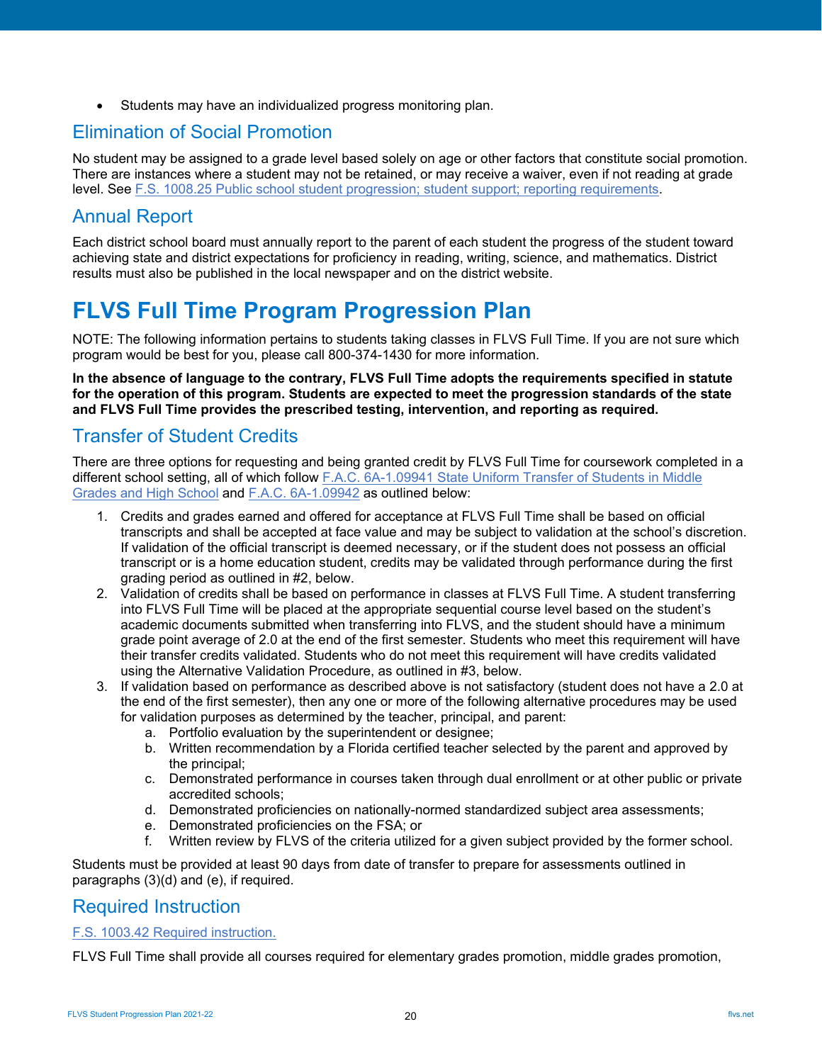- Students may have an individualized progress monitoring plan.

## Elimination of Social Promotion

No student may be assigned to a grade level based solely on age or other factors that constitute social promotion. There are instances where a student may not be retained, or may receive a waiver, even if not reading at grade level. See F.S. 1008.25 Public school student progression; student support; reporting requirements.

## Annual Report

Each district school board must annually report to the parent of each student the progress of the student toward achieving state and district expectations for proficiency in reading, writing, science, and mathematics. District results must also be published in the local newspaper and on the district website.

# FLVS Full Time Program Progression Plan

NOTE: The following information pertains to students taking classes in FLVS Full Time. If you are not sure which program would be best for you, please call 800-374-1430 for more information.

**In the absence of language to the contrary, FLVS Full Time adopts the requirements specified in statute for the operation of this program. Students are expected to meet the progression standards of the state and FLVS Full Time provides the prescribed testing, intervention, and reporting as required.**

## Transfer of Student Credits

There are three options for requesting and being granted credit by FLVS Full Time for coursework completed in a different school setting, all of which follow F.A.C. 6A-1.09941 State Uniform Transfer of Students in Middle Grades and High School and F.A.C. 6A-1.09942 as outlined below:

1. Credits and grades earned and offered for acceptance at FLVS Full Time shall be based on official transcripts and shall be accepted at face value and may be subject to validation at the school's discretion. If validation of the official transcript is deemed necessary, or if the student does not possess an official transcript or is a home education student, credits may be validated through performance during the first grading period as outlined in #2, below.
2. Validation of credits shall be based on performance in classes at FLVS Full Time. A student transferring into FLVS Full Time will be placed at the appropriate sequential course level based on the student's academic documents submitted when transferring into FLVS, and the student should have a minimum grade point average of 2.0 at the end of the first semester. Students who meet this requirement will have their transfer credits validated. Students who do not meet this requirement will have credits validated using the Alternative Validation Procedure, as outlined in #3, below.
3. If validation based on performance as described above is not satisfactory (student does not have a 2.0 at the end of the first semester), then any one or more of the following alternative procedures may be used for validation purposes as determined by the teacher, principal, and parent:
   a. Portfolio evaluation by the superintendent or designee;
   b. Written recommendation by a Florida certified teacher selected by the parent and approved by the principal;
   c. Demonstrated performance in courses taken through dual enrollment or at other public or private accredited schools;
   d. Demonstrated proficiencies on nationally-normed standardized subject area assessments;
   e. Demonstrated proficiencies on the FSA; or
   f. Written review by FLVS of the criteria utilized for a given subject provided by the former school.

Students must be provided at least 90 days from date of transfer to prepare for assessments outlined in paragraphs (3)(d) and (e), if required.

## Required Instruction

F.S. 1003.42 Required instruction.

FLVS Full Time shall provide all courses required for elementary grades promotion, middle grades promotion,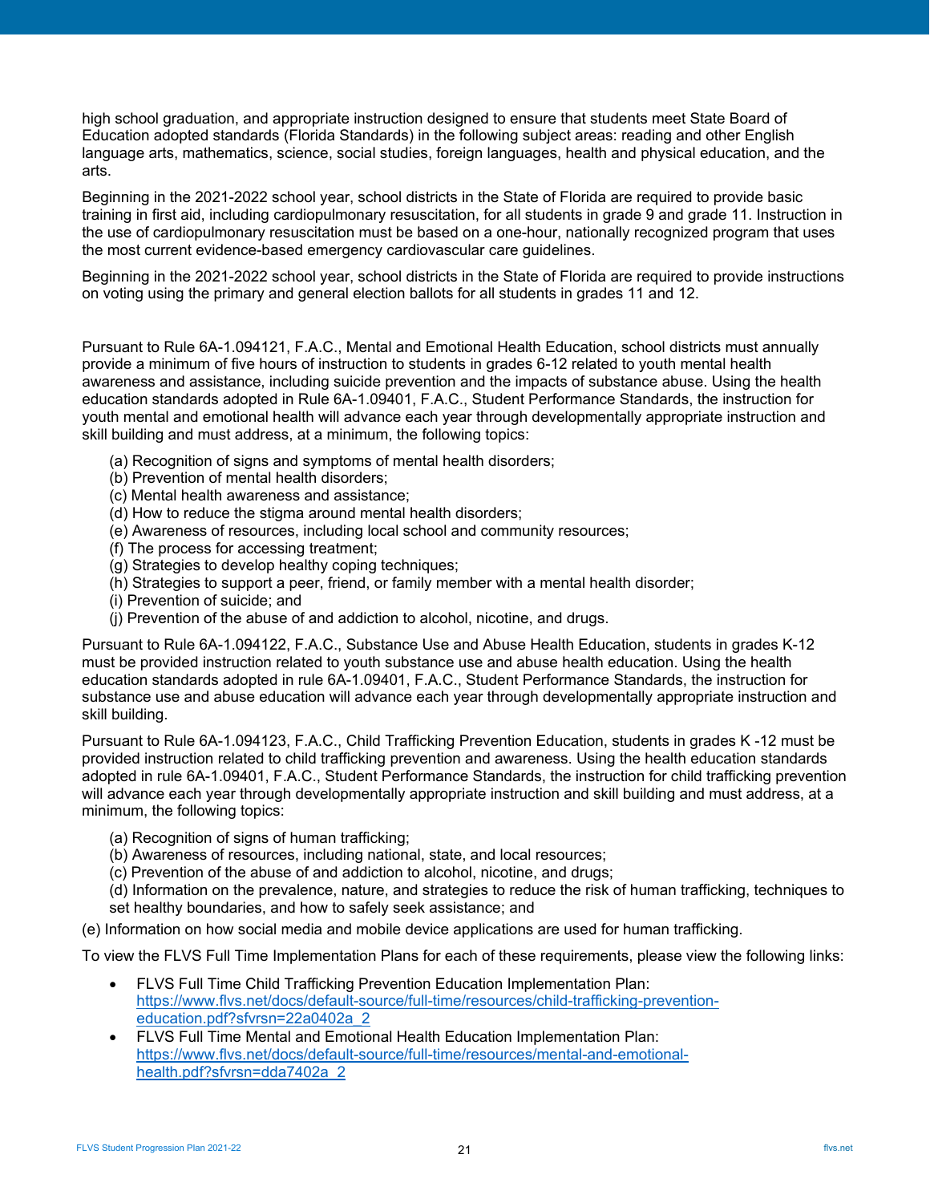high school graduation, and appropriate instruction designed to ensure that students meet State Board of Education adopted standards (Florida Standards) in the following subject areas: reading and other English language arts, mathematics, science, social studies, foreign languages, health and physical education, and the arts.

Beginning in the 2021-2022 school year, school districts in the State of Florida are required to provide basic training in first aid, including cardiopulmonary resuscitation, for all students in grade 9 and grade 11. Instruction in the use of cardiopulmonary resuscitation must be based on a one-hour, nationally recognized program that uses the most current evidence-based emergency cardiovascular care guidelines.

Beginning in the 2021-2022 school year, school districts in the State of Florida are required to provide instructions on voting using the primary and general election ballots for all students in grades 11 and 12.

Pursuant to Rule 6A-1.094121, F.A.C., Mental and Emotional Health Education, school districts must annually provide a minimum of five hours of instruction to students in grades 6-12 related to youth mental health awareness and assistance, including suicide prevention and the impacts of substance abuse. Using the health education standards adopted in Rule 6A-1.09401, F.A.C., Student Performance Standards, the instruction for youth mental and emotional health will advance each year through developmentally appropriate instruction and skill building and must address, at a minimum, the following topics:

(a) Recognition of signs and symptoms of mental health disorders;
(b) Prevention of mental health disorders;
(c) Mental health awareness and assistance;
(d) How to reduce the stigma around mental health disorders;
(e) Awareness of resources, including local school and community resources;
(f) The process for accessing treatment;
(g) Strategies to develop healthy coping techniques;
(h) Strategies to support a peer, friend, or family member with a mental health disorder;
(i) Prevention of suicide; and
(j) Prevention of the abuse of and addiction to alcohol, nicotine, and drugs.

Pursuant to Rule 6A-1.094122, F.A.C., Substance Use and Abuse Health Education, students in grades K-12 must be provided instruction related to youth substance use and abuse health education. Using the health education standards adopted in rule 6A-1.09401, F.A.C., Student Performance Standards, the instruction for substance use and abuse education will advance each year through developmentally appropriate instruction and skill building.

Pursuant to Rule 6A-1.094123, F.A.C., Child Trafficking Prevention Education, students in grades K -12 must be provided instruction related to child trafficking prevention and awareness. Using the health education standards adopted in rule 6A-1.09401, F.A.C., Student Performance Standards, the instruction for child trafficking prevention will advance each year through developmentally appropriate instruction and skill building and must address, at a minimum, the following topics:

(a) Recognition of signs of human trafficking;
(b) Awareness of resources, including national, state, and local resources;
(c) Prevention of the abuse of and addiction to alcohol, nicotine, and drugs;
(d) Information on the prevalence, nature, and strategies to reduce the risk of human trafficking, techniques to set healthy boundaries, and how to safely seek assistance; and
(e) Information on how social media and mobile device applications are used for human trafficking.

To view the FLVS Full Time Implementation Plans for each of these requirements, please view the following links:

- FLVS Full Time Child Trafficking Prevention Education Implementation Plan: https://www.flvs.net/docs/default-source/full-time/resources/child-trafficking-prevention-education.pdf?sfvrsn=22a0402a_2
- FLVS Full Time Mental and Emotional Health Education Implementation Plan: https://www.flvs.net/docs/default-source/full-time/resources/mental-and-emotional-health.pdf?sfvrsn=dda7402a_2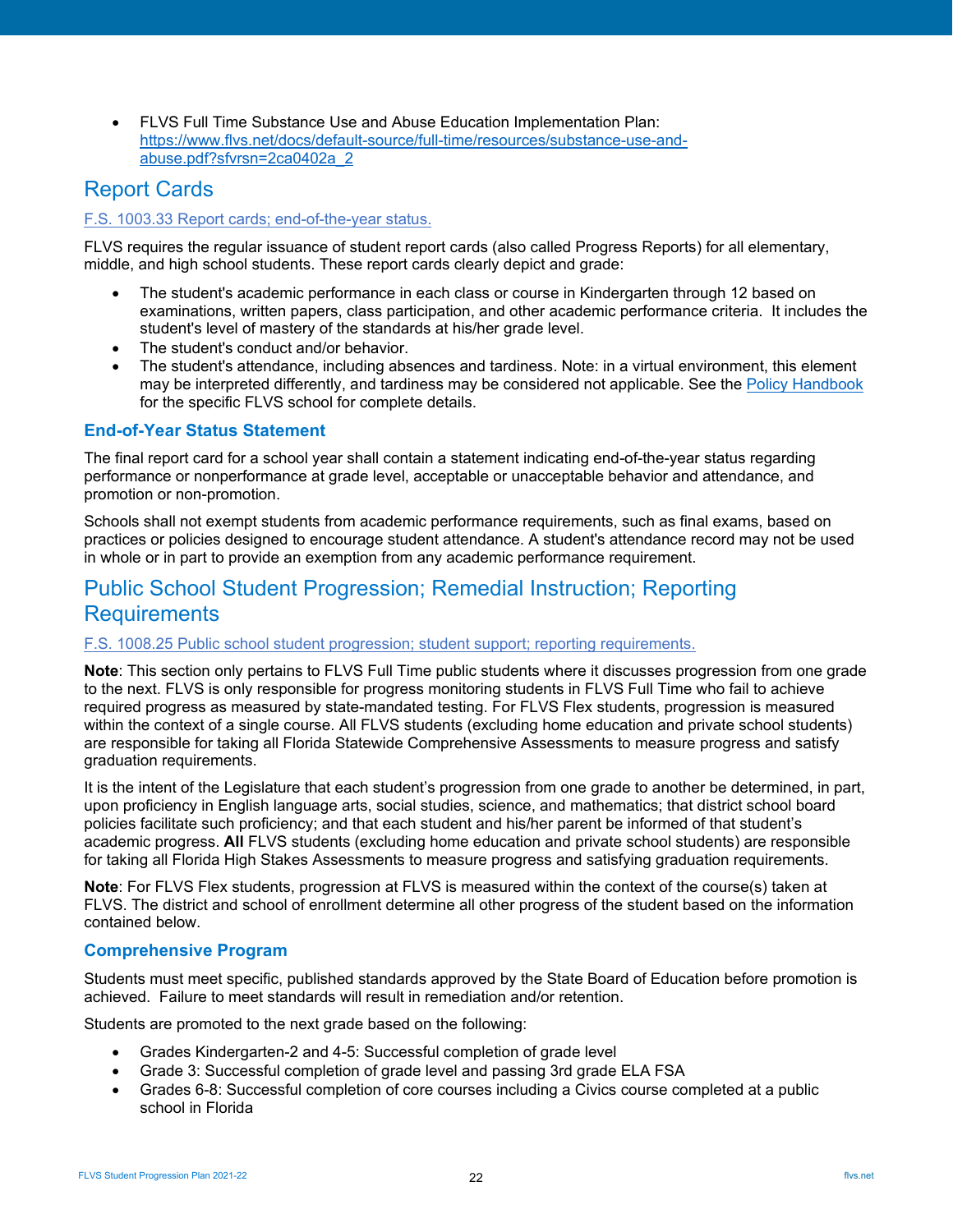- FLVS Full Time Substance Use and Abuse Education Implementation Plan: [https://www.flvs.net/docs/default-source/full-time/resources/substance-use-and-abuse.pdf?sfvrsn=2ca0402a_2](https://www.flvs.net/docs/default-source/full-time/resources/substance-use-and-abuse.pdf?sfvrsn=2ca0402a_2)

## Report Cards

F.S. 1003.33 Report cards; end-of-the-year status.

FLVS requires the regular issuance of student report cards (also called Progress Reports) for all elementary, middle, and high school students. These report cards clearly depict and grade:

- The student's academic performance in each class or course in Kindergarten through 12 based on examinations, written papers, class participation, and other academic performance criteria. It includes the student's level of mastery of the standards at his/her grade level.
- The student's conduct and/or behavior.
- The student's attendance, including absences and tardiness. Note: in a virtual environment, this element may be interpreted differently, and tardiness may be considered not applicable. See the Policy Handbook for the specific FLVS school for complete details.

### End-of-Year Status Statement

The final report card for a school year shall contain a statement indicating end-of-the-year status regarding performance or nonperformance at grade level, acceptable or unacceptable behavior and attendance, and promotion or non-promotion.

Schools shall not exempt students from academic performance requirements, such as final exams, based on practices or policies designed to encourage student attendance. A student's attendance record may not be used in whole or in part to provide an exemption from any academic performance requirement.

## Public School Student Progression; Remedial Instruction; Reporting Requirements

F.S. 1008.25 Public school student progression; student support; reporting requirements.

**Note**: This section only pertains to FLVS Full Time public students where it discusses progression from one grade to the next. FLVS is only responsible for progress monitoring students in FLVS Full Time who fail to achieve required progress as measured by state-mandated testing. For FLVS Flex students, progression is measured within the context of a single course. All FLVS students (excluding home education and private school students) are responsible for taking all Florida Statewide Comprehensive Assessments to measure progress and satisfy graduation requirements.

It is the intent of the Legislature that each student's progression from one grade to another be determined, in part, upon proficiency in English language arts, social studies, science, and mathematics; that district school board policies facilitate such proficiency; and that each student and his/her parent be informed of that student's academic progress. **All** FLVS students (excluding home education and private school students) are responsible for taking all Florida High Stakes Assessments to measure progress and satisfying graduation requirements.

**Note**: For FLVS Flex students, progression at FLVS is measured within the context of the course(s) taken at FLVS. The district and school of enrollment determine all other progress of the student based on the information contained below.

### Comprehensive Program

Students must meet specific, published standards approved by the State Board of Education before promotion is achieved. Failure to meet standards will result in remediation and/or retention.

Students are promoted to the next grade based on the following:

- Grades Kindergarten-2 and 4-5: Successful completion of grade level
- Grade 3: Successful completion of grade level and passing 3rd grade ELA FSA
- Grades 6-8: Successful completion of core courses including a Civics course completed at a public school in Florida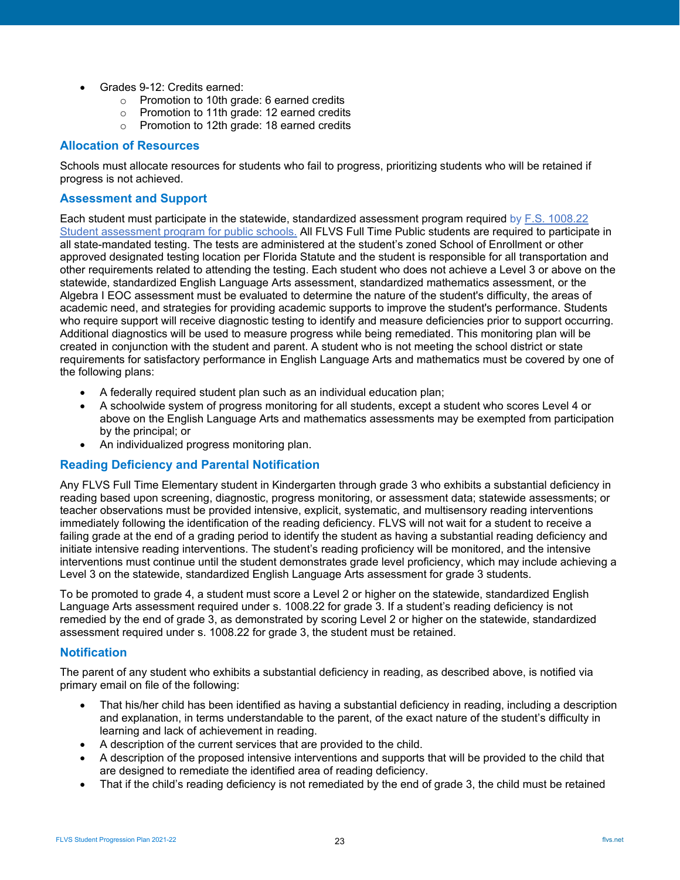- Grades 9-12: Credits earned:
    - Promotion to 10th grade: 6 earned credits
    - Promotion to 11th grade: 12 earned credits
    - Promotion to 12th grade: 18 earned credits

### Allocation of Resources

Schools must allocate resources for students who fail to progress, prioritizing students who will be retained if progress is not achieved.

### Assessment and Support

Each student must participate in the statewide, standardized assessment program required by [F.S. 1008.22 Student assessment program for public schools.]() All FLVS Full Time Public students are required to participate in all state-mandated testing. The tests are administered at the student's zoned School of Enrollment or other approved designated testing location per Florida Statute and the student is responsible for all transportation and other requirements related to attending the testing. Each student who does not achieve a Level 3 or above on the statewide, standardized English Language Arts assessment, standardized mathematics assessment, or the Algebra I EOC assessment must be evaluated to determine the nature of the student's difficulty, the areas of academic need, and strategies for providing academic supports to improve the student's performance. Students who require support will receive diagnostic testing to identify and measure deficiencies prior to support occurring. Additional diagnostics will be used to measure progress while being remediated. This monitoring plan will be created in conjunction with the student and parent. A student who is not meeting the school district or state requirements for satisfactory performance in English Language Arts and mathematics must be covered by one of the following plans:

- A federally required student plan such as an individual education plan;
- A schoolwide system of progress monitoring for all students, except a student who scores Level 4 or above on the English Language Arts and mathematics assessments may be exempted from participation by the principal; or
- An individualized progress monitoring plan.

### Reading Deficiency and Parental Notification

Any FLVS Full Time Elementary student in Kindergarten through grade 3 who exhibits a substantial deficiency in reading based upon screening, diagnostic, progress monitoring, or assessment data; statewide assessments; or teacher observations must be provided intensive, explicit, systematic, and multisensory reading interventions immediately following the identification of the reading deficiency. FLVS will not wait for a student to receive a failing grade at the end of a grading period to identify the student as having a substantial reading deficiency and initiate intensive reading interventions. The student's reading proficiency will be monitored, and the intensive interventions must continue until the student demonstrates grade level proficiency, which may include achieving a Level 3 on the statewide, standardized English Language Arts assessment for grade 3 students.

To be promoted to grade 4, a student must score a Level 2 or higher on the statewide, standardized English Language Arts assessment required under s. 1008.22 for grade 3. If a student's reading deficiency is not remedied by the end of grade 3, as demonstrated by scoring Level 2 or higher on the statewide, standardized assessment required under s. 1008.22 for grade 3, the student must be retained.

### Notification

The parent of any student who exhibits a substantial deficiency in reading, as described above, is notified via primary email on file of the following:

- That his/her child has been identified as having a substantial deficiency in reading, including a description and explanation, in terms understandable to the parent, of the exact nature of the student's difficulty in learning and lack of achievement in reading.
- A description of the current services that are provided to the child.
- A description of the proposed intensive interventions and supports that will be provided to the child that are designed to remediate the identified area of reading deficiency.
- That if the child's reading deficiency is not remediated by the end of grade 3, the child must be retained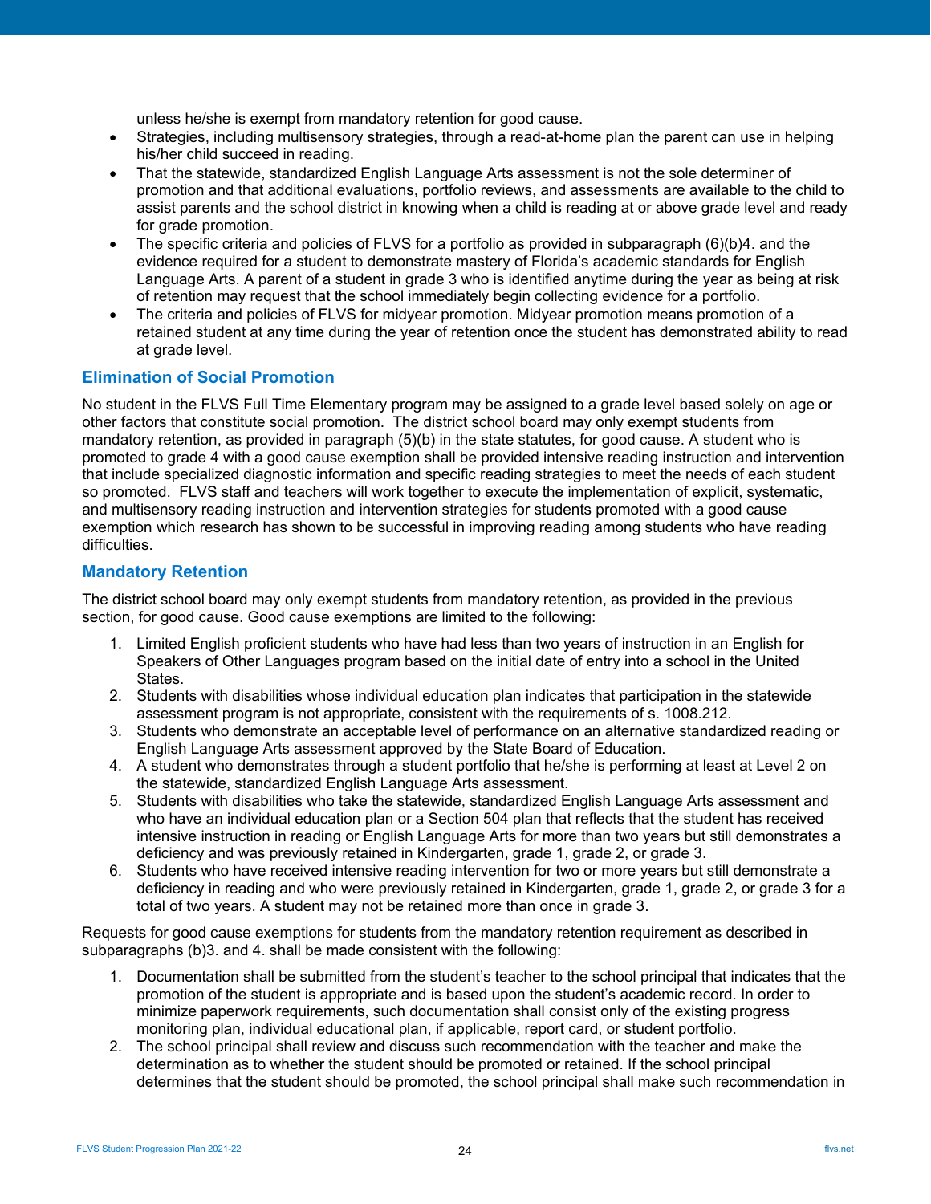unless he/she is exempt from mandatory retention for good cause.

- Strategies, including multisensory strategies, through a read-at-home plan the parent can use in helping his/her child succeed in reading.
- That the statewide, standardized English Language Arts assessment is not the sole determiner of promotion and that additional evaluations, portfolio reviews, and assessments are available to the child to assist parents and the school district in knowing when a child is reading at or above grade level and ready for grade promotion.
- The specific criteria and policies of FLVS for a portfolio as provided in subparagraph (6)(b)4. and the evidence required for a student to demonstrate mastery of Florida's academic standards for English Language Arts. A parent of a student in grade 3 who is identified anytime during the year as being at risk of retention may request that the school immediately begin collecting evidence for a portfolio.
- The criteria and policies of FLVS for midyear promotion. Midyear promotion means promotion of a retained student at any time during the year of retention once the student has demonstrated ability to read at grade level.

### Elimination of Social Promotion

No student in the FLVS Full Time Elementary program may be assigned to a grade level based solely on age or other factors that constitute social promotion. The district school board may only exempt students from mandatory retention, as provided in paragraph (5)(b) in the state statutes, for good cause. A student who is promoted to grade 4 with a good cause exemption shall be provided intensive reading instruction and intervention that include specialized diagnostic information and specific reading strategies to meet the needs of each student so promoted. FLVS staff and teachers will work together to execute the implementation of explicit, systematic, and multisensory reading instruction and intervention strategies for students promoted with a good cause exemption which research has shown to be successful in improving reading among students who have reading difficulties.

### Mandatory Retention

The district school board may only exempt students from mandatory retention, as provided in the previous section, for good cause. Good cause exemptions are limited to the following:

1. Limited English proficient students who have had less than two years of instruction in an English for Speakers of Other Languages program based on the initial date of entry into a school in the United States.
2. Students with disabilities whose individual education plan indicates that participation in the statewide assessment program is not appropriate, consistent with the requirements of s. 1008.212.
3. Students who demonstrate an acceptable level of performance on an alternative standardized reading or English Language Arts assessment approved by the State Board of Education.
4. A student who demonstrates through a student portfolio that he/she is performing at least at Level 2 on the statewide, standardized English Language Arts assessment.
5. Students with disabilities who take the statewide, standardized English Language Arts assessment and who have an individual education plan or a Section 504 plan that reflects that the student has received intensive instruction in reading or English Language Arts for more than two years but still demonstrates a deficiency and was previously retained in Kindergarten, grade 1, grade 2, or grade 3.
6. Students who have received intensive reading intervention for two or more years but still demonstrate a deficiency in reading and who were previously retained in Kindergarten, grade 1, grade 2, or grade 3 for a total of two years. A student may not be retained more than once in grade 3.

Requests for good cause exemptions for students from the mandatory retention requirement as described in subparagraphs (b)3. and 4. shall be made consistent with the following:

1. Documentation shall be submitted from the student's teacher to the school principal that indicates that the promotion of the student is appropriate and is based upon the student's academic record. In order to minimize paperwork requirements, such documentation shall consist only of the existing progress monitoring plan, individual educational plan, if applicable, report card, or student portfolio.
2. The school principal shall review and discuss such recommendation with the teacher and make the determination as to whether the student should be promoted or retained. If the school principal determines that the student should be promoted, the school principal shall make such recommendation in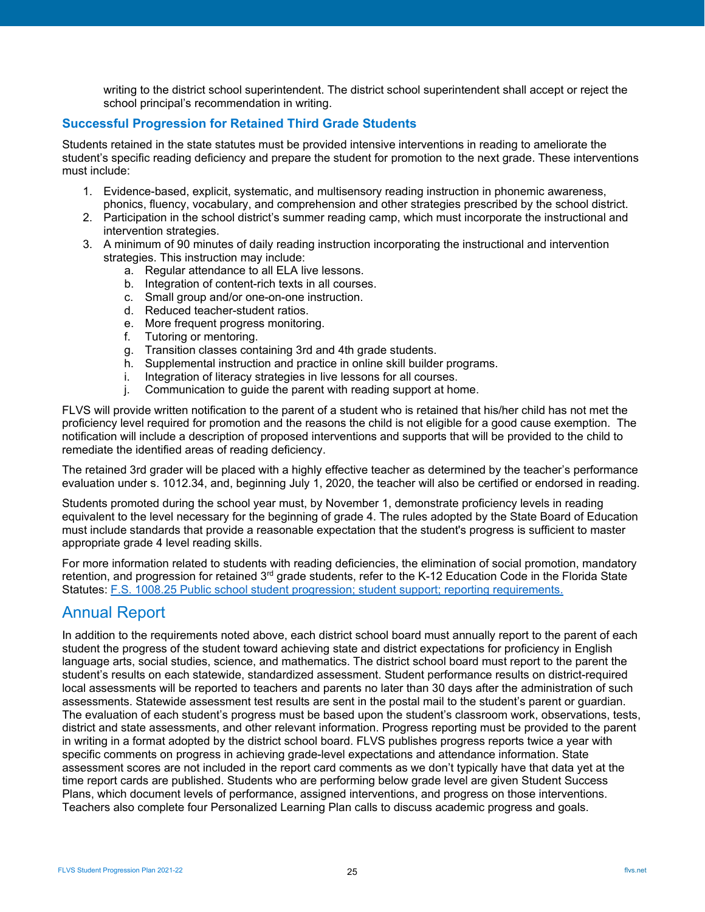writing to the district school superintendent. The district school superintendent shall accept or reject the school principal's recommendation in writing.

### Successful Progression for Retained Third Grade Students

Students retained in the state statutes must be provided intensive interventions in reading to ameliorate the student's specific reading deficiency and prepare the student for promotion to the next grade. These interventions must include:

1. Evidence-based, explicit, systematic, and multisensory reading instruction in phonemic awareness, phonics, fluency, vocabulary, and comprehension and other strategies prescribed by the school district.
2. Participation in the school district's summer reading camp, which must incorporate the instructional and intervention strategies.
3. A minimum of 90 minutes of daily reading instruction incorporating the instructional and intervention strategies. This instruction may include:
    a. Regular attendance to all ELA live lessons.
    b. Integration of content-rich texts in all courses.
    c. Small group and/or one-on-one instruction.
    d. Reduced teacher-student ratios.
    e. More frequent progress monitoring.
    f. Tutoring or mentoring.
    g. Transition classes containing 3rd and 4th grade students.
    h. Supplemental instruction and practice in online skill builder programs.
    i. Integration of literacy strategies in live lessons for all courses.
    j. Communication to guide the parent with reading support at home.

FLVS will provide written notification to the parent of a student who is retained that his/her child has not met the proficiency level required for promotion and the reasons the child is not eligible for a good cause exemption. The notification will include a description of proposed interventions and supports that will be provided to the child to remediate the identified areas of reading deficiency.

The retained 3rd grader will be placed with a highly effective teacher as determined by the teacher's performance evaluation under s. 1012.34, and, beginning July 1, 2020, the teacher will also be certified or endorsed in reading.

Students promoted during the school year must, by November 1, demonstrate proficiency levels in reading equivalent to the level necessary for the beginning of grade 4. The rules adopted by the State Board of Education must include standards that provide a reasonable expectation that the student's progress is sufficient to master appropriate grade 4 level reading skills.

For more information related to students with reading deficiencies, the elimination of social promotion, mandatory retention, and progression for retained 3rd grade students, refer to the K-12 Education Code in the Florida State Statutes: [F.S. 1008.25 Public school student progression; student support; reporting requirements.]()

## Annual Report

In addition to the requirements noted above, each district school board must annually report to the parent of each student the progress of the student toward achieving state and district expectations for proficiency in English language arts, social studies, science, and mathematics. The district school board must report to the parent the student's results on each statewide, standardized assessment. Student performance results on district-required local assessments will be reported to teachers and parents no later than 30 days after the administration of such assessments. Statewide assessment test results are sent in the postal mail to the student's parent or guardian. The evaluation of each student's progress must be based upon the student's classroom work, observations, tests, district and state assessments, and other relevant information. Progress reporting must be provided to the parent in writing in a format adopted by the district school board. FLVS publishes progress reports twice a year with specific comments on progress in achieving grade-level expectations and attendance information. State assessment scores are not included in the report card comments as we don't typically have that data yet at the time report cards are published. Students who are performing below grade level are given Student Success Plans, which document levels of performance, assigned interventions, and progress on those interventions. Teachers also complete four Personalized Learning Plan calls to discuss academic progress and goals.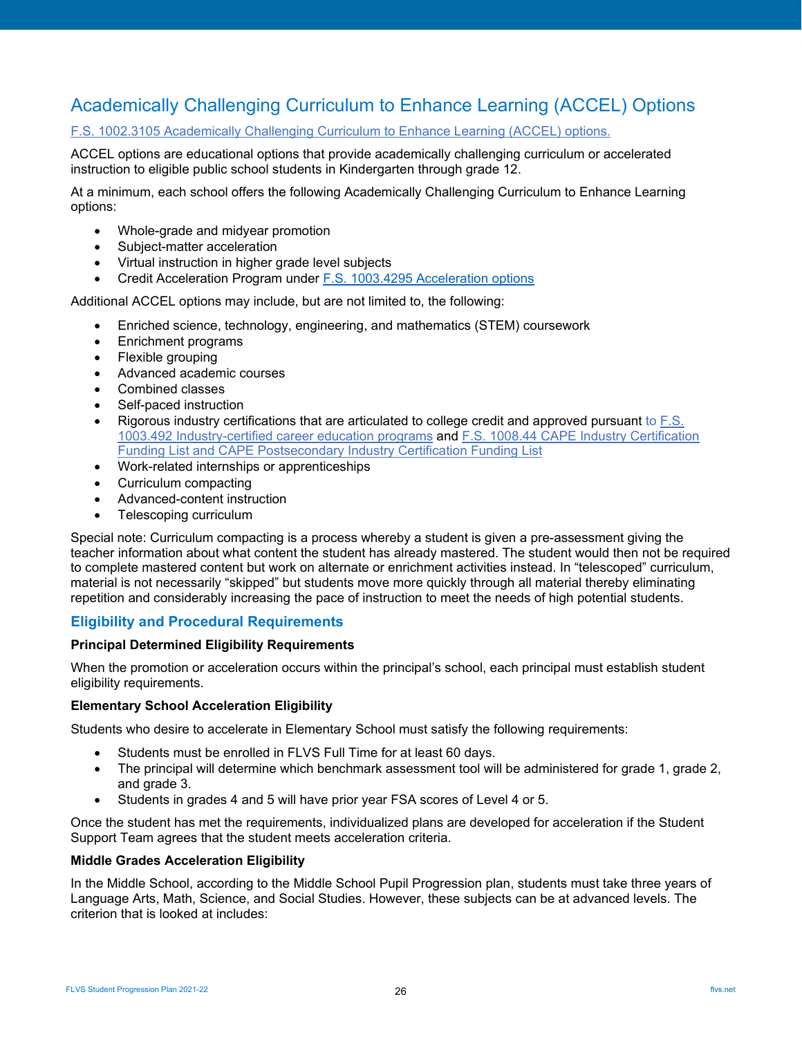## Academically Challenging Curriculum to Enhance Learning (ACCEL) Options

[F.S. 1002.3105 Academically Challenging Curriculum to Enhance Learning (ACCEL) options.]

ACCEL options are educational options that provide academically challenging curriculum or accelerated instruction to eligible public school students in Kindergarten through grade 12.

At a minimum, each school offers the following Academically Challenging Curriculum to Enhance Learning options:

- Whole-grade and midyear promotion
- Subject-matter acceleration
- Virtual instruction in higher grade level subjects
- Credit Acceleration Program under F.S. 1003.4295 Acceleration options

Additional ACCEL options may include, but are not limited to, the following:

- Enriched science, technology, engineering, and mathematics (STEM) coursework
- Enrichment programs
- Flexible grouping
- Advanced academic courses
- Combined classes
- Self-paced instruction
- Rigorous industry certifications that are articulated to college credit and approved pursuant to F.S. 1003.492 Industry-certified career education programs and F.S. 1008.44 CAPE Industry Certification Funding List and CAPE Postsecondary Industry Certification Funding List
- Work-related internships or apprenticeships
- Curriculum compacting
- Advanced-content instruction
- Telescoping curriculum

Special note: Curriculum compacting is a process whereby a student is given a pre-assessment giving the teacher information about what content the student has already mastered. The student would then not be required to complete mastered content but work on alternate or enrichment activities instead. In "telescoped" curriculum, material is not necessarily "skipped" but students move more quickly through all material thereby eliminating repetition and considerably increasing the pace of instruction to meet the needs of high potential students.

### Eligibility and Procedural Requirements

**Principal Determined Eligibility Requirements**

When the promotion or acceleration occurs within the principal's school, each principal must establish student eligibility requirements.

**Elementary School Acceleration Eligibility**

Students who desire to accelerate in Elementary School must satisfy the following requirements:

- Students must be enrolled in FLVS Full Time for at least 60 days.
- The principal will determine which benchmark assessment tool will be administered for grade 1, grade 2, and grade 3.
- Students in grades 4 and 5 will have prior year FSA scores of Level 4 or 5.

Once the student has met the requirements, individualized plans are developed for acceleration if the Student Support Team agrees that the student meets acceleration criteria.

**Middle Grades Acceleration Eligibility**

In the Middle School, according to the Middle School Pupil Progression plan, students must take three years of Language Arts, Math, Science, and Social Studies. However, these subjects can be at advanced levels. The criterion that is looked at includes: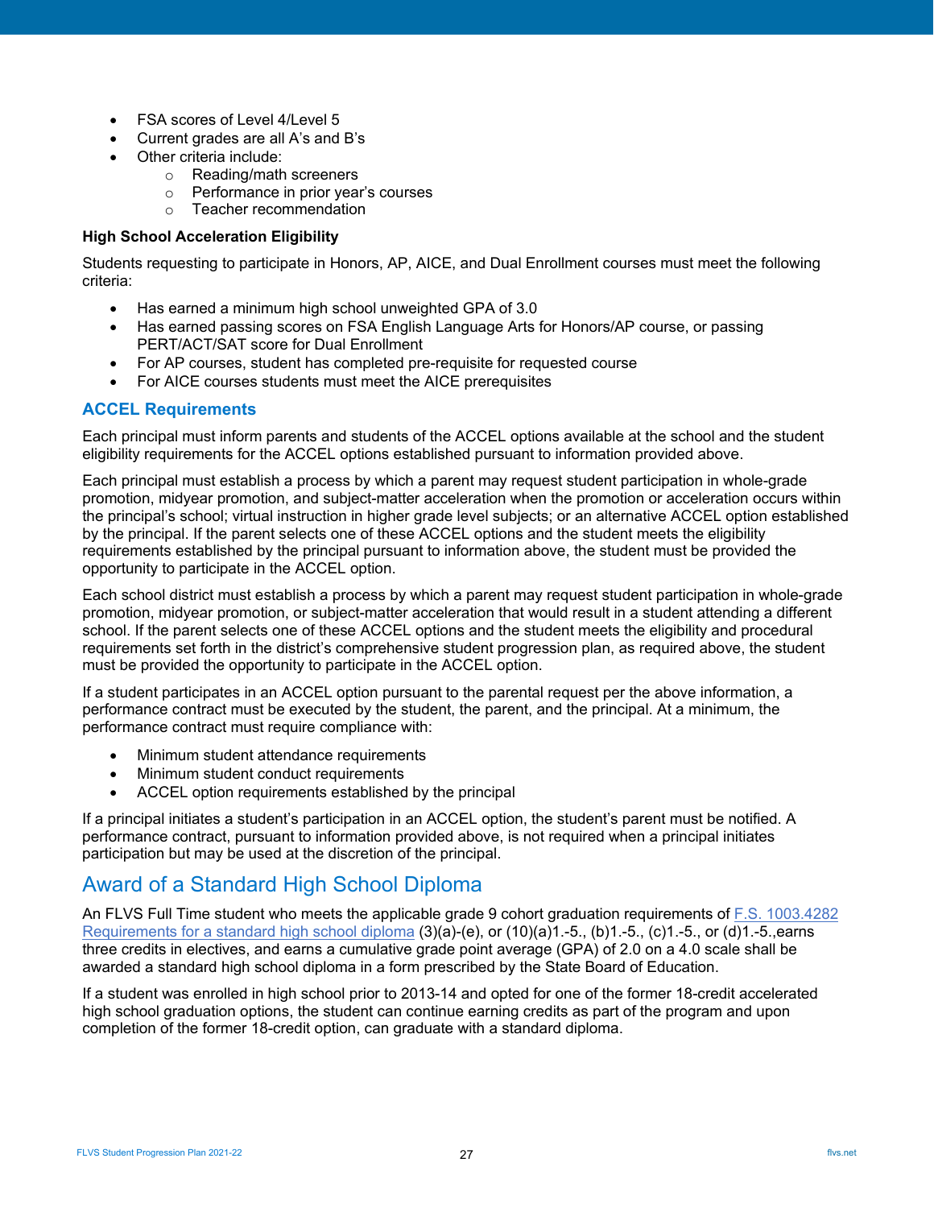- FSA scores of Level 4/Level 5
- Current grades are all A's and B's
- Other criteria include:
    - Reading/math screeners
    - Performance in prior year's courses
    - Teacher recommendation

**High School Acceleration Eligibility**

Students requesting to participate in Honors, AP, AICE, and Dual Enrollment courses must meet the following criteria:

- Has earned a minimum high school unweighted GPA of 3.0
- Has earned passing scores on FSA English Language Arts for Honors/AP course, or passing PERT/ACT/SAT score for Dual Enrollment
- For AP courses, student has completed pre-requisite for requested course
- For AICE courses students must meet the AICE prerequisites

### ACCEL Requirements

Each principal must inform parents and students of the ACCEL options available at the school and the student eligibility requirements for the ACCEL options established pursuant to information provided above.

Each principal must establish a process by which a parent may request student participation in whole-grade promotion, midyear promotion, and subject-matter acceleration when the promotion or acceleration occurs within the principal's school; virtual instruction in higher grade level subjects; or an alternative ACCEL option established by the principal. If the parent selects one of these ACCEL options and the student meets the eligibility requirements established by the principal pursuant to information above, the student must be provided the opportunity to participate in the ACCEL option.

Each school district must establish a process by which a parent may request student participation in whole-grade promotion, midyear promotion, or subject-matter acceleration that would result in a student attending a different school. If the parent selects one of these ACCEL options and the student meets the eligibility and procedural requirements set forth in the district's comprehensive student progression plan, as required above, the student must be provided the opportunity to participate in the ACCEL option.

If a student participates in an ACCEL option pursuant to the parental request per the above information, a performance contract must be executed by the student, the parent, and the principal. At a minimum, the performance contract must require compliance with:

- Minimum student attendance requirements
- Minimum student conduct requirements
- ACCEL option requirements established by the principal

If a principal initiates a student's participation in an ACCEL option, the student's parent must be notified. A performance contract, pursuant to information provided above, is not required when a principal initiates participation but may be used at the discretion of the principal.

## Award of a Standard High School Diploma

An FLVS Full Time student who meets the applicable grade 9 cohort graduation requirements of [F.S. 1003.4282 Requirements for a standard high school diploma]() (3)(a)-(e), or (10)(a)1.-5., (b)1.-5., (c)1.-5., or (d)1.-5.,earns three credits in electives, and earns a cumulative grade point average (GPA) of 2.0 on a 4.0 scale shall be awarded a standard high school diploma in a form prescribed by the State Board of Education.

If a student was enrolled in high school prior to 2013-14 and opted for one of the former 18-credit accelerated high school graduation options, the student can continue earning credits as part of the program and upon completion of the former 18-credit option, can graduate with a standard diploma.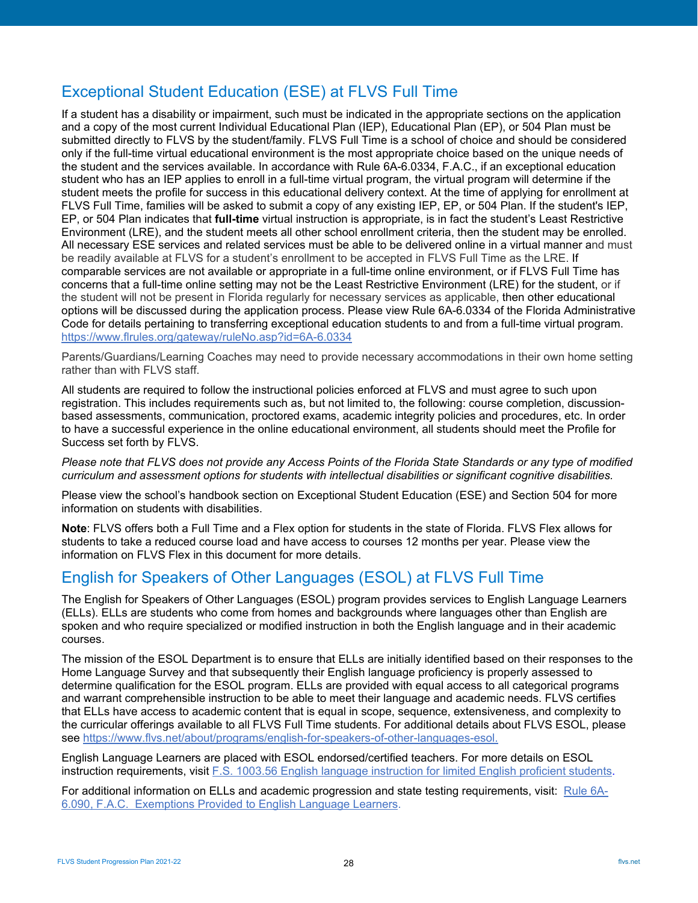## Exceptional Student Education (ESE) at FLVS Full Time

If a student has a disability or impairment, such must be indicated in the appropriate sections on the application and a copy of the most current Individual Educational Plan (IEP), Educational Plan (EP), or 504 Plan must be submitted directly to FLVS by the student/family. FLVS Full Time is a school of choice and should be considered only if the full-time virtual educational environment is the most appropriate choice based on the unique needs of the student and the services available. In accordance with Rule 6A-6.0334, F.A.C., if an exceptional education student who has an IEP applies to enroll in a full-time virtual program, the virtual program will determine if the student meets the profile for success in this educational delivery context. At the time of applying for enrollment at FLVS Full Time, families will be asked to submit a copy of any existing IEP, EP, or 504 Plan. If the student's IEP, EP, or 504 Plan indicates that **full-time** virtual instruction is appropriate, is in fact the student's Least Restrictive Environment (LRE), and the student meets all other school enrollment criteria, then the student may be enrolled. All necessary ESE services and related services must be able to be delivered online in a virtual manner and must be readily available at FLVS for a student's enrollment to be accepted in FLVS Full Time as the LRE. If comparable services are not available or appropriate in a full-time online environment, or if FLVS Full Time has concerns that a full-time online setting may not be the Least Restrictive Environment (LRE) for the student, or if the student will not be present in Florida regularly for necessary services as applicable, then other educational options will be discussed during the application process. Please view Rule 6A-6.0334 of the Florida Administrative Code for details pertaining to transferring exceptional education students to and from a full-time virtual program. https://www.flrules.org/gateway/ruleNo.asp?id=6A-6.0334

Parents/Guardians/Learning Coaches may need to provide necessary accommodations in their own home setting rather than with FLVS staff.

All students are required to follow the instructional policies enforced at FLVS and must agree to such upon registration. This includes requirements such as, but not limited to, the following: course completion, discussion-based assessments, communication, proctored exams, academic integrity policies and procedures, etc. In order to have a successful experience in the online educational environment, all students should meet the Profile for Success set forth by FLVS.

*Please note that FLVS does not provide any Access Points of the Florida State Standards or any type of modified curriculum and assessment options for students with intellectual disabilities or significant cognitive disabilities.*

Please view the school's handbook section on Exceptional Student Education (ESE) and Section 504 for more information on students with disabilities.

**Note**: FLVS offers both a Full Time and a Flex option for students in the state of Florida. FLVS Flex allows for students to take a reduced course load and have access to courses 12 months per year. Please view the information on FLVS Flex in this document for more details.

## English for Speakers of Other Languages (ESOL) at FLVS Full Time

The English for Speakers of Other Languages (ESOL) program provides services to English Language Learners (ELLs). ELLs are students who come from homes and backgrounds where languages other than English are spoken and who require specialized or modified instruction in both the English language and in their academic courses.

The mission of the ESOL Department is to ensure that ELLs are initially identified based on their responses to the Home Language Survey and that subsequently their English language proficiency is properly assessed to determine qualification for the ESOL program. ELLs are provided with equal access to all categorical programs and warrant comprehensible instruction to be able to meet their language and academic needs. FLVS certifies that ELLs have access to academic content that is equal in scope, sequence, extensiveness, and complexity to the curricular offerings available to all FLVS Full Time students. For additional details about FLVS ESOL, please see https://www.flvs.net/about/programs/english-for-speakers-of-other-languages-esol.

English Language Learners are placed with ESOL endorsed/certified teachers. For more details on ESOL instruction requirements, visit F.S. 1003.56 English language instruction for limited English proficient students.

For additional information on ELLs and academic progression and state testing requirements, visit: Rule 6A-6.090, F.A.C. Exemptions Provided to English Language Learners.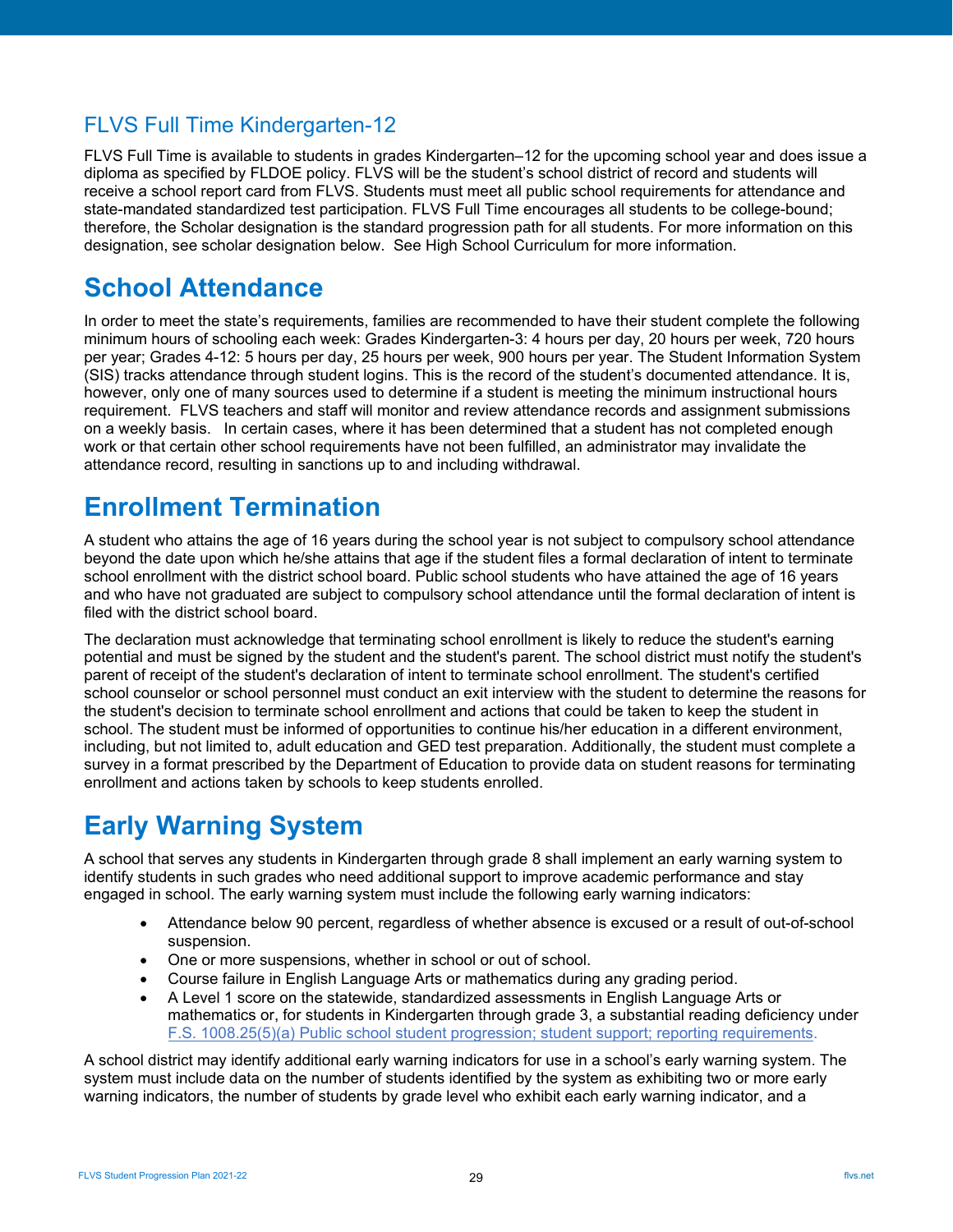### FLVS Full Time Kindergarten-12

FLVS Full Time is available to students in grades Kindergarten–12 for the upcoming school year and does issue a diploma as specified by FLDOE policy. FLVS will be the student's school district of record and students will receive a school report card from FLVS. Students must meet all public school requirements for attendance and state-mandated standardized test participation. FLVS Full Time encourages all students to be college-bound; therefore, the Scholar designation is the standard progression path for all students. For more information on this designation, see scholar designation below. See High School Curriculum for more information.

## School Attendance

In order to meet the state's requirements, families are recommended to have their student complete the following minimum hours of schooling each week: Grades Kindergarten-3: 4 hours per day, 20 hours per week, 720 hours per year; Grades 4-12: 5 hours per day, 25 hours per week, 900 hours per year. The Student Information System (SIS) tracks attendance through student logins. This is the record of the student's documented attendance. It is, however, only one of many sources used to determine if a student is meeting the minimum instructional hours requirement. FLVS teachers and staff will monitor and review attendance records and assignment submissions on a weekly basis. In certain cases, where it has been determined that a student has not completed enough work or that certain other school requirements have not been fulfilled, an administrator may invalidate the attendance record, resulting in sanctions up to and including withdrawal.

## Enrollment Termination

A student who attains the age of 16 years during the school year is not subject to compulsory school attendance beyond the date upon which he/she attains that age if the student files a formal declaration of intent to terminate school enrollment with the district school board. Public school students who have attained the age of 16 years and who have not graduated are subject to compulsory school attendance until the formal declaration of intent is filed with the district school board.

The declaration must acknowledge that terminating school enrollment is likely to reduce the student's earning potential and must be signed by the student and the student's parent. The school district must notify the student's parent of receipt of the student's declaration of intent to terminate school enrollment. The student's certified school counselor or school personnel must conduct an exit interview with the student to determine the reasons for the student's decision to terminate school enrollment and actions that could be taken to keep the student in school. The student must be informed of opportunities to continue his/her education in a different environment, including, but not limited to, adult education and GED test preparation. Additionally, the student must complete a survey in a format prescribed by the Department of Education to provide data on student reasons for terminating enrollment and actions taken by schools to keep students enrolled.

## Early Warning System

A school that serves any students in Kindergarten through grade 8 shall implement an early warning system to identify students in such grades who need additional support to improve academic performance and stay engaged in school. The early warning system must include the following early warning indicators:

- Attendance below 90 percent, regardless of whether absence is excused or a result of out-of-school suspension.
- One or more suspensions, whether in school or out of school.
- Course failure in English Language Arts or mathematics during any grading period.
- A Level 1 score on the statewide, standardized assessments in English Language Arts or mathematics or, for students in Kindergarten through grade 3, a substantial reading deficiency under F.S. 1008.25(5)(a) Public school student progression; student support; reporting requirements.

A school district may identify additional early warning indicators for use in a school's early warning system. The system must include data on the number of students identified by the system as exhibiting two or more early warning indicators, the number of students by grade level who exhibit each early warning indicator, and a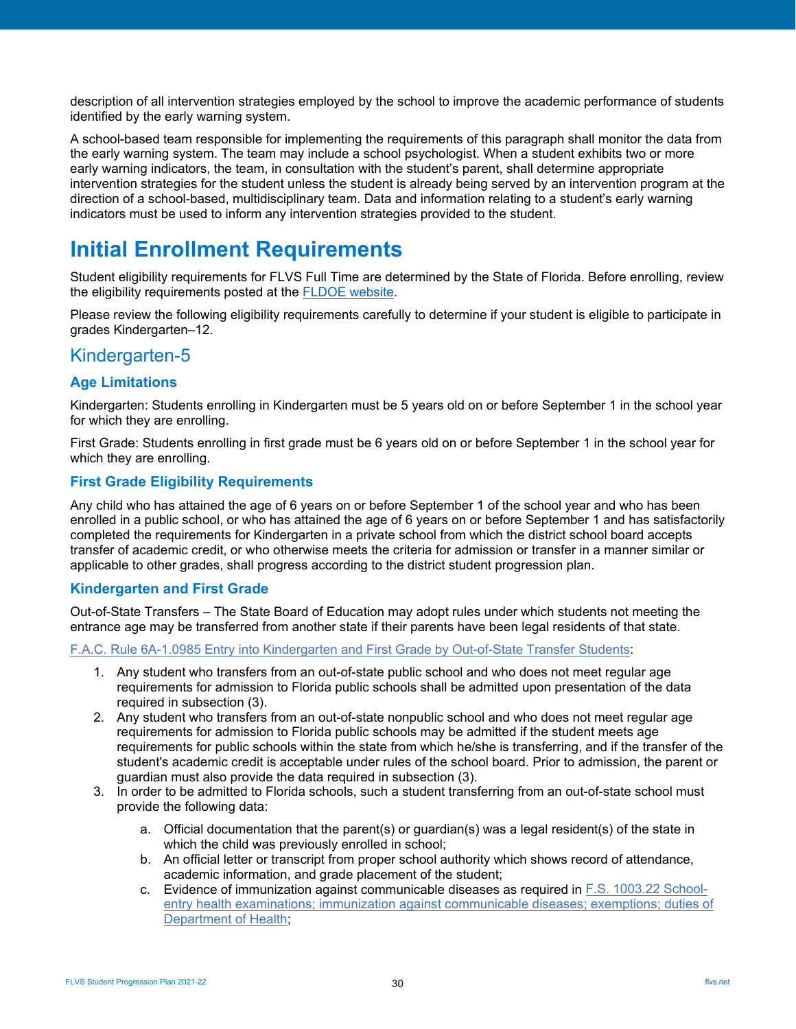description of all intervention strategies employed by the school to improve the academic performance of students identified by the early warning system.

A school-based team responsible for implementing the requirements of this paragraph shall monitor the data from the early warning system. The team may include a school psychologist. When a student exhibits two or more early warning indicators, the team, in consultation with the student's parent, shall determine appropriate intervention strategies for the student unless the student is already being served by an intervention program at the direction of a school-based, multidisciplinary team. Data and information relating to a student's early warning indicators must be used to inform any intervention strategies provided to the student.

# Initial Enrollment Requirements

Student eligibility requirements for FLVS Full Time are determined by the State of Florida. Before enrolling, review the eligibility requirements posted at the [FLDOE website](FLDOE website).

Please review the following eligibility requirements carefully to determine if your student is eligible to participate in grades Kindergarten–12.

## Kindergarten-5

### Age Limitations

Kindergarten: Students enrolling in Kindergarten must be 5 years old on or before September 1 in the school year for which they are enrolling.

First Grade: Students enrolling in first grade must be 6 years old on or before September 1 in the school year for which they are enrolling.

### First Grade Eligibility Requirements

Any child who has attained the age of 6 years on or before September 1 of the school year and who has been enrolled in a public school, or who has attained the age of 6 years on or before September 1 and has satisfactorily completed the requirements for Kindergarten in a private school from which the district school board accepts transfer of academic credit, or who otherwise meets the criteria for admission or transfer in a manner similar or applicable to other grades, shall progress according to the district student progression plan.

### Kindergarten and First Grade

Out-of-State Transfers – The State Board of Education may adopt rules under which students not meeting the entrance age may be transferred from another state if their parents have been legal residents of that state.

F.A.C. Rule 6A-1.0985 Entry into Kindergarten and First Grade by Out-of-State Transfer Students:

1. Any student who transfers from an out-of-state public school and who does not meet regular age requirements for admission to Florida public schools shall be admitted upon presentation of the data required in subsection (3).
2. Any student who transfers from an out-of-state nonpublic school and who does not meet regular age requirements for admission to Florida public schools may be admitted if the student meets age requirements for public schools within the state from which he/she is transferring, and if the transfer of the student's academic credit is acceptable under rules of the school board. Prior to admission, the parent or guardian must also provide the data required in subsection (3).
3. In order to be admitted to Florida schools, such a student transferring from an out-of-state school must provide the following data:
    a. Official documentation that the parent(s) or guardian(s) was a legal resident(s) of the state in which the child was previously enrolled in school;
    b. An official letter or transcript from proper school authority which shows record of attendance, academic information, and grade placement of the student;
    c. Evidence of immunization against communicable diseases as required in F.S. 1003.22 School-entry health examinations; immunization against communicable diseases; exemptions; duties of Department of Health;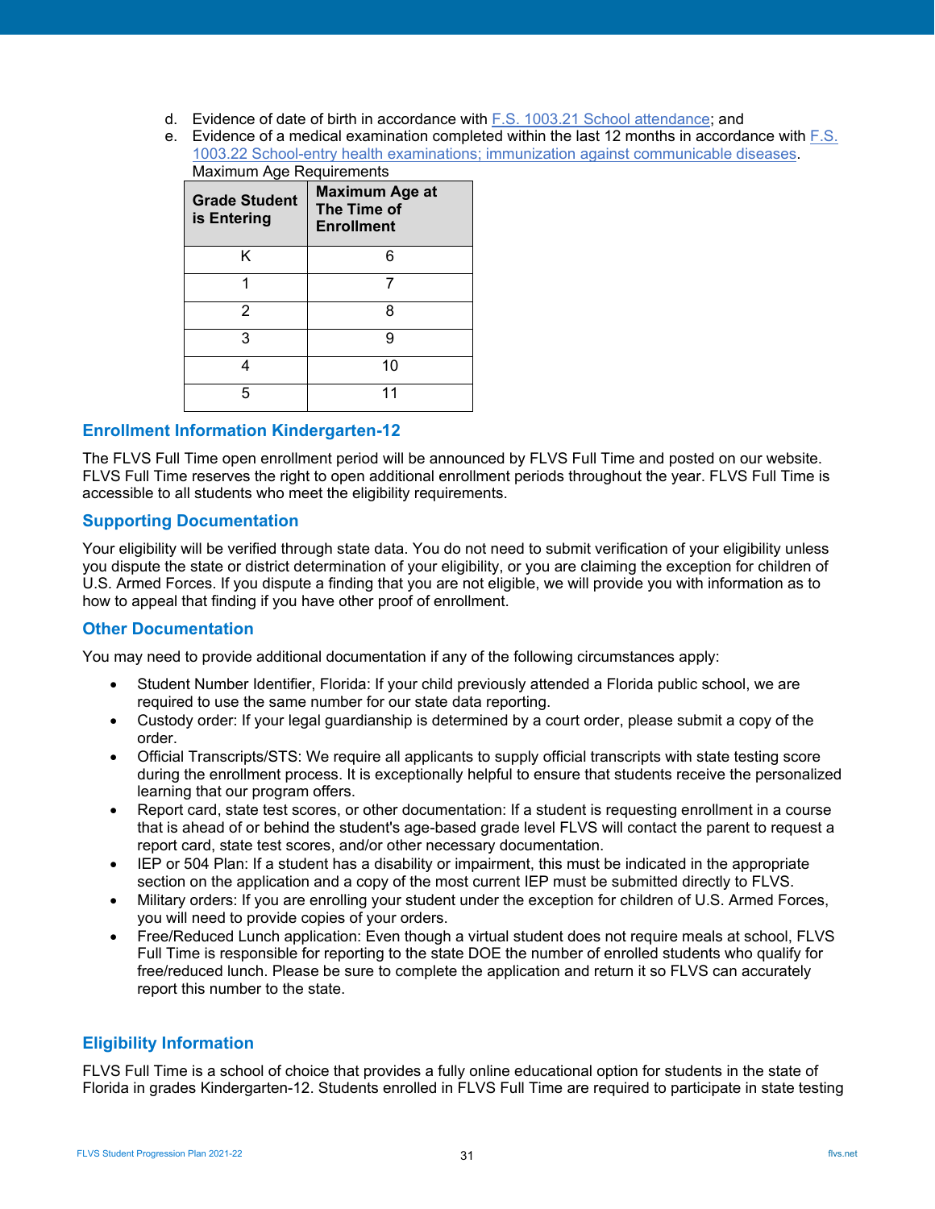d. Evidence of date of birth in accordance with [F.S. 1003.21 School attendance](); and
e. Evidence of a medical examination completed within the last 12 months in accordance with [F.S. 1003.22 School-entry health examinations; immunization against communicable diseases]().

Maximum Age Requirements

| Grade Student is Entering | Maximum Age at The Time of Enrollment |
|---|---|
| K | 6 |
| 1 | 7 |
| 2 | 8 |
| 3 | 9 |
| 4 | 10 |
| 5 | 11 |

## Enrollment Information Kindergarten-12

The FLVS Full Time open enrollment period will be announced by FLVS Full Time and posted on our website. FLVS Full Time reserves the right to open additional enrollment periods throughout the year. FLVS Full Time is accessible to all students who meet the eligibility requirements.

## Supporting Documentation

Your eligibility will be verified through state data. You do not need to submit verification of your eligibility unless you dispute the state or district determination of your eligibility, or you are claiming the exception for children of U.S. Armed Forces. If you dispute a finding that you are not eligible, we will provide you with information as to how to appeal that finding if you have other proof of enrollment.

## Other Documentation

You may need to provide additional documentation if any of the following circumstances apply:

- Student Number Identifier, Florida: If your child previously attended a Florida public school, we are required to use the same number for our state data reporting.
- Custody order: If your legal guardianship is determined by a court order, please submit a copy of the order.
- Official Transcripts/STS: We require all applicants to supply official transcripts with state testing score during the enrollment process. It is exceptionally helpful to ensure that students receive the personalized learning that our program offers.
- Report card, state test scores, or other documentation: If a student is requesting enrollment in a course that is ahead of or behind the student's age-based grade level FLVS will contact the parent to request a report card, state test scores, and/or other necessary documentation.
- IEP or 504 Plan: If a student has a disability or impairment, this must be indicated in the appropriate section on the application and a copy of the most current IEP must be submitted directly to FLVS.
- Military orders: If you are enrolling your student under the exception for children of U.S. Armed Forces, you will need to provide copies of your orders.
- Free/Reduced Lunch application: Even though a virtual student does not require meals at school, FLVS Full Time is responsible for reporting to the state DOE the number of enrolled students who qualify for free/reduced lunch. Please be sure to complete the application and return it so FLVS can accurately report this number to the state.

## Eligibility Information

FLVS Full Time is a school of choice that provides a fully online educational option for students in the state of Florida in grades Kindergarten-12. Students enrolled in FLVS Full Time are required to participate in state testing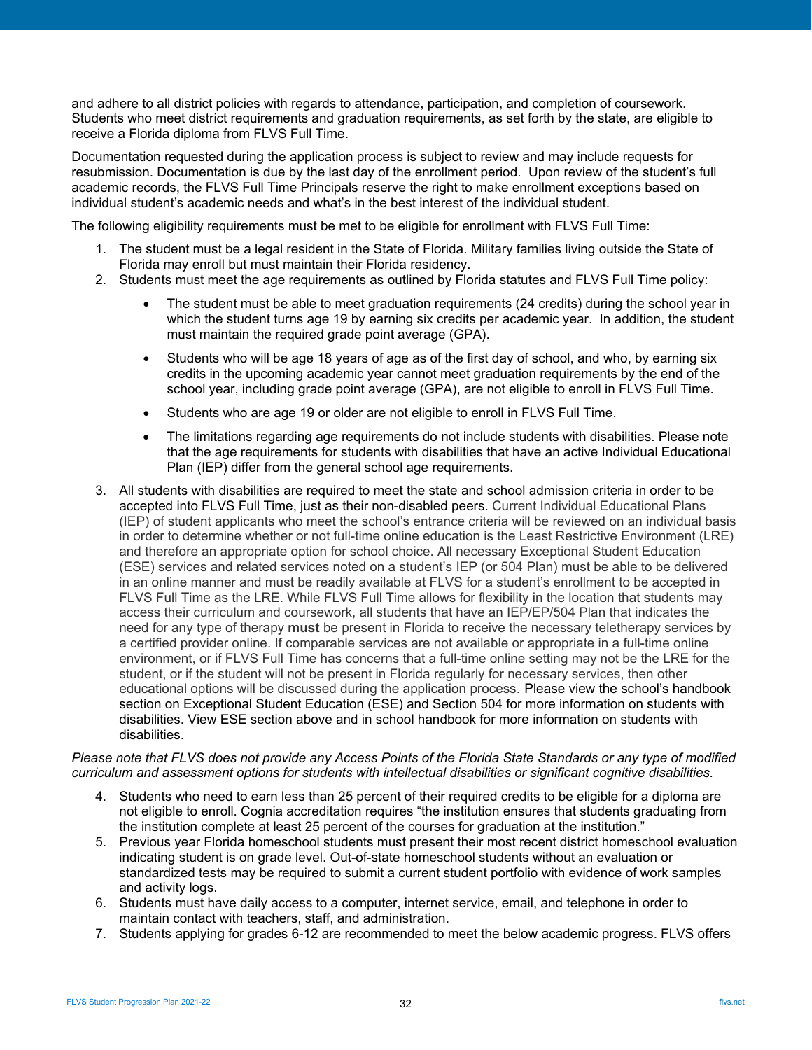and adhere to all district policies with regards to attendance, participation, and completion of coursework. Students who meet district requirements and graduation requirements, as set forth by the state, are eligible to receive a Florida diploma from FLVS Full Time.

Documentation requested during the application process is subject to review and may include requests for resubmission. Documentation is due by the last day of the enrollment period. Upon review of the student's full academic records, the FLVS Full Time Principals reserve the right to make enrollment exceptions based on individual student's academic needs and what's in the best interest of the individual student.

The following eligibility requirements must be met to be eligible for enrollment with FLVS Full Time:

1. The student must be a legal resident in the State of Florida. Military families living outside the State of Florida may enroll but must maintain their Florida residency.
2. Students must meet the age requirements as outlined by Florida statutes and FLVS Full Time policy:
    - The student must be able to meet graduation requirements (24 credits) during the school year in which the student turns age 19 by earning six credits per academic year. In addition, the student must maintain the required grade point average (GPA).
    - Students who will be age 18 years of age as of the first day of school, and who, by earning six credits in the upcoming academic year cannot meet graduation requirements by the end of the school year, including grade point average (GPA), are not eligible to enroll in FLVS Full Time.
    - Students who are age 19 or older are not eligible to enroll in FLVS Full Time.
    - The limitations regarding age requirements do not include students with disabilities. Please note that the age requirements for students with disabilities that have an active Individual Educational Plan (IEP) differ from the general school age requirements.
3. All students with disabilities are required to meet the state and school admission criteria in order to be accepted into FLVS Full Time, just as their non-disabled peers. Current Individual Educational Plans (IEP) of student applicants who meet the school's entrance criteria will be reviewed on an individual basis in order to determine whether or not full-time online education is the Least Restrictive Environment (LRE) and therefore an appropriate option for school choice. All necessary Exceptional Student Education (ESE) services and related services noted on a student's IEP (or 504 Plan) must be able to be delivered in an online manner and must be readily available at FLVS for a student's enrollment to be accepted in FLVS Full Time as the LRE. While FLVS Full Time allows for flexibility in the location that students may access their curriculum and coursework, all students that have an IEP/EP/504 Plan that indicates the need for any type of therapy **must** be present in Florida to receive the necessary teletherapy services by a certified provider online. If comparable services are not available or appropriate in a full-time online environment, or if FLVS Full Time has concerns that a full-time online setting may not be the LRE for the student, or if the student will not be present in Florida regularly for necessary services, then other educational options will be discussed during the application process. Please view the school's handbook section on Exceptional Student Education (ESE) and Section 504 for more information on students with disabilities. View ESE section above and in school handbook for more information on students with disabilities.

*Please note that FLVS does not provide any Access Points of the Florida State Standards or any type of modified curriculum and assessment options for students with intellectual disabilities or significant cognitive disabilities.*

4. Students who need to earn less than 25 percent of their required credits to be eligible for a diploma are not eligible to enroll. Cognia accreditation requires "the institution ensures that students graduating from the institution complete at least 25 percent of the courses for graduation at the institution."
5. Previous year Florida homeschool students must present their most recent district homeschool evaluation indicating student is on grade level. Out-of-state homeschool students without an evaluation or standardized tests may be required to submit a current student portfolio with evidence of work samples and activity logs.
6. Students must have daily access to a computer, internet service, email, and telephone in order to maintain contact with teachers, staff, and administration.
7. Students applying for grades 6-12 are recommended to meet the below academic progress. FLVS offers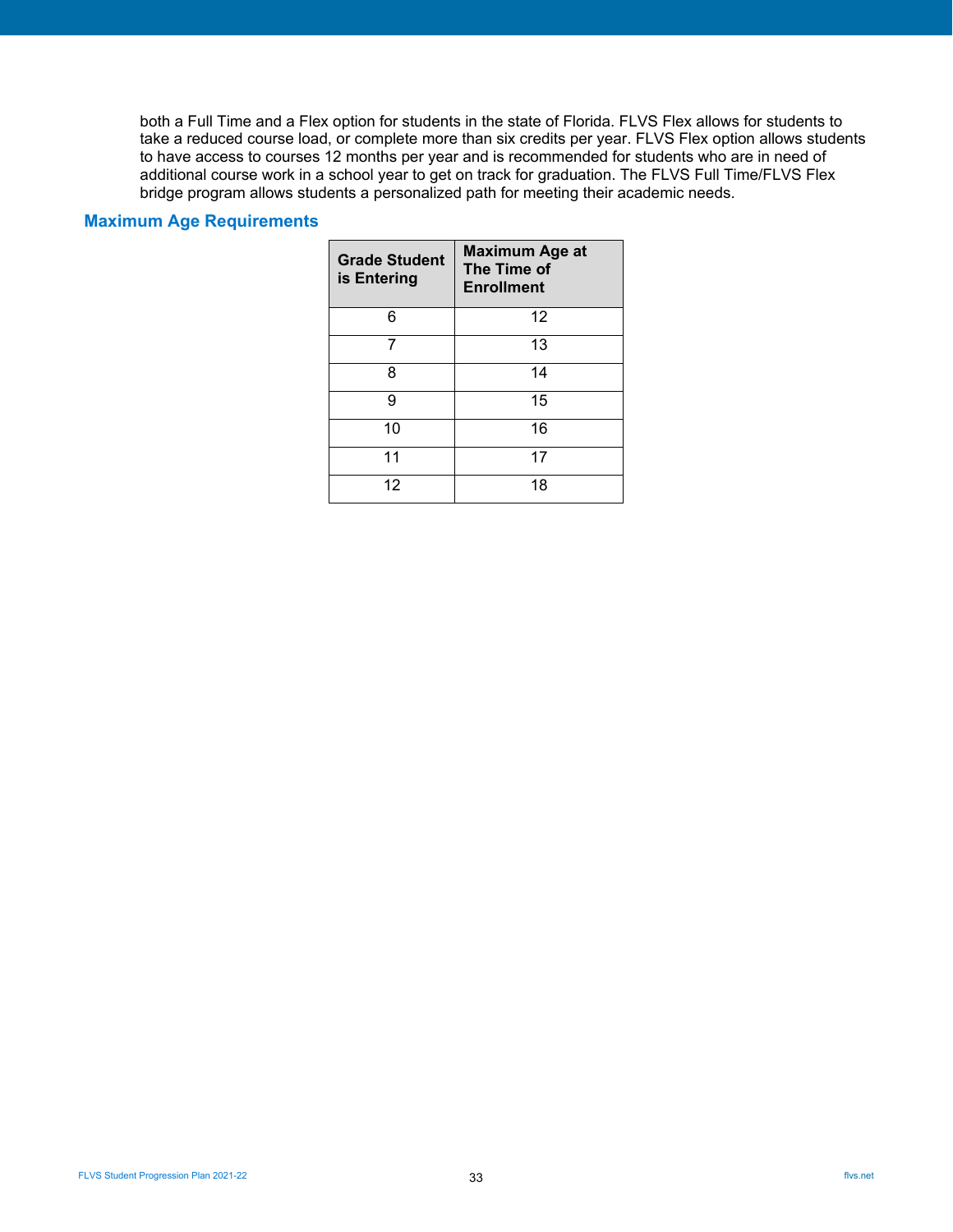both a Full Time and a Flex option for students in the state of Florida. FLVS Flex allows for students to take a reduced course load, or complete more than six credits per year. FLVS Flex option allows students to have access to courses 12 months per year and is recommended for students who are in need of additional course work in a school year to get on track for graduation. The FLVS Full Time/FLVS Flex bridge program allows students a personalized path for meeting their academic needs.

## Maximum Age Requirements

| Grade Student is Entering | Maximum Age at The Time of Enrollment |
|---|---|
| 6 | 12 |
| 7 | 13 |
| 8 | 14 |
| 9 | 15 |
| 10 | 16 |
| 11 | 17 |
| 12 | 18 |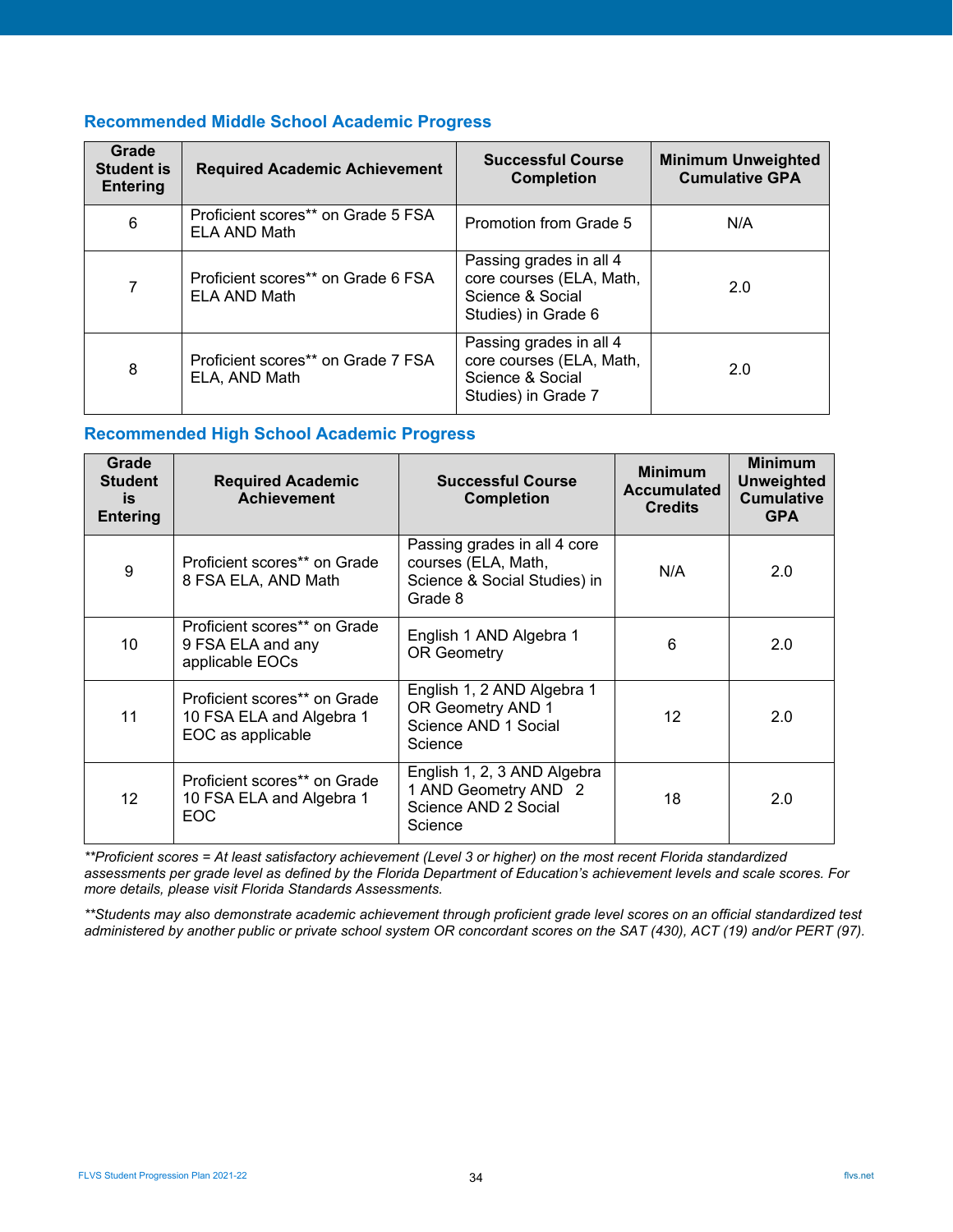## Recommended Middle School Academic Progress

| Grade Student is Entering | Required Academic Achievement | Successful Course Completion | Minimum Unweighted Cumulative GPA |
|---|---|---|---|
| 6 | Proficient scores** on Grade 5 FSA ELA AND Math | Promotion from Grade 5 | N/A |
| 7 | Proficient scores** on Grade 6 FSA ELA AND Math | Passing grades in all 4 core courses (ELA, Math, Science & Social Studies) in Grade 6 | 2.0 |
| 8 | Proficient scores** on Grade 7 FSA ELA, AND Math | Passing grades in all 4 core courses (ELA, Math, Science & Social Studies) in Grade 7 | 2.0 |

## Recommended High School Academic Progress

| Grade Student is Entering | Required Academic Achievement | Successful Course Completion | Minimum Accumulated Credits | Minimum Unweighted Cumulative GPA |
|---|---|---|---|---|
| 9 | Proficient scores** on Grade 8 FSA ELA, AND Math | Passing grades in all 4 core courses (ELA, Math, Science & Social Studies) in Grade 8 | N/A | 2.0 |
| 10 | Proficient scores** on Grade 9 FSA ELA and any applicable EOCs | English 1 AND Algebra 1 OR Geometry | 6 | 2.0 |
| 11 | Proficient scores** on Grade 10 FSA ELA and Algebra 1 EOC as applicable | English 1, 2 AND Algebra 1 OR Geometry AND 1 Science AND 1 Social Science | 12 | 2.0 |
| 12 | Proficient scores** on Grade 10 FSA ELA and Algebra 1 EOC | English 1, 2, 3 AND Algebra 1 AND Geometry AND 2 Science AND 2 Social Science | 18 | 2.0 |

*\*\*Proficient scores = At least satisfactory achievement (Level 3 or higher) on the most recent Florida standardized assessments per grade level as defined by the Florida Department of Education's achievement levels and scale scores. For more details, please visit Florida Standards Assessments.*

*\*\*Students may also demonstrate academic achievement through proficient grade level scores on an official standardized test administered by another public or private school system OR concordant scores on the SAT (430), ACT (19) and/or PERT (97).*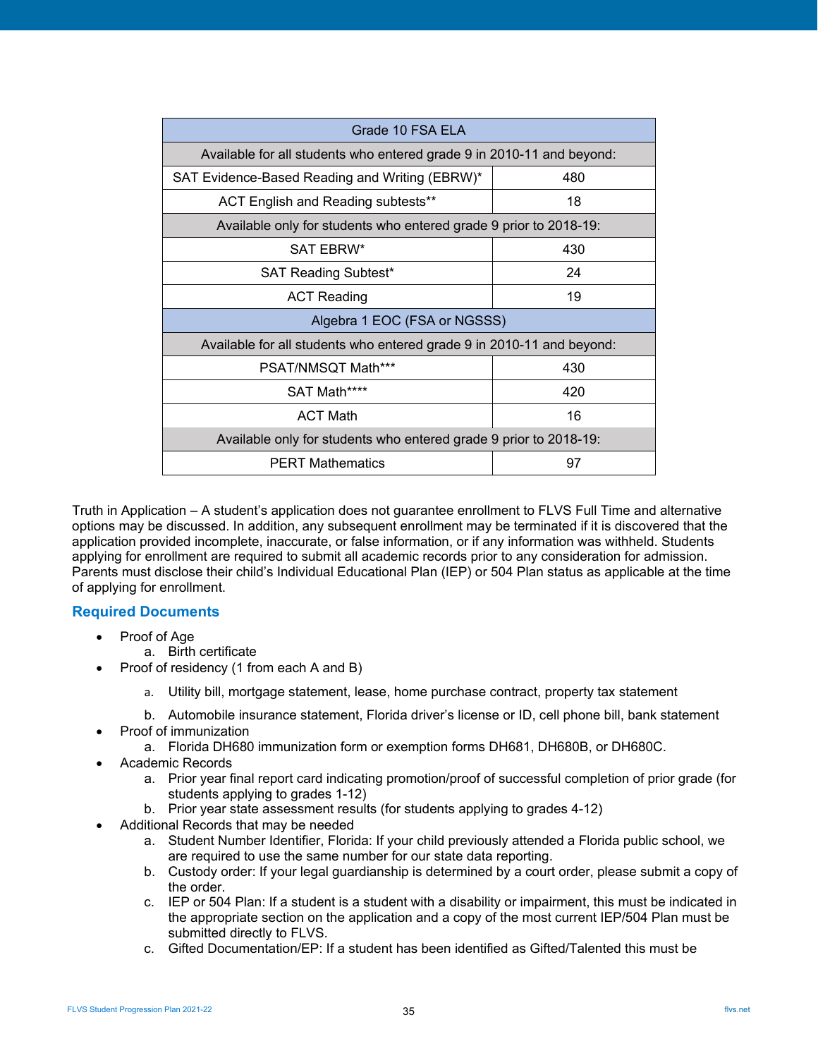| Grade 10 FSA ELA | |
|---|---|
| Available for all students who entered grade 9 in 2010-11 and beyond: | |
| SAT Evidence-Based Reading and Writing (EBRW)* | 480 |
| ACT English and Reading subtests** | 18 |
| Available only for students who entered grade 9 prior to 2018-19: | |
| SAT EBRW* | 430 |
| SAT Reading Subtest* | 24 |
| ACT Reading | 19 |
| Algebra 1 EOC (FSA or NGSSS) | |
| Available for all students who entered grade 9 in 2010-11 and beyond: | |
| PSAT/NMSQT Math*** | 430 |
| SAT Math**** | 420 |
| ACT Math | 16 |
| Available only for students who entered grade 9 prior to 2018-19: | |
| PERT Mathematics | 97 |

Truth in Application – A student's application does not guarantee enrollment to FLVS Full Time and alternative options may be discussed. In addition, any subsequent enrollment may be terminated if it is discovered that the application provided incomplete, inaccurate, or false information, or if any information was withheld. Students applying for enrollment are required to submit all academic records prior to any consideration for admission. Parents must disclose their child's Individual Educational Plan (IEP) or 504 Plan status as applicable at the time of applying for enrollment.

## Required Documents

- Proof of Age
  a. Birth certificate
- Proof of residency (1 from each A and B)
  a. Utility bill, mortgage statement, lease, home purchase contract, property tax statement
  b. Automobile insurance statement, Florida driver's license or ID, cell phone bill, bank statement
- Proof of immunization
  a. Florida DH680 immunization form or exemption forms DH681, DH680B, or DH680C.
- Academic Records
  a. Prior year final report card indicating promotion/proof of successful completion of prior grade (for students applying to grades 1-12)
  b. Prior year state assessment results (for students applying to grades 4-12)
- Additional Records that may be needed
  a. Student Number Identifier, Florida: If your child previously attended a Florida public school, we are required to use the same number for our state data reporting.
  b. Custody order: If your legal guardianship is determined by a court order, please submit a copy of the order.
  c. IEP or 504 Plan: If a student is a student with a disability or impairment, this must be indicated in the appropriate section on the application and a copy of the most current IEP/504 Plan must be submitted directly to FLVS.
  c. Gifted Documentation/EP: If a student has been identified as Gifted/Talented this must be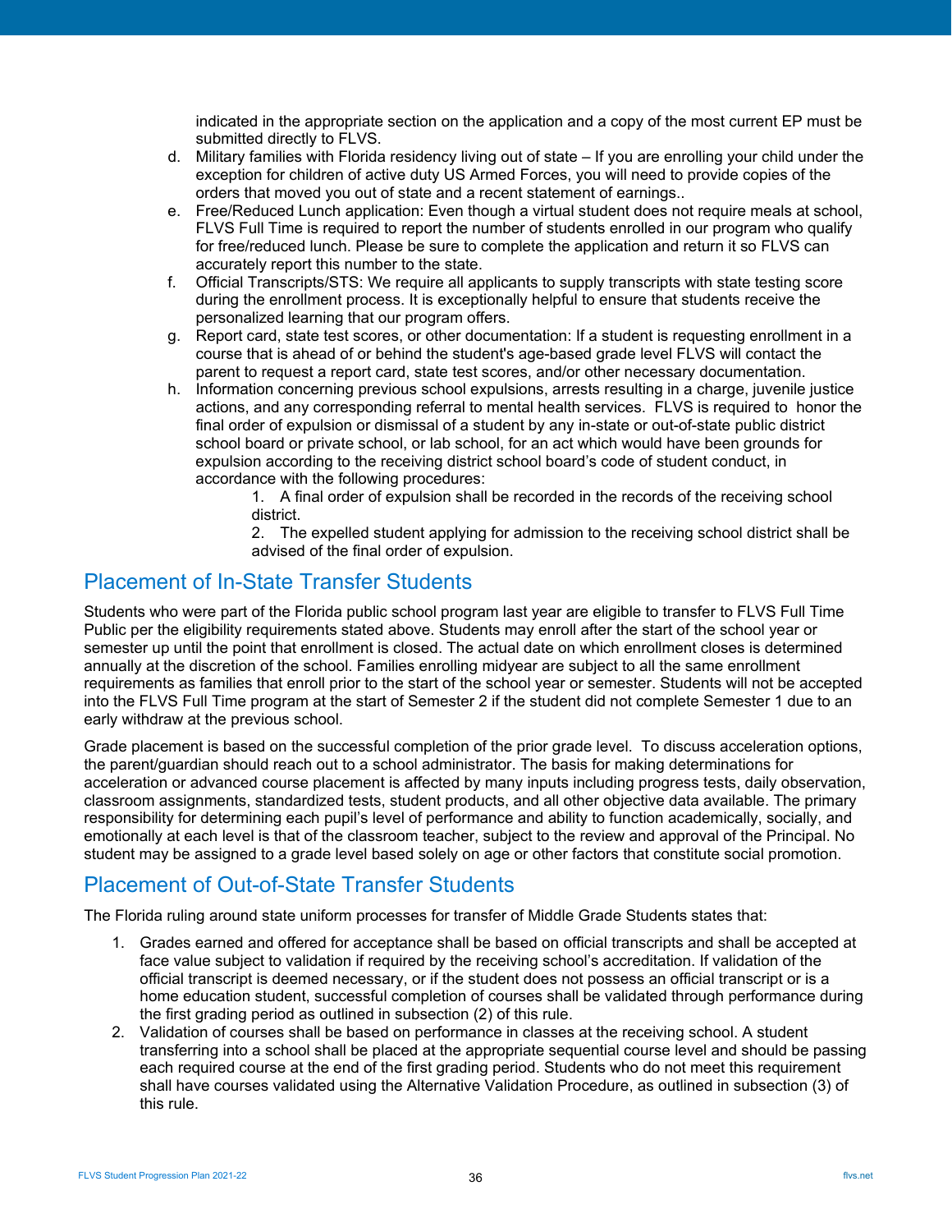indicated in the appropriate section on the application and a copy of the most current EP must be submitted directly to FLVS.

d. Military families with Florida residency living out of state – If you are enrolling your child under the exception for children of active duty US Armed Forces, you will need to provide copies of the orders that moved you out of state and a recent statement of earnings..
e. Free/Reduced Lunch application: Even though a virtual student does not require meals at school, FLVS Full Time is required to report the number of students enrolled in our program who qualify for free/reduced lunch. Please be sure to complete the application and return it so FLVS can accurately report this number to the state.
f. Official Transcripts/STS: We require all applicants to supply transcripts with state testing score during the enrollment process. It is exceptionally helpful to ensure that students receive the personalized learning that our program offers.
g. Report card, state test scores, or other documentation: If a student is requesting enrollment in a course that is ahead of or behind the student's age-based grade level FLVS will contact the parent to request a report card, state test scores, and/or other necessary documentation.
h. Information concerning previous school expulsions, arrests resulting in a charge, juvenile justice actions, and any corresponding referral to mental health services. FLVS is required to honor the final order of expulsion or dismissal of a student by any in-state or out-of-state public district school board or private school, or lab school, for an act which would have been grounds for expulsion according to the receiving district school board's code of student conduct, in accordance with the following procedures:
    1. A final order of expulsion shall be recorded in the records of the receiving school district.
    2. The expelled student applying for admission to the receiving school district shall be advised of the final order of expulsion.

## Placement of In-State Transfer Students

Students who were part of the Florida public school program last year are eligible to transfer to FLVS Full Time Public per the eligibility requirements stated above. Students may enroll after the start of the school year or semester up until the point that enrollment is closed. The actual date on which enrollment closes is determined annually at the discretion of the school. Families enrolling midyear are subject to all the same enrollment requirements as families that enroll prior to the start of the school year or semester. Students will not be accepted into the FLVS Full Time program at the start of Semester 2 if the student did not complete Semester 1 due to an early withdraw at the previous school.

Grade placement is based on the successful completion of the prior grade level. To discuss acceleration options, the parent/guardian should reach out to a school administrator. The basis for making determinations for acceleration or advanced course placement is affected by many inputs including progress tests, daily observation, classroom assignments, standardized tests, student products, and all other objective data available. The primary responsibility for determining each pupil's level of performance and ability to function academically, socially, and emotionally at each level is that of the classroom teacher, subject to the review and approval of the Principal. No student may be assigned to a grade level based solely on age or other factors that constitute social promotion.

## Placement of Out-of-State Transfer Students

The Florida ruling around state uniform processes for transfer of Middle Grade Students states that:

1. Grades earned and offered for acceptance shall be based on official transcripts and shall be accepted at face value subject to validation if required by the receiving school's accreditation. If validation of the official transcript is deemed necessary, or if the student does not possess an official transcript or is a home education student, successful completion of courses shall be validated through performance during the first grading period as outlined in subsection (2) of this rule.
2. Validation of courses shall be based on performance in classes at the receiving school. A student transferring into a school shall be placed at the appropriate sequential course level and should be passing each required course at the end of the first grading period. Students who do not meet this requirement shall have courses validated using the Alternative Validation Procedure, as outlined in subsection (3) of this rule.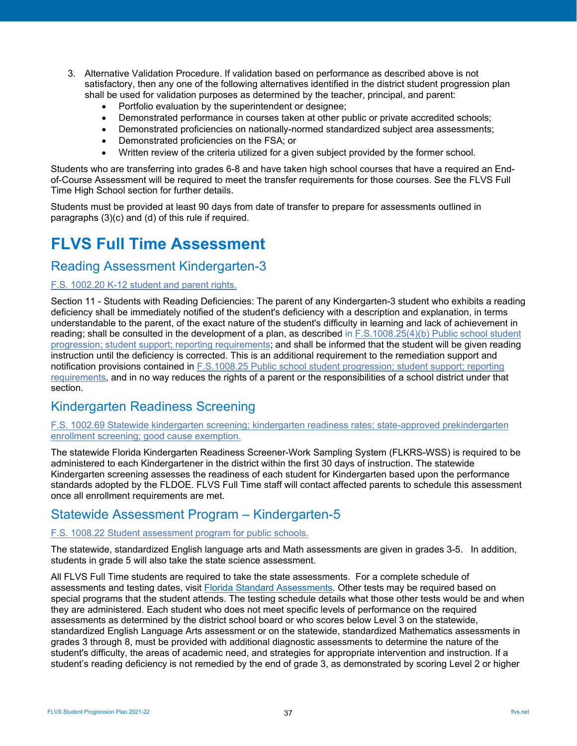3. Alternative Validation Procedure. If validation based on performance as described above is not satisfactory, then any one of the following alternatives identified in the district student progression plan shall be used for validation purposes as determined by the teacher, principal, and parent:
   - Portfolio evaluation by the superintendent or designee;
   - Demonstrated performance in courses taken at other public or private accredited schools;
   - Demonstrated proficiencies on nationally-normed standardized subject area assessments;
   - Demonstrated proficiencies on the FSA; or
   - Written review of the criteria utilized for a given subject provided by the former school.

Students who are transferring into grades 6-8 and have taken high school courses that have a required an End-of-Course Assessment will be required to meet the transfer requirements for those courses. See the FLVS Full Time High School section for further details.

Students must be provided at least 90 days from date of transfer to prepare for assessments outlined in paragraphs (3)(c) and (d) of this rule if required.

# FLVS Full Time Assessment

## Reading Assessment Kindergarten-3

F.S. 1002.20 K-12 student and parent rights.

Section 11 - Students with Reading Deficiencies: The parent of any Kindergarten-3 student who exhibits a reading deficiency shall be immediately notified of the student's deficiency with a description and explanation, in terms understandable to the parent, of the exact nature of the student's difficulty in learning and lack of achievement in reading; shall be consulted in the development of a plan, as described in F.S.1008.25(4)(b) Public school student progression; student support; reporting requirements; and shall be informed that the student will be given reading instruction until the deficiency is corrected. This is an additional requirement to the remediation support and notification provisions contained in F.S.1008.25 Public school student progression; student support; reporting requirements, and in no way reduces the rights of a parent or the responsibilities of a school district under that section.

## Kindergarten Readiness Screening

F.S. 1002.69 Statewide kindergarten screening; kindergarten readiness rates; state-approved prekindergarten enrollment screening; good cause exemption.

The statewide Florida Kindergarten Readiness Screener-Work Sampling System (FLKRS-WSS) is required to be administered to each Kindergartener in the district within the first 30 days of instruction. The statewide Kindergarten screening assesses the readiness of each student for Kindergarten based upon the performance standards adopted by the FLDOE. FLVS Full Time staff will contact affected parents to schedule this assessment once all enrollment requirements are met.

## Statewide Assessment Program – Kindergarten-5

F.S. 1008.22 Student assessment program for public schools.

The statewide, standardized English language arts and Math assessments are given in grades 3-5. In addition, students in grade 5 will also take the state science assessment.

All FLVS Full Time students are required to take the state assessments. For a complete schedule of assessments and testing dates, visit Florida Standard Assessments. Other tests may be required based on special programs that the student attends. The testing schedule details what those other tests would be and when they are administered. Each student who does not meet specific levels of performance on the required assessments as determined by the district school board or who scores below Level 3 on the statewide, standardized English Language Arts assessment or on the statewide, standardized Mathematics assessments in grades 3 through 8, must be provided with additional diagnostic assessments to determine the nature of the student's difficulty, the areas of academic need, and strategies for appropriate intervention and instruction. If a student's reading deficiency is not remedied by the end of grade 3, as demonstrated by scoring Level 2 or higher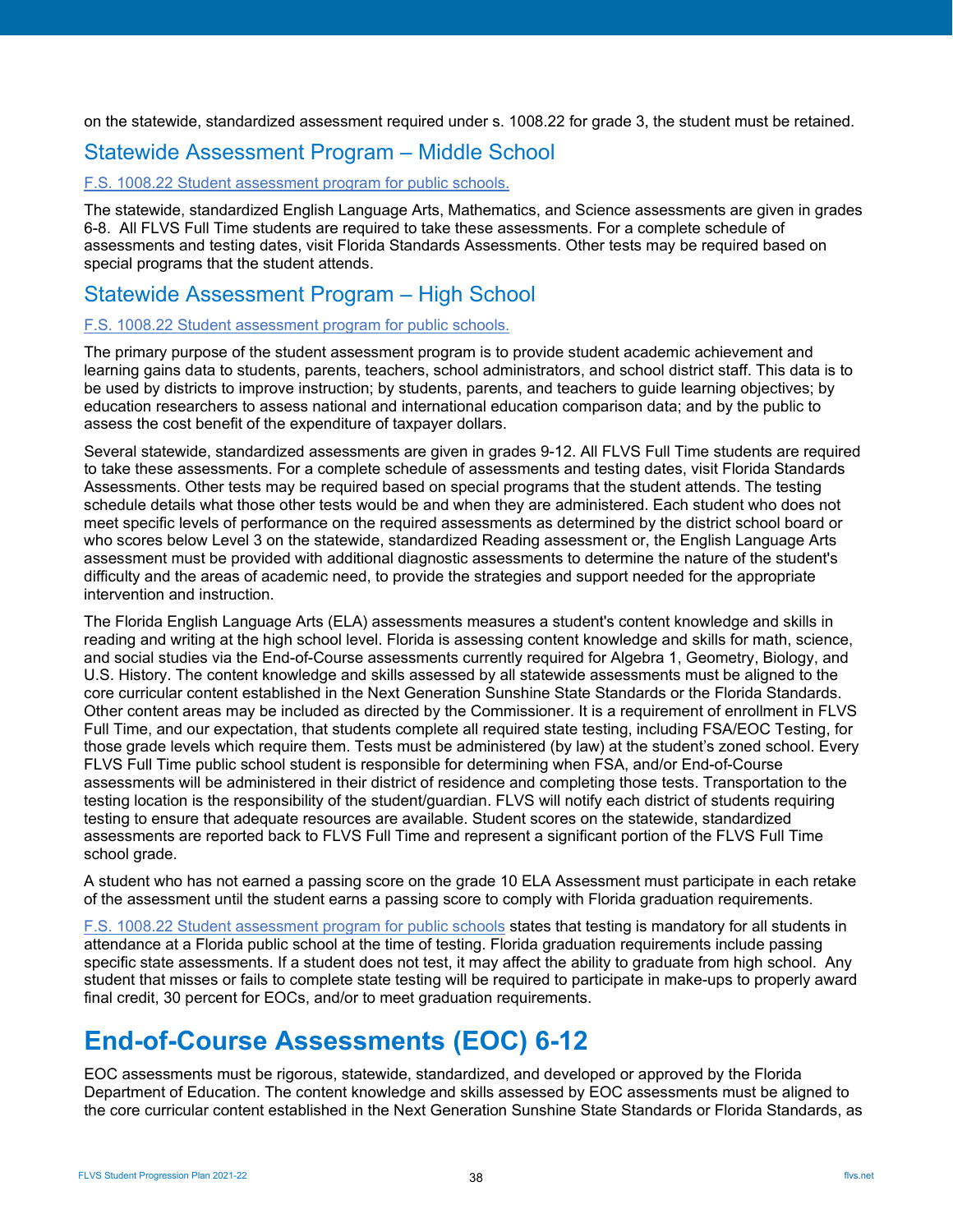on the statewide, standardized assessment required under s. 1008.22 for grade 3, the student must be retained.

## Statewide Assessment Program – Middle School

F.S. 1008.22 Student assessment program for public schools.

The statewide, standardized English Language Arts, Mathematics, and Science assessments are given in grades 6-8. All FLVS Full Time students are required to take these assessments. For a complete schedule of assessments and testing dates, visit Florida Standards Assessments. Other tests may be required based on special programs that the student attends.

## Statewide Assessment Program – High School

F.S. 1008.22 Student assessment program for public schools.

The primary purpose of the student assessment program is to provide student academic achievement and learning gains data to students, parents, teachers, school administrators, and school district staff. This data is to be used by districts to improve instruction; by students, parents, and teachers to guide learning objectives; by education researchers to assess national and international education comparison data; and by the public to assess the cost benefit of the expenditure of taxpayer dollars.

Several statewide, standardized assessments are given in grades 9-12. All FLVS Full Time students are required to take these assessments. For a complete schedule of assessments and testing dates, visit Florida Standards Assessments. Other tests may be required based on special programs that the student attends. The testing schedule details what those other tests would be and when they are administered. Each student who does not meet specific levels of performance on the required assessments as determined by the district school board or who scores below Level 3 on the statewide, standardized Reading assessment or, the English Language Arts assessment must be provided with additional diagnostic assessments to determine the nature of the student's difficulty and the areas of academic need, to provide the strategies and support needed for the appropriate intervention and instruction.

The Florida English Language Arts (ELA) assessments measures a student's content knowledge and skills in reading and writing at the high school level. Florida is assessing content knowledge and skills for math, science, and social studies via the End-of-Course assessments currently required for Algebra 1, Geometry, Biology, and U.S. History. The content knowledge and skills assessed by all statewide assessments must be aligned to the core curricular content established in the Next Generation Sunshine State Standards or the Florida Standards. Other content areas may be included as directed by the Commissioner. It is a requirement of enrollment in FLVS Full Time, and our expectation, that students complete all required state testing, including FSA/EOC Testing, for those grade levels which require them. Tests must be administered (by law) at the student's zoned school. Every FLVS Full Time public school student is responsible for determining when FSA, and/or End-of-Course assessments will be administered in their district of residence and completing those tests. Transportation to the testing location is the responsibility of the student/guardian. FLVS will notify each district of students requiring testing to ensure that adequate resources are available. Student scores on the statewide, standardized assessments are reported back to FLVS Full Time and represent a significant portion of the FLVS Full Time school grade.

A student who has not earned a passing score on the grade 10 ELA Assessment must participate in each retake of the assessment until the student earns a passing score to comply with Florida graduation requirements.

F.S. 1008.22 Student assessment program for public schools states that testing is mandatory for all students in attendance at a Florida public school at the time of testing. Florida graduation requirements include passing specific state assessments. If a student does not test, it may affect the ability to graduate from high school. Any student that misses or fails to complete state testing will be required to participate in make-ups to properly award final credit, 30 percent for EOCs, and/or to meet graduation requirements.

# End-of-Course Assessments (EOC) 6-12

EOC assessments must be rigorous, statewide, standardized, and developed or approved by the Florida Department of Education. The content knowledge and skills assessed by EOC assessments must be aligned to the core curricular content established in the Next Generation Sunshine State Standards or Florida Standards, as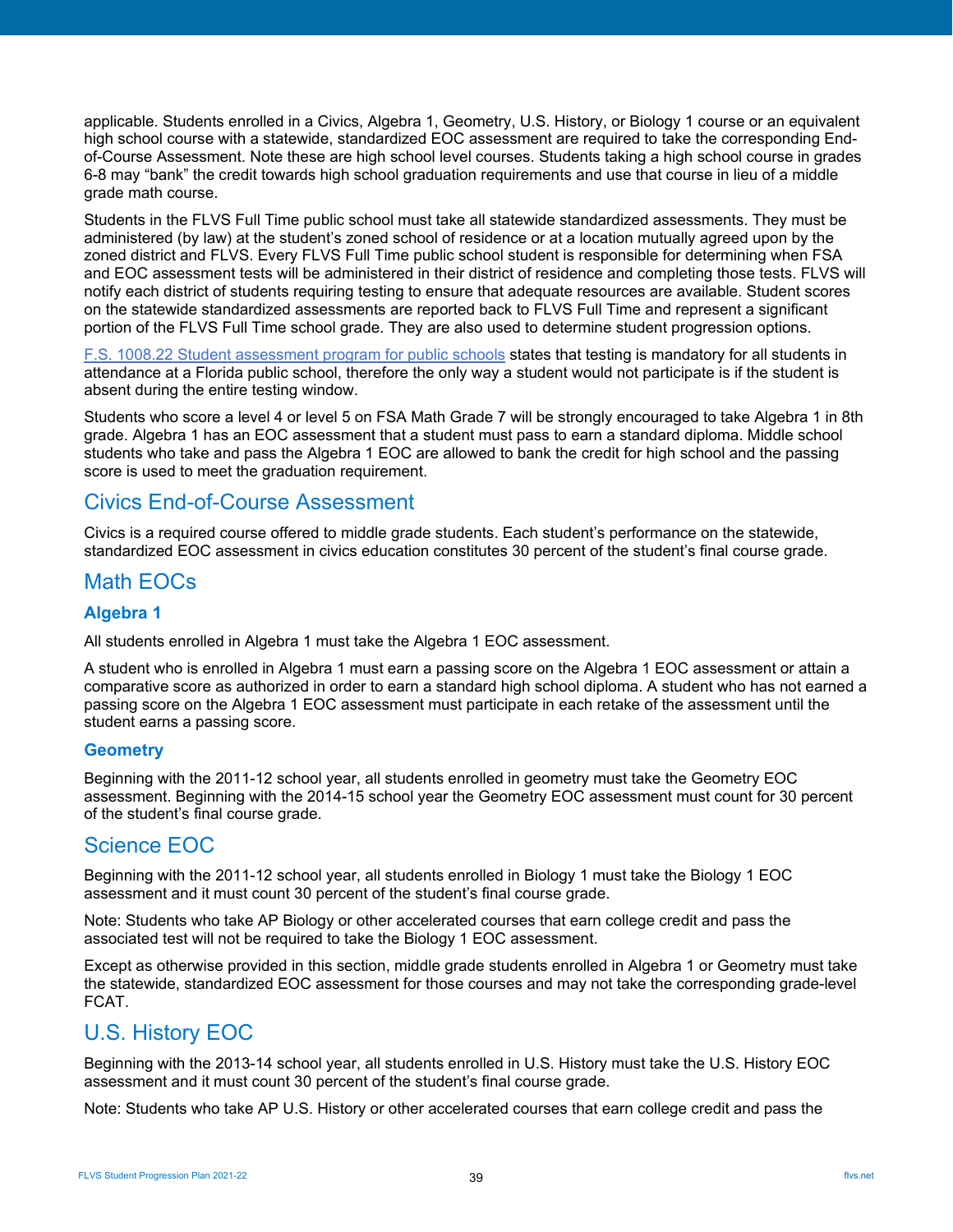applicable. Students enrolled in a Civics, Algebra 1, Geometry, U.S. History, or Biology 1 course or an equivalent high school course with a statewide, standardized EOC assessment are required to take the corresponding End-of-Course Assessment. Note these are high school level courses. Students taking a high school course in grades 6-8 may “bank” the credit towards high school graduation requirements and use that course in lieu of a middle grade math course.

Students in the FLVS Full Time public school must take all statewide standardized assessments. They must be administered (by law) at the student’s zoned school of residence or at a location mutually agreed upon by the zoned district and FLVS. Every FLVS Full Time public school student is responsible for determining when FSA and EOC assessment tests will be administered in their district of residence and completing those tests. FLVS will notify each district of students requiring testing to ensure that adequate resources are available. Student scores on the statewide standardized assessments are reported back to FLVS Full Time and represent a significant portion of the FLVS Full Time school grade. They are also used to determine student progression options.

[F.S. 1008.22 Student assessment program for public schools] states that testing is mandatory for all students in attendance at a Florida public school, therefore the only way a student would not participate is if the student is absent during the entire testing window.

Students who score a level 4 or level 5 on FSA Math Grade 7 will be strongly encouraged to take Algebra 1 in 8th grade. Algebra 1 has an EOC assessment that a student must pass to earn a standard diploma. Middle school students who take and pass the Algebra 1 EOC are allowed to bank the credit for high school and the passing score is used to meet the graduation requirement.

## Civics End-of-Course Assessment

Civics is a required course offered to middle grade students. Each student’s performance on the statewide, standardized EOC assessment in civics education constitutes 30 percent of the student’s final course grade.

## Math EOCs

### Algebra 1

All students enrolled in Algebra 1 must take the Algebra 1 EOC assessment.

A student who is enrolled in Algebra 1 must earn a passing score on the Algebra 1 EOC assessment or attain a comparative score as authorized in order to earn a standard high school diploma. A student who has not earned a passing score on the Algebra 1 EOC assessment must participate in each retake of the assessment until the student earns a passing score.

### Geometry

Beginning with the 2011-12 school year, all students enrolled in geometry must take the Geometry EOC assessment. Beginning with the 2014-15 school year the Geometry EOC assessment must count for 30 percent of the student’s final course grade.

## Science EOC

Beginning with the 2011-12 school year, all students enrolled in Biology 1 must take the Biology 1 EOC assessment and it must count 30 percent of the student’s final course grade.

Note: Students who take AP Biology or other accelerated courses that earn college credit and pass the associated test will not be required to take the Biology 1 EOC assessment.

Except as otherwise provided in this section, middle grade students enrolled in Algebra 1 or Geometry must take the statewide, standardized EOC assessment for those courses and may not take the corresponding grade-level FCAT.

## U.S. History EOC

Beginning with the 2013-14 school year, all students enrolled in U.S. History must take the U.S. History EOC assessment and it must count 30 percent of the student’s final course grade.

Note: Students who take AP U.S. History or other accelerated courses that earn college credit and pass the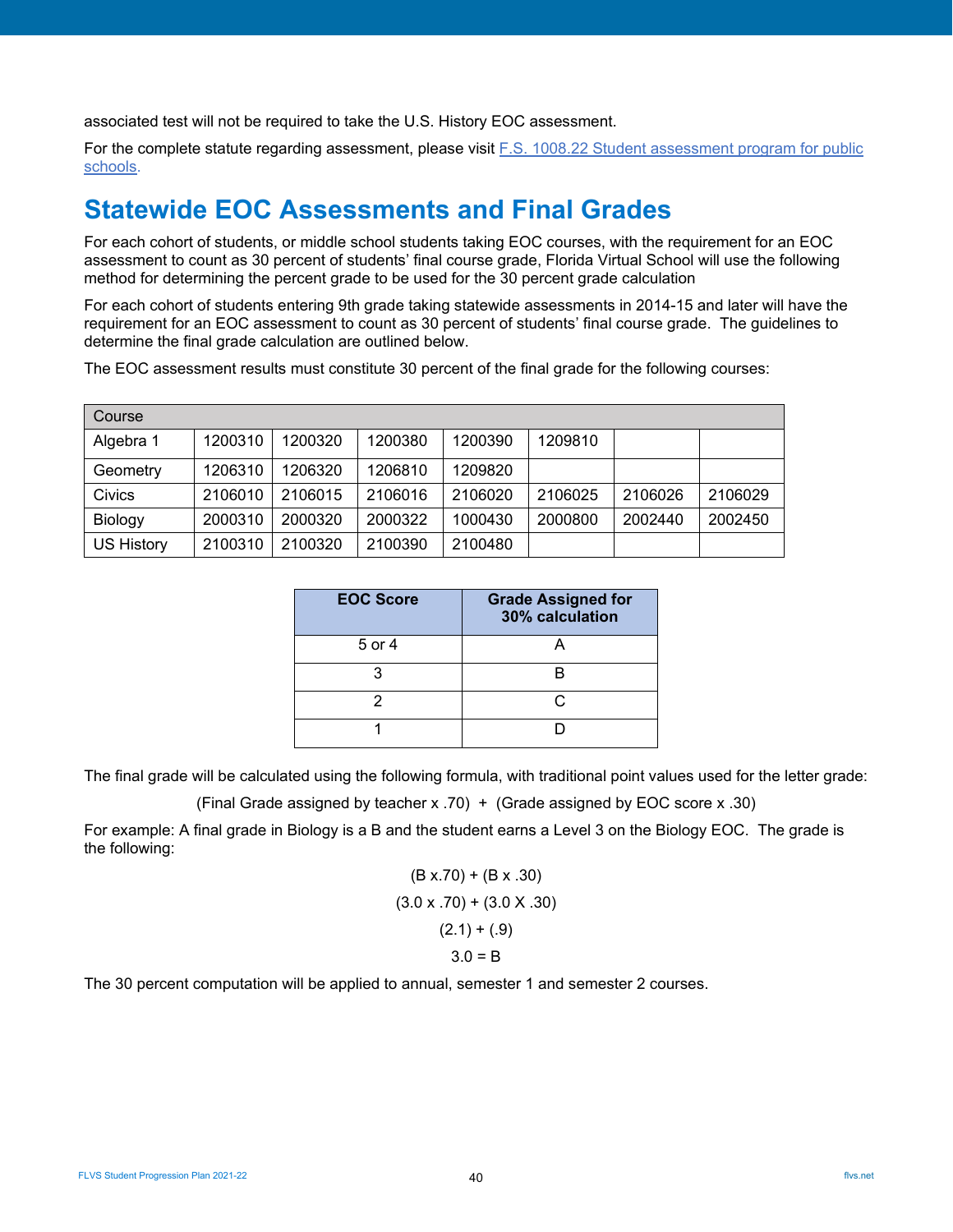associated test will not be required to take the U.S. History EOC assessment.

For the complete statute regarding assessment, please visit [F.S. 1008.22 Student assessment program for public schools](#).

## Statewide EOC Assessments and Final Grades

For each cohort of students, or middle school students taking EOC courses, with the requirement for an EOC assessment to count as 30 percent of students' final course grade, Florida Virtual School will use the following method for determining the percent grade to be used for the 30 percent grade calculation

For each cohort of students entering 9th grade taking statewide assessments in 2014-15 and later will have the requirement for an EOC assessment to count as 30 percent of students' final course grade. The guidelines to determine the final grade calculation are outlined below.

The EOC assessment results must constitute 30 percent of the final grade for the following courses:

| Course | | | | | | | |
|---|---|---|---|---|---|---|---|
| Algebra 1 | 1200310 | 1200320 | 1200380 | 1200390 | 1209810 | | |
| Geometry | 1206310 | 1206320 | 1206810 | 1209820 | | | |
| Civics | 2106010 | 2106015 | 2106016 | 2106020 | 2106025 | 2106026 | 2106029 |
| Biology | 2000310 | 2000320 | 2000322 | 1000430 | 2000800 | 2002440 | 2002450 |
| US History | 2100310 | 2100320 | 2100390 | 2100480 | | | |

| EOC Score | Grade Assigned for 30% calculation |
|---|---|
| 5 or 4 | A |
| 3 | B |
| 2 | C |
| 1 | D |

The final grade will be calculated using the following formula, with traditional point values used for the letter grade:

(Final Grade assigned by teacher x .70) + (Grade assigned by EOC score x .30)

For example: A final grade in Biology is a B and the student earns a Level 3 on the Biology EOC. The grade is the following:

(B x.70) + (B x .30)

(3.0 x .70) + (3.0 X .30)

(2.1) + (.9)

3.0 = B

The 30 percent computation will be applied to annual, semester 1 and semester 2 courses.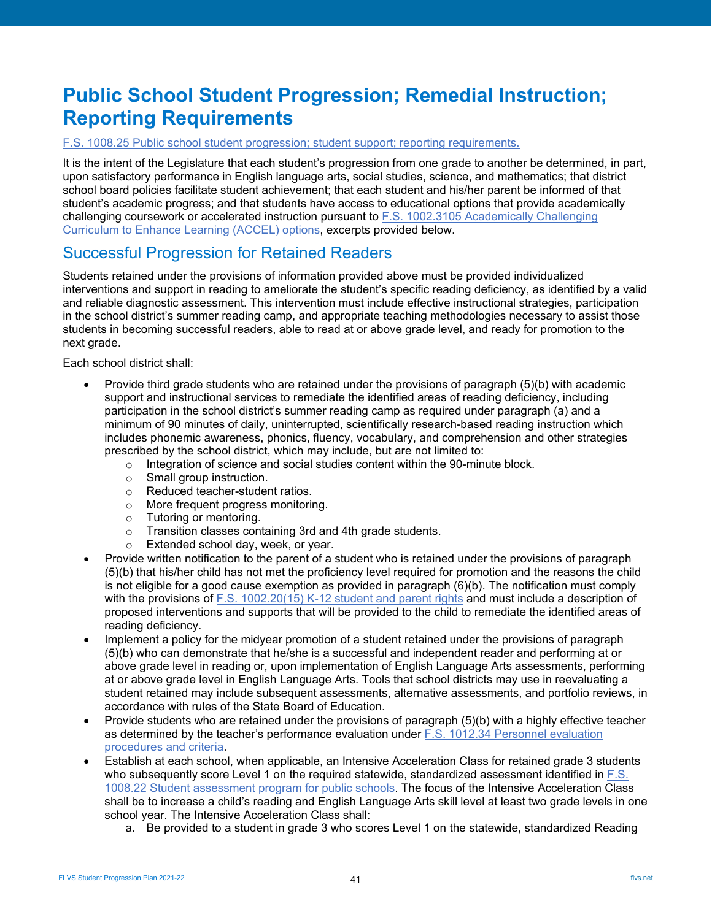# Public School Student Progression; Remedial Instruction; Reporting Requirements

[F.S. 1008.25 Public school student progression; student support; reporting requirements.](#)

It is the intent of the Legislature that each student's progression from one grade to another be determined, in part, upon satisfactory performance in English language arts, social studies, science, and mathematics; that district school board policies facilitate student achievement; that each student and his/her parent be informed of that student's academic progress; and that students have access to educational options that provide academically challenging coursework or accelerated instruction pursuant to [F.S. 1002.3105 Academically Challenging Curriculum to Enhance Learning (ACCEL) options](#), excerpts provided below.

## Successful Progression for Retained Readers

Students retained under the provisions of information provided above must be provided individualized interventions and support in reading to ameliorate the student's specific reading deficiency, as identified by a valid and reliable diagnostic assessment. This intervention must include effective instructional strategies, participation in the school district's summer reading camp, and appropriate teaching methodologies necessary to assist those students in becoming successful readers, able to read at or above grade level, and ready for promotion to the next grade.

Each school district shall:

- Provide third grade students who are retained under the provisions of paragraph (5)(b) with academic support and instructional services to remediate the identified areas of reading deficiency, including participation in the school district's summer reading camp as required under paragraph (a) and a minimum of 90 minutes of daily, uninterrupted, scientifically research-based reading instruction which includes phonemic awareness, phonics, fluency, vocabulary, and comprehension and other strategies prescribed by the school district, which may include, but are not limited to:
  - Integration of science and social studies content within the 90-minute block.
  - Small group instruction.
  - Reduced teacher-student ratios.
  - More frequent progress monitoring.
  - Tutoring or mentoring.
  - Transition classes containing 3rd and 4th grade students.
  - Extended school day, week, or year.
- Provide written notification to the parent of a student who is retained under the provisions of paragraph (5)(b) that his/her child has not met the proficiency level required for promotion and the reasons the child is not eligible for a good cause exemption as provided in paragraph (6)(b). The notification must comply with the provisions of [F.S. 1002.20(15) K-12 student and parent rights](#) and must include a description of proposed interventions and supports that will be provided to the child to remediate the identified areas of reading deficiency.
- Implement a policy for the midyear promotion of a student retained under the provisions of paragraph (5)(b) who can demonstrate that he/she is a successful and independent reader and performing at or above grade level in reading or, upon implementation of English Language Arts assessments, performing at or above grade level in English Language Arts. Tools that school districts may use in reevaluating a student retained may include subsequent assessments, alternative assessments, and portfolio reviews, in accordance with rules of the State Board of Education.
- Provide students who are retained under the provisions of paragraph (5)(b) with a highly effective teacher as determined by the teacher's performance evaluation under [F.S. 1012.34 Personnel evaluation procedures and criteria](#).
- Establish at each school, when applicable, an Intensive Acceleration Class for retained grade 3 students who subsequently score Level 1 on the required statewide, standardized assessment identified in [F.S. 1008.22 Student assessment program for public schools](#). The focus of the Intensive Acceleration Class shall be to increase a child's reading and English Language Arts skill level at least two grade levels in one school year. The Intensive Acceleration Class shall:
  a. Be provided to a student in grade 3 who scores Level 1 on the statewide, standardized Reading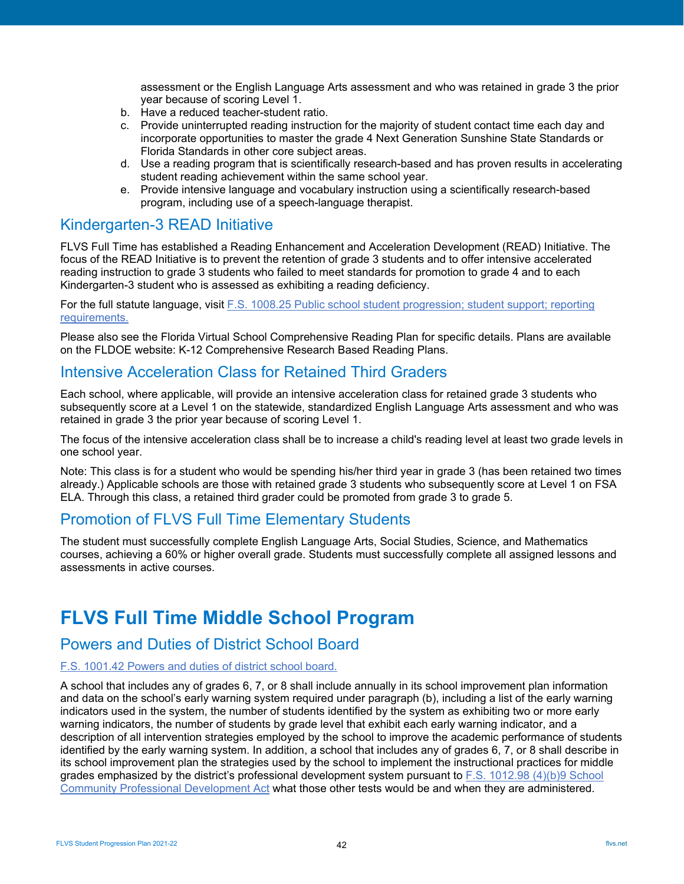assessment or the English Language Arts assessment and who was retained in grade 3 the prior year because of scoring Level 1.

b. Have a reduced teacher-student ratio.
c. Provide uninterrupted reading instruction for the majority of student contact time each day and incorporate opportunities to master the grade 4 Next Generation Sunshine State Standards or Florida Standards in other core subject areas.
d. Use a reading program that is scientifically research-based and has proven results in accelerating student reading achievement within the same school year.
e. Provide intensive language and vocabulary instruction using a scientifically research-based program, including use of a speech-language therapist.

## Kindergarten-3 READ Initiative

FLVS Full Time has established a Reading Enhancement and Acceleration Development (READ) Initiative. The focus of the READ Initiative is to prevent the retention of grade 3 students and to offer intensive accelerated reading instruction to grade 3 students who failed to meet standards for promotion to grade 4 and to each Kindergarten-3 student who is assessed as exhibiting a reading deficiency.

For the full statute language, visit F.S. 1008.25 Public school student progression; student support; reporting requirements.

Please also see the Florida Virtual School Comprehensive Reading Plan for specific details. Plans are available on the FLDOE website: K-12 Comprehensive Research Based Reading Plans.

## Intensive Acceleration Class for Retained Third Graders

Each school, where applicable, will provide an intensive acceleration class for retained grade 3 students who subsequently score at a Level 1 on the statewide, standardized English Language Arts assessment and who was retained in grade 3 the prior year because of scoring Level 1.

The focus of the intensive acceleration class shall be to increase a child's reading level at least two grade levels in one school year.

Note: This class is for a student who would be spending his/her third year in grade 3 (has been retained two times already.) Applicable schools are those with retained grade 3 students who subsequently score at Level 1 on FSA ELA. Through this class, a retained third grader could be promoted from grade 3 to grade 5.

## Promotion of FLVS Full Time Elementary Students

The student must successfully complete English Language Arts, Social Studies, Science, and Mathematics courses, achieving a 60% or higher overall grade. Students must successfully complete all assigned lessons and assessments in active courses.

# FLVS Full Time Middle School Program

## Powers and Duties of District School Board

F.S. 1001.42 Powers and duties of district school board.

A school that includes any of grades 6, 7, or 8 shall include annually in its school improvement plan information and data on the school's early warning system required under paragraph (b), including a list of the early warning indicators used in the system, the number of students identified by the system as exhibiting two or more early warning indicators, the number of students by grade level that exhibit each early warning indicator, and a description of all intervention strategies employed by the school to improve the academic performance of students identified by the early warning system. In addition, a school that includes any of grades 6, 7, or 8 shall describe in its school improvement plan the strategies used by the school to implement the instructional practices for middle grades emphasized by the district's professional development system pursuant to F.S. 1012.98 (4)(b)9 School Community Professional Development Act what those other tests would be and when they are administered.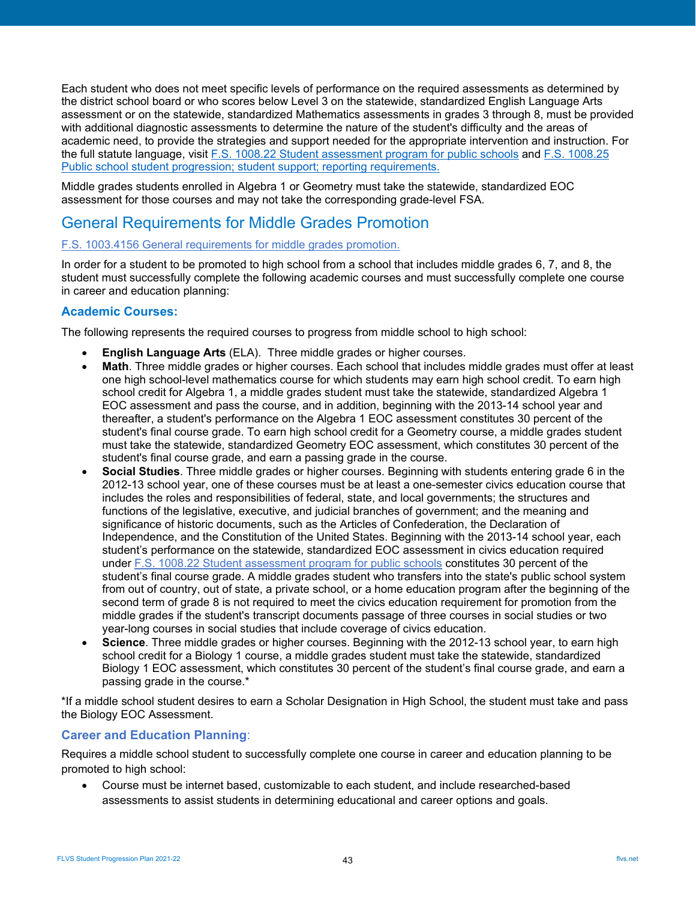Each student who does not meet specific levels of performance on the required assessments as determined by the district school board or who scores below Level 3 on the statewide, standardized English Language Arts assessment or on the statewide, standardized Mathematics assessments in grades 3 through 8, must be provided with additional diagnostic assessments to determine the nature of the student's difficulty and the areas of academic need, to provide the strategies and support needed for the appropriate intervention and instruction. For the full statute language, visit [F.S. 1008.22 Student assessment program for public schools]() and [F.S. 1008.25 Public school student progression; student support; reporting requirements.]()

Middle grades students enrolled in Algebra 1 or Geometry must take the statewide, standardized EOC assessment for those courses and may not take the corresponding grade-level FSA.

## General Requirements for Middle Grades Promotion

[F.S. 1003.4156 General requirements for middle grades promotion.]()

In order for a student to be promoted to high school from a school that includes middle grades 6, 7, and 8, the student must successfully complete the following academic courses and must successfully complete one course in career and education planning:

### Academic Courses:

The following represents the required courses to progress from middle school to high school:

- **English Language Arts** (ELA). Three middle grades or higher courses.
- **Math**. Three middle grades or higher courses. Each school that includes middle grades must offer at least one high school-level mathematics course for which students may earn high school credit. To earn high school credit for Algebra 1, a middle grades student must take the statewide, standardized Algebra 1 EOC assessment and pass the course, and in addition, beginning with the 2013-14 school year and thereafter, a student's performance on the Algebra 1 EOC assessment constitutes 30 percent of the student's final course grade. To earn high school credit for a Geometry course, a middle grades student must take the statewide, standardized Geometry EOC assessment, which constitutes 30 percent of the student's final course grade, and earn a passing grade in the course.
- **Social Studies**. Three middle grades or higher courses. Beginning with students entering grade 6 in the 2012-13 school year, one of these courses must be at least a one-semester civics education course that includes the roles and responsibilities of federal, state, and local governments; the structures and functions of the legislative, executive, and judicial branches of government; and the meaning and significance of historic documents, such as the Articles of Confederation, the Declaration of Independence, and the Constitution of the United States. Beginning with the 2013-14 school year, each student's performance on the statewide, standardized EOC assessment in civics education required under [F.S. 1008.22 Student assessment program for public schools]() constitutes 30 percent of the student's final course grade. A middle grades student who transfers into the state's public school system from out of country, out of state, a private school, or a home education program after the beginning of the second term of grade 8 is not required to meet the civics education requirement for promotion from the middle grades if the student's transcript documents passage of three courses in social studies or two year-long courses in social studies that include coverage of civics education.
- **Science**. Three middle grades or higher courses. Beginning with the 2012-13 school year, to earn high school credit for a Biology 1 course, a middle grades student must take the statewide, standardized Biology 1 EOC assessment, which constitutes 30 percent of the student's final course grade, and earn a passing grade in the course.*

*If a middle school student desires to earn a Scholar Designation in High School, the student must take and pass the Biology EOC Assessment.

### Career and Education Planning:

Requires a middle school student to successfully complete one course in career and education planning to be promoted to high school:

- Course must be internet based, customizable to each student, and include researched-based assessments to assist students in determining educational and career options and goals.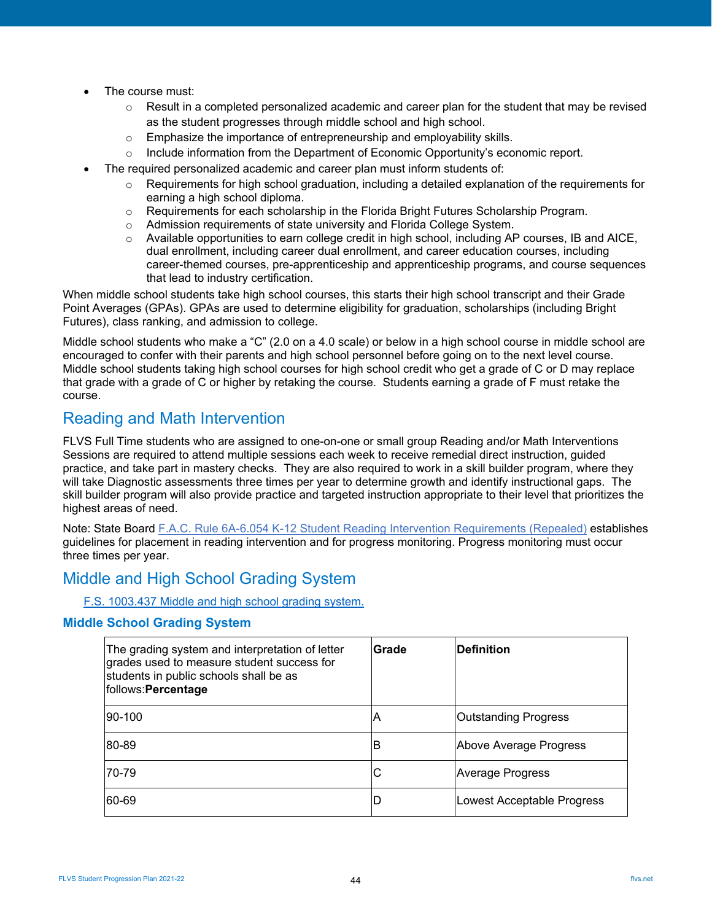- The course must:
  - Result in a completed personalized academic and career plan for the student that may be revised as the student progresses through middle school and high school.
  - Emphasize the importance of entrepreneurship and employability skills.
  - Include information from the Department of Economic Opportunity's economic report.
- The required personalized academic and career plan must inform students of:
  - Requirements for high school graduation, including a detailed explanation of the requirements for earning a high school diploma.
  - Requirements for each scholarship in the Florida Bright Futures Scholarship Program.
  - Admission requirements of state university and Florida College System.
  - Available opportunities to earn college credit in high school, including AP courses, IB and AICE, dual enrollment, including career dual enrollment, and career education courses, including career-themed courses, pre-apprenticeship and apprenticeship programs, and course sequences that lead to industry certification.

When middle school students take high school courses, this starts their high school transcript and their Grade Point Averages (GPAs). GPAs are used to determine eligibility for graduation, scholarships (including Bright Futures), class ranking, and admission to college.

Middle school students who make a "C" (2.0 on a 4.0 scale) or below in a high school course in middle school are encouraged to confer with their parents and high school personnel before going on to the next level course. Middle school students taking high school courses for high school credit who get a grade of C or D may replace that grade with a grade of C or higher by retaking the course. Students earning a grade of F must retake the course.

## Reading and Math Intervention

FLVS Full Time students who are assigned to one-on-one or small group Reading and/or Math Interventions Sessions are required to attend multiple sessions each week to receive remedial direct instruction, guided practice, and take part in mastery checks. They are also required to work in a skill builder program, where they will take Diagnostic assessments three times per year to determine growth and identify instructional gaps. The skill builder program will also provide practice and targeted instruction appropriate to their level that prioritizes the highest areas of need.

Note: State Board F.A.C. Rule 6A-6.054 K-12 Student Reading Intervention Requirements (Repealed) establishes guidelines for placement in reading intervention and for progress monitoring. Progress monitoring must occur three times per year.

## Middle and High School Grading System

F.S. 1003.437 Middle and high school grading system.

### Middle School Grading System

| The grading system and interpretation of letter grades used to measure student success for students in public schools shall be as follows: **Percentage** | **Grade** | **Definition** |
|---|---|---|
| 90-100 | A | Outstanding Progress |
| 80-89 | B | Above Average Progress |
| 70-79 | C | Average Progress |
| 60-69 | D | Lowest Acceptable Progress |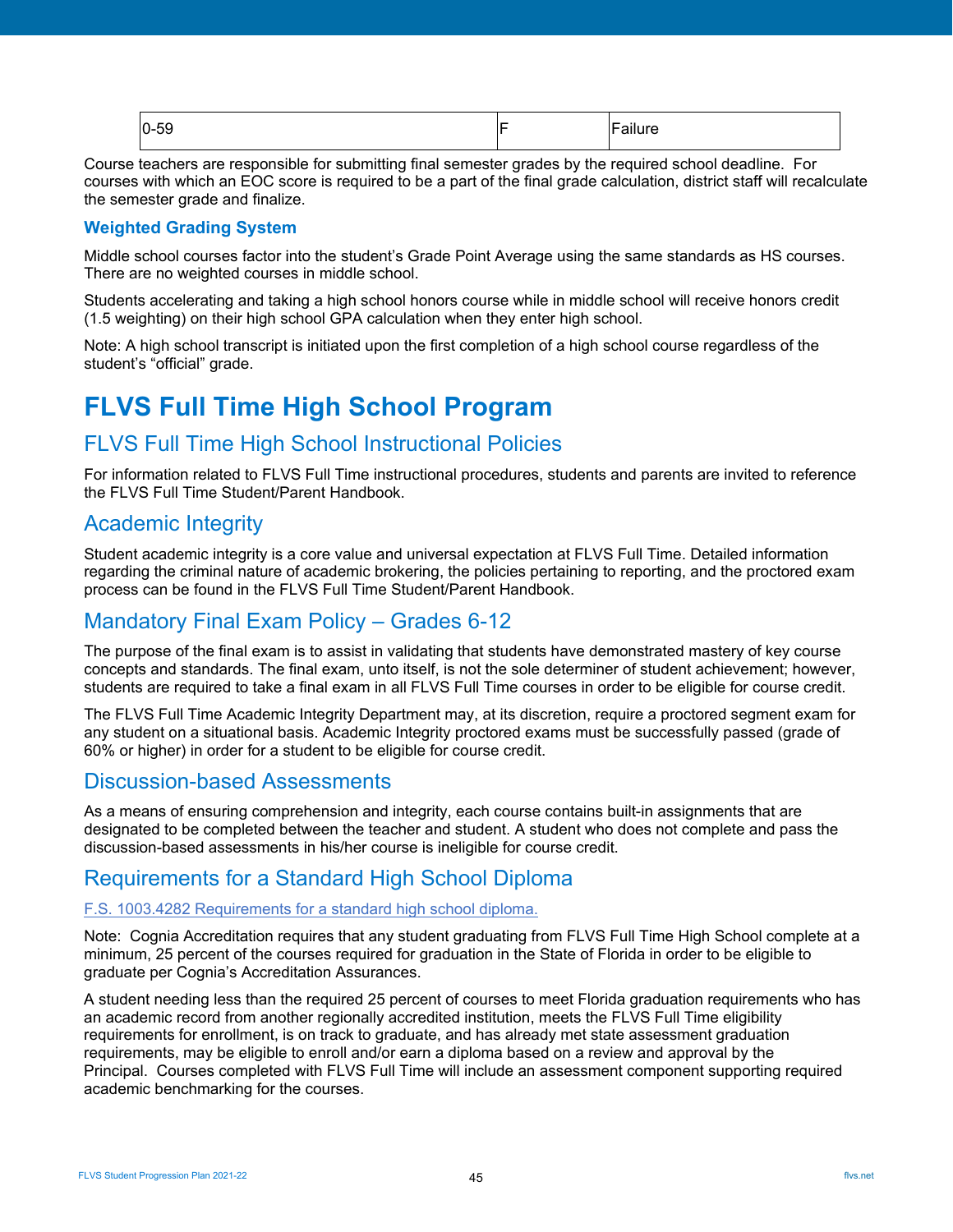| 0-59 | F | Failure |
|---|---|---|

Course teachers are responsible for submitting final semester grades by the required school deadline. For courses with which an EOC score is required to be a part of the final grade calculation, district staff will recalculate the semester grade and finalize.

### Weighted Grading System

Middle school courses factor into the student's Grade Point Average using the same standards as HS courses. There are no weighted courses in middle school.

Students accelerating and taking a high school honors course while in middle school will receive honors credit (1.5 weighting) on their high school GPA calculation when they enter high school.

Note: A high school transcript is initiated upon the first completion of a high school course regardless of the student's "official" grade.

# FLVS Full Time High School Program

## FLVS Full Time High School Instructional Policies

For information related to FLVS Full Time instructional procedures, students and parents are invited to reference the FLVS Full Time Student/Parent Handbook.

## Academic Integrity

Student academic integrity is a core value and universal expectation at FLVS Full Time. Detailed information regarding the criminal nature of academic brokering, the policies pertaining to reporting, and the proctored exam process can be found in the FLVS Full Time Student/Parent Handbook.

## Mandatory Final Exam Policy – Grades 6-12

The purpose of the final exam is to assist in validating that students have demonstrated mastery of key course concepts and standards. The final exam, unto itself, is not the sole determiner of student achievement; however, students are required to take a final exam in all FLVS Full Time courses in order to be eligible for course credit.

The FLVS Full Time Academic Integrity Department may, at its discretion, require a proctored segment exam for any student on a situational basis. Academic Integrity proctored exams must be successfully passed (grade of 60% or higher) in order for a student to be eligible for course credit.

## Discussion-based Assessments

As a means of ensuring comprehension and integrity, each course contains built-in assignments that are designated to be completed between the teacher and student. A student who does not complete and pass the discussion-based assessments in his/her course is ineligible for course credit.

## Requirements for a Standard High School Diploma

F.S. 1003.4282 Requirements for a standard high school diploma.

Note: Cognia Accreditation requires that any student graduating from FLVS Full Time High School complete at a minimum, 25 percent of the courses required for graduation in the State of Florida in order to be eligible to graduate per Cognia's Accreditation Assurances.

A student needing less than the required 25 percent of courses to meet Florida graduation requirements who has an academic record from another regionally accredited institution, meets the FLVS Full Time eligibility requirements for enrollment, is on track to graduate, and has already met state assessment graduation requirements, may be eligible to enroll and/or earn a diploma based on a review and approval by the Principal. Courses completed with FLVS Full Time will include an assessment component supporting required academic benchmarking for the courses.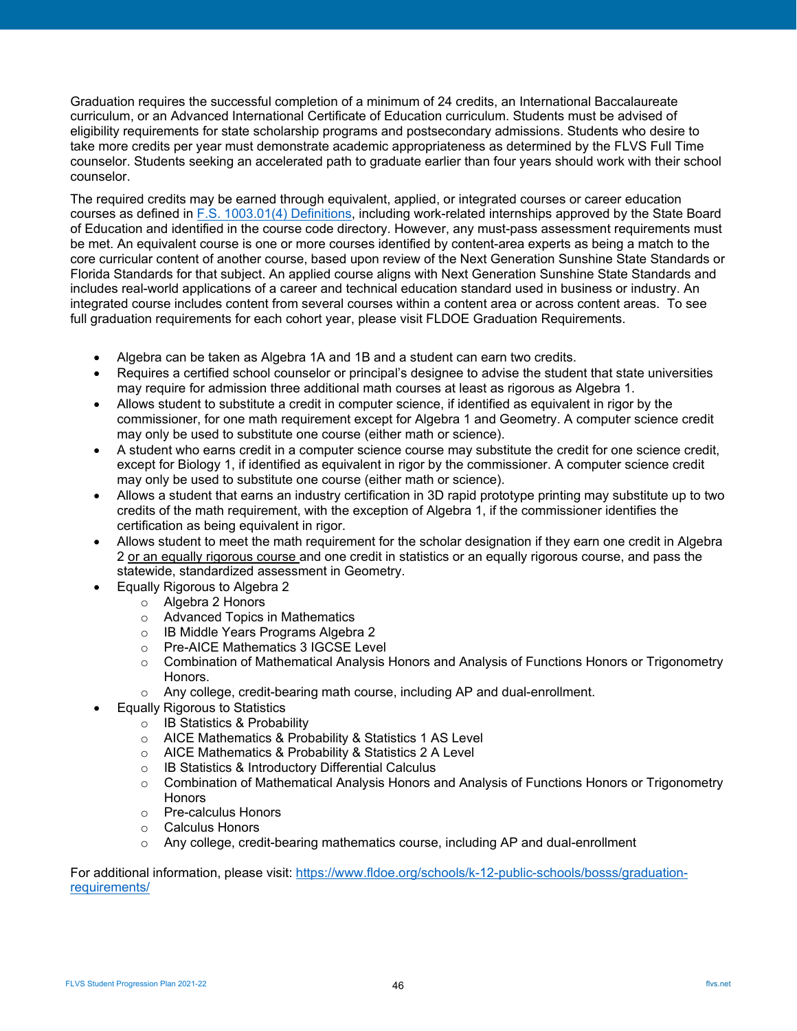Graduation requires the successful completion of a minimum of 24 credits, an International Baccalaureate curriculum, or an Advanced International Certificate of Education curriculum. Students must be advised of eligibility requirements for state scholarship programs and postsecondary admissions. Students who desire to take more credits per year must demonstrate academic appropriateness as determined by the FLVS Full Time counselor. Students seeking an accelerated path to graduate earlier than four years should work with their school counselor.

The required credits may be earned through equivalent, applied, or integrated courses or career education courses as defined in [F.S. 1003.01(4) Definitions](), including work-related internships approved by the State Board of Education and identified in the course code directory. However, any must-pass assessment requirements must be met. An equivalent course is one or more courses identified by content-area experts as being a match to the core curricular content of another course, based upon review of the Next Generation Sunshine State Standards or Florida Standards for that subject. An applied course aligns with Next Generation Sunshine State Standards and includes real-world applications of a career and technical education standard used in business or industry. An integrated course includes content from several courses within a content area or across content areas. To see full graduation requirements for each cohort year, please visit FLDOE Graduation Requirements.

- Algebra can be taken as Algebra 1A and 1B and a student can earn two credits.
- Requires a certified school counselor or principal's designee to advise the student that state universities may require for admission three additional math courses at least as rigorous as Algebra 1.
- Allows student to substitute a credit in computer science, if identified as equivalent in rigor by the commissioner, for one math requirement except for Algebra 1 and Geometry. A computer science credit may only be used to substitute one course (either math or science).
- A student who earns credit in a computer science course may substitute the credit for one science credit, except for Biology 1, if identified as equivalent in rigor by the commissioner. A computer science credit may only be used to substitute one course (either math or science).
- Allows a student that earns an industry certification in 3D rapid prototype printing may substitute up to two credits of the math requirement, with the exception of Algebra 1, if the commissioner identifies the certification as being equivalent in rigor.
- Allows student to meet the math requirement for the scholar designation if they earn one credit in Algebra 2 or an equally rigorous course and one credit in statistics or an equally rigorous course, and pass the statewide, standardized assessment in Geometry.
- Equally Rigorous to Algebra 2
  - Algebra 2 Honors
  - Advanced Topics in Mathematics
  - IB Middle Years Programs Algebra 2
  - Pre-AICE Mathematics 3 IGCSE Level
  - Combination of Mathematical Analysis Honors and Analysis of Functions Honors or Trigonometry Honors.
  - Any college, credit-bearing math course, including AP and dual-enrollment.
- Equally Rigorous to Statistics
  - IB Statistics & Probability
  - AICE Mathematics & Probability & Statistics 1 AS Level
  - AICE Mathematics & Probability & Statistics 2 A Level
  - IB Statistics & Introductory Differential Calculus
  - Combination of Mathematical Analysis Honors and Analysis of Functions Honors or Trigonometry Honors
  - Pre-calculus Honors
  - Calculus Honors
  - Any college, credit-bearing mathematics course, including AP and dual-enrollment

For additional information, please visit: https://www.fldoe.org/schools/k-12-public-schools/bosss/graduation-requirements/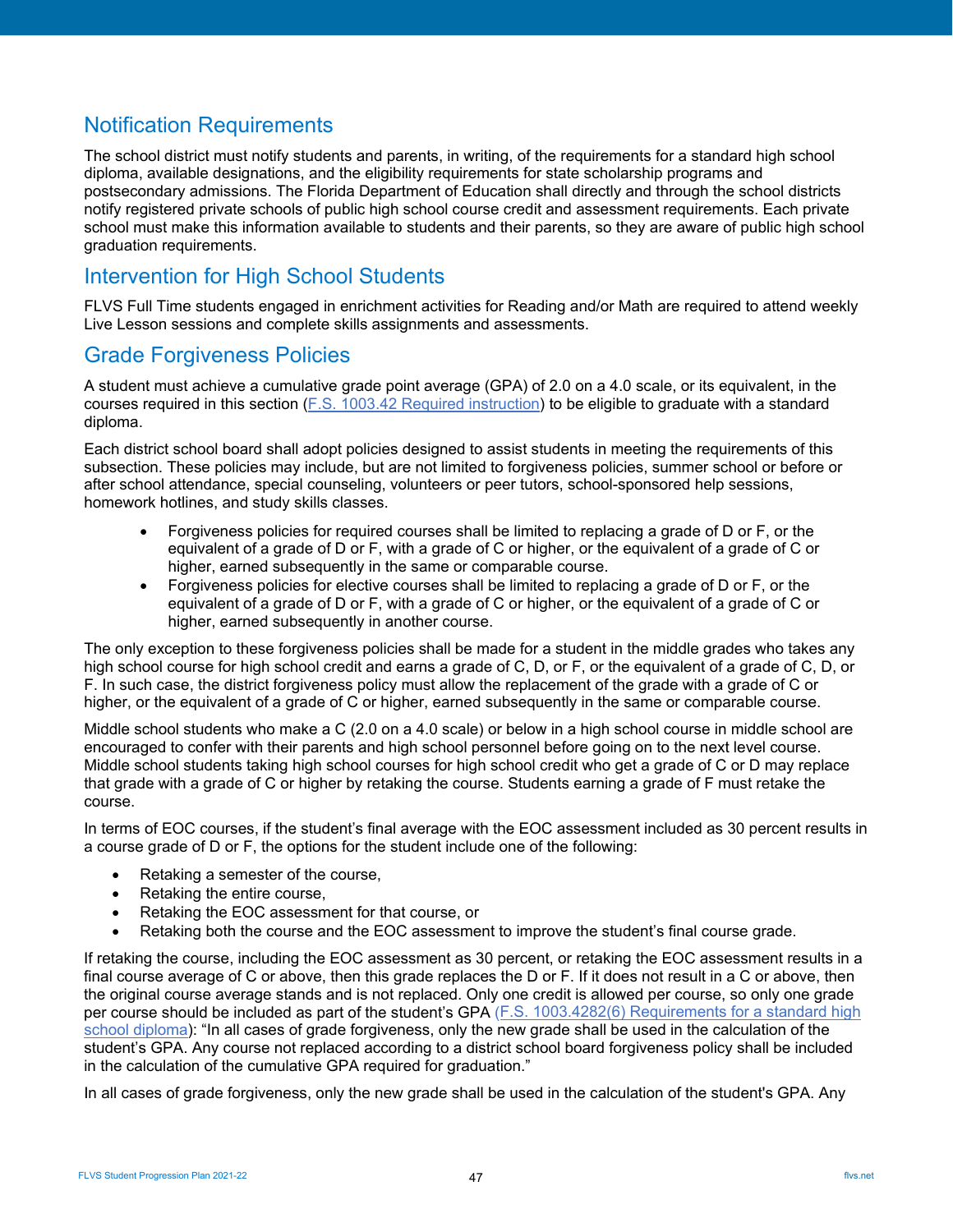## Notification Requirements

The school district must notify students and parents, in writing, of the requirements for a standard high school diploma, available designations, and the eligibility requirements for state scholarship programs and postsecondary admissions. The Florida Department of Education shall directly and through the school districts notify registered private schools of public high school course credit and assessment requirements. Each private school must make this information available to students and their parents, so they are aware of public high school graduation requirements.

## Intervention for High School Students

FLVS Full Time students engaged in enrichment activities for Reading and/or Math are required to attend weekly Live Lesson sessions and complete skills assignments and assessments.

## Grade Forgiveness Policies

A student must achieve a cumulative grade point average (GPA) of 2.0 on a 4.0 scale, or its equivalent, in the courses required in this section ([F.S. 1003.42 Required instruction]) to be eligible to graduate with a standard diploma.

Each district school board shall adopt policies designed to assist students in meeting the requirements of this subsection. These policies may include, but are not limited to forgiveness policies, summer school or before or after school attendance, special counseling, volunteers or peer tutors, school-sponsored help sessions, homework hotlines, and study skills classes.

- Forgiveness policies for required courses shall be limited to replacing a grade of D or F, or the equivalent of a grade of D or F, with a grade of C or higher, or the equivalent of a grade of C or higher, earned subsequently in the same or comparable course.
- Forgiveness policies for elective courses shall be limited to replacing a grade of D or F, or the equivalent of a grade of D or F, with a grade of C or higher, or the equivalent of a grade of C or higher, earned subsequently in another course.

The only exception to these forgiveness policies shall be made for a student in the middle grades who takes any high school course for high school credit and earns a grade of C, D, or F, or the equivalent of a grade of C, D, or F. In such case, the district forgiveness policy must allow the replacement of the grade with a grade of C or higher, or the equivalent of a grade of C or higher, earned subsequently in the same or comparable course.

Middle school students who make a C (2.0 on a 4.0 scale) or below in a high school course in middle school are encouraged to confer with their parents and high school personnel before going on to the next level course. Middle school students taking high school courses for high school credit who get a grade of C or D may replace that grade with a grade of C or higher by retaking the course. Students earning a grade of F must retake the course.

In terms of EOC courses, if the student's final average with the EOC assessment included as 30 percent results in a course grade of D or F, the options for the student include one of the following:

- Retaking a semester of the course,
- Retaking the entire course,
- Retaking the EOC assessment for that course, or
- Retaking both the course and the EOC assessment to improve the student's final course grade.

If retaking the course, including the EOC assessment as 30 percent, or retaking the EOC assessment results in a final course average of C or above, then this grade replaces the D or F. If it does not result in a C or above, then the original course average stands and is not replaced. Only one credit is allowed per course, so only one grade per course should be included as part of the student's GPA ([F.S. 1003.4282(6) Requirements for a standard high school diploma]): "In all cases of grade forgiveness, only the new grade shall be used in the calculation of the student's GPA. Any course not replaced according to a district school board forgiveness policy shall be included in the calculation of the cumulative GPA required for graduation."

In all cases of grade forgiveness, only the new grade shall be used in the calculation of the student's GPA. Any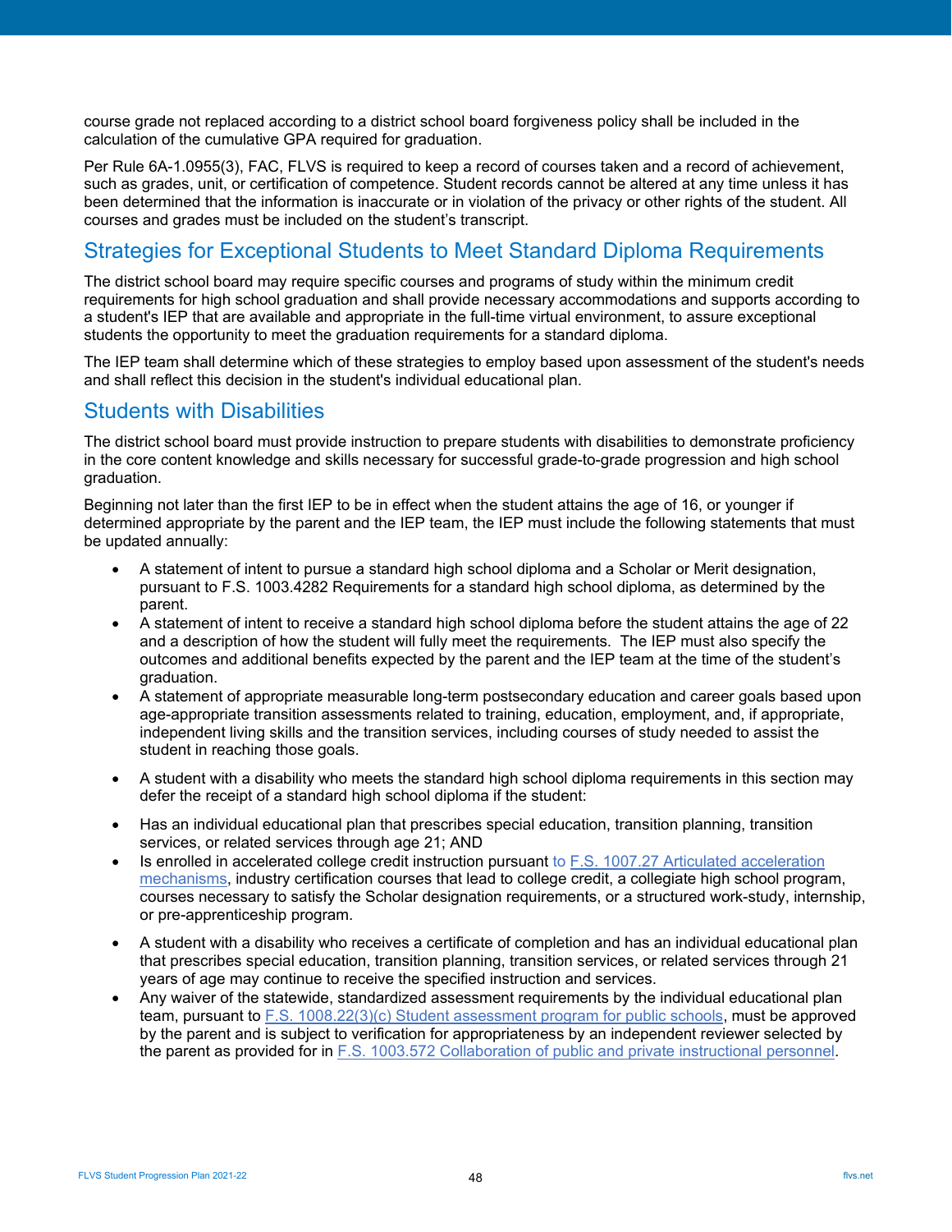course grade not replaced according to a district school board forgiveness policy shall be included in the calculation of the cumulative GPA required for graduation.

Per Rule 6A-1.0955(3), FAC, FLVS is required to keep a record of courses taken and a record of achievement, such as grades, unit, or certification of competence. Student records cannot be altered at any time unless it has been determined that the information is inaccurate or in violation of the privacy or other rights of the student. All courses and grades must be included on the student's transcript.

## Strategies for Exceptional Students to Meet Standard Diploma Requirements

The district school board may require specific courses and programs of study within the minimum credit requirements for high school graduation and shall provide necessary accommodations and supports according to a student's IEP that are available and appropriate in the full-time virtual environment, to assure exceptional students the opportunity to meet the graduation requirements for a standard diploma.

The IEP team shall determine which of these strategies to employ based upon assessment of the student's needs and shall reflect this decision in the student's individual educational plan.

## Students with Disabilities

The district school board must provide instruction to prepare students with disabilities to demonstrate proficiency in the core content knowledge and skills necessary for successful grade-to-grade progression and high school graduation.

Beginning not later than the first IEP to be in effect when the student attains the age of 16, or younger if determined appropriate by the parent and the IEP team, the IEP must include the following statements that must be updated annually:

- A statement of intent to pursue a standard high school diploma and a Scholar or Merit designation, pursuant to F.S. 1003.4282 Requirements for a standard high school diploma, as determined by the parent.
- A statement of intent to receive a standard high school diploma before the student attains the age of 22 and a description of how the student will fully meet the requirements. The IEP must also specify the outcomes and additional benefits expected by the parent and the IEP team at the time of the student's graduation.
- A statement of appropriate measurable long-term postsecondary education and career goals based upon age-appropriate transition assessments related to training, education, employment, and, if appropriate, independent living skills and the transition services, including courses of study needed to assist the student in reaching those goals.
- A student with a disability who meets the standard high school diploma requirements in this section may defer the receipt of a standard high school diploma if the student:
- Has an individual educational plan that prescribes special education, transition planning, transition services, or related services through age 21; AND
- Is enrolled in accelerated college credit instruction pursuant to F.S. 1007.27 Articulated acceleration mechanisms, industry certification courses that lead to college credit, a collegiate high school program, courses necessary to satisfy the Scholar designation requirements, or a structured work-study, internship, or pre-apprenticeship program.
- A student with a disability who receives a certificate of completion and has an individual educational plan that prescribes special education, transition planning, transition services, or related services through 21 years of age may continue to receive the specified instruction and services.
- Any waiver of the statewide, standardized assessment requirements by the individual educational plan team, pursuant to F.S. 1008.22(3)(c) Student assessment program for public schools, must be approved by the parent and is subject to verification for appropriateness by an independent reviewer selected by the parent as provided for in F.S. 1003.572 Collaboration of public and private instructional personnel.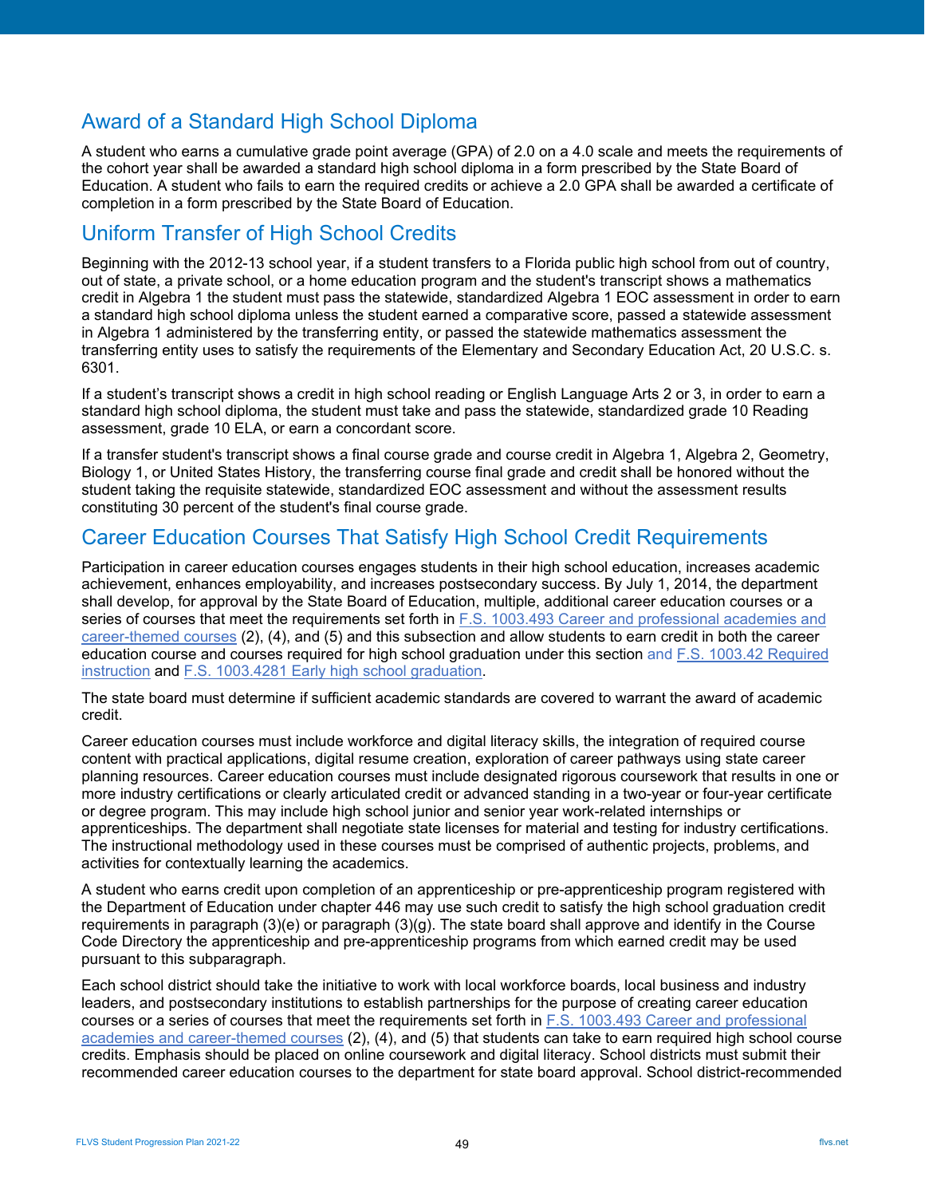## Award of a Standard High School Diploma

A student who earns a cumulative grade point average (GPA) of 2.0 on a 4.0 scale and meets the requirements of the cohort year shall be awarded a standard high school diploma in a form prescribed by the State Board of Education. A student who fails to earn the required credits or achieve a 2.0 GPA shall be awarded a certificate of completion in a form prescribed by the State Board of Education.

## Uniform Transfer of High School Credits

Beginning with the 2012-13 school year, if a student transfers to a Florida public high school from out of country, out of state, a private school, or a home education program and the student's transcript shows a mathematics credit in Algebra 1 the student must pass the statewide, standardized Algebra 1 EOC assessment in order to earn a standard high school diploma unless the student earned a comparative score, passed a statewide assessment in Algebra 1 administered by the transferring entity, or passed the statewide mathematics assessment the transferring entity uses to satisfy the requirements of the Elementary and Secondary Education Act, 20 U.S.C. s. 6301.

If a student's transcript shows a credit in high school reading or English Language Arts 2 or 3, in order to earn a standard high school diploma, the student must take and pass the statewide, standardized grade 10 Reading assessment, grade 10 ELA, or earn a concordant score.

If a transfer student's transcript shows a final course grade and course credit in Algebra 1, Algebra 2, Geometry, Biology 1, or United States History, the transferring course final grade and credit shall be honored without the student taking the requisite statewide, standardized EOC assessment and without the assessment results constituting 30 percent of the student's final course grade.

## Career Education Courses That Satisfy High School Credit Requirements

Participation in career education courses engages students in their high school education, increases academic achievement, enhances employability, and increases postsecondary success. By July 1, 2014, the department shall develop, for approval by the State Board of Education, multiple, additional career education courses or a series of courses that meet the requirements set forth in F.S. 1003.493 Career and professional academies and career-themed courses (2), (4), and (5) and this subsection and allow students to earn credit in both the career education course and courses required for high school graduation under this section and F.S. 1003.42 Required instruction and F.S. 1003.4281 Early high school graduation.

The state board must determine if sufficient academic standards are covered to warrant the award of academic credit.

Career education courses must include workforce and digital literacy skills, the integration of required course content with practical applications, digital resume creation, exploration of career pathways using state career planning resources. Career education courses must include designated rigorous coursework that results in one or more industry certifications or clearly articulated credit or advanced standing in a two-year or four-year certificate or degree program. This may include high school junior and senior year work-related internships or apprenticeships. The department shall negotiate state licenses for material and testing for industry certifications. The instructional methodology used in these courses must be comprised of authentic projects, problems, and activities for contextually learning the academics.

A student who earns credit upon completion of an apprenticeship or pre-apprenticeship program registered with the Department of Education under chapter 446 may use such credit to satisfy the high school graduation credit requirements in paragraph (3)(e) or paragraph (3)(g). The state board shall approve and identify in the Course Code Directory the apprenticeship and pre-apprenticeship programs from which earned credit may be used pursuant to this subparagraph.

Each school district should take the initiative to work with local workforce boards, local business and industry leaders, and postsecondary institutions to establish partnerships for the purpose of creating career education courses or a series of courses that meet the requirements set forth in F.S. 1003.493 Career and professional academies and career-themed courses (2), (4), and (5) that students can take to earn required high school course credits. Emphasis should be placed on online coursework and digital literacy. School districts must submit their recommended career education courses to the department for state board approval. School district-recommended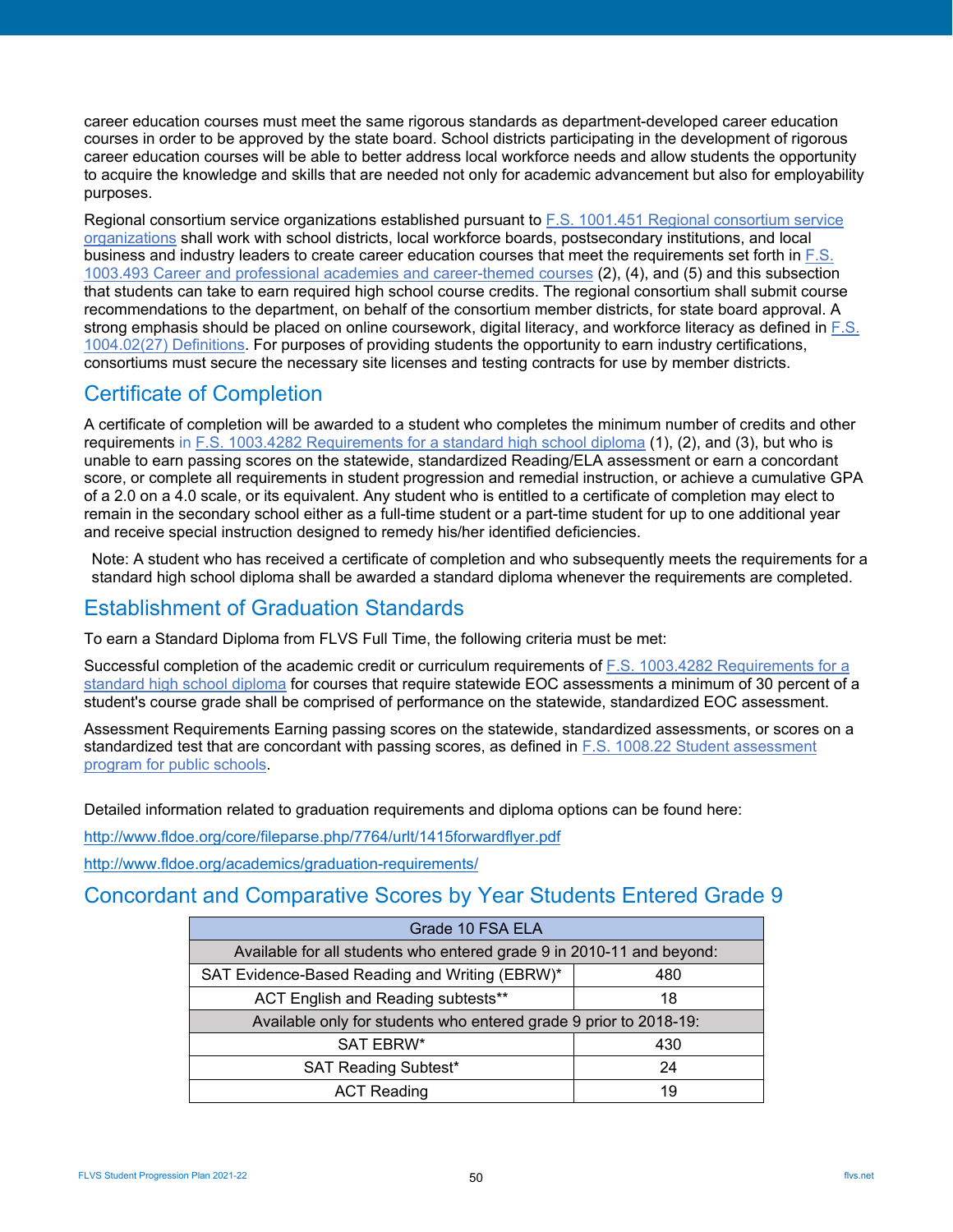career education courses must meet the same rigorous standards as department-developed career education courses in order to be approved by the state board. School districts participating in the development of rigorous career education courses will be able to better address local workforce needs and allow students the opportunity to acquire the knowledge and skills that are needed not only for academic advancement but also for employability purposes.

Regional consortium service organizations established pursuant to F.S. 1001.451 Regional consortium service organizations shall work with school districts, local workforce boards, postsecondary institutions, and local business and industry leaders to create career education courses that meet the requirements set forth in F.S. 1003.493 Career and professional academies and career-themed courses (2), (4), and (5) and this subsection that students can take to earn required high school course credits. The regional consortium shall submit course recommendations to the department, on behalf of the consortium member districts, for state board approval. A strong emphasis should be placed on online coursework, digital literacy, and workforce literacy as defined in F.S. 1004.02(27) Definitions. For purposes of providing students the opportunity to earn industry certifications, consortiums must secure the necessary site licenses and testing contracts for use by member districts.

## Certificate of Completion

A certificate of completion will be awarded to a student who completes the minimum number of credits and other requirements in F.S. 1003.4282 Requirements for a standard high school diploma (1), (2), and (3), but who is unable to earn passing scores on the statewide, standardized Reading/ELA assessment or earn a concordant score, or complete all requirements in student progression and remedial instruction, or achieve a cumulative GPA of a 2.0 on a 4.0 scale, or its equivalent. Any student who is entitled to a certificate of completion may elect to remain in the secondary school either as a full-time student or a part-time student for up to one additional year and receive special instruction designed to remedy his/her identified deficiencies.

Note: A student who has received a certificate of completion and who subsequently meets the requirements for a standard high school diploma shall be awarded a standard diploma whenever the requirements are completed.

## Establishment of Graduation Standards

To earn a Standard Diploma from FLVS Full Time, the following criteria must be met:

Successful completion of the academic credit or curriculum requirements of F.S. 1003.4282 Requirements for a standard high school diploma for courses that require statewide EOC assessments a minimum of 30 percent of a student's course grade shall be comprised of performance on the statewide, standardized EOC assessment.

Assessment Requirements Earning passing scores on the statewide, standardized assessments, or scores on a standardized test that are concordant with passing scores, as defined in F.S. 1008.22 Student assessment program for public schools.

Detailed information related to graduation requirements and diploma options can be found here:

http://www.fldoe.org/core/fileparse.php/7764/urlt/1415forwardflyer.pdf

http://www.fldoe.org/academics/graduation-requirements/

## Concordant and Comparative Scores by Year Students Entered Grade 9

| Grade 10 FSA ELA | |
|---|---|
| Available for all students who entered grade 9 in 2010-11 and beyond: | |
| SAT Evidence-Based Reading and Writing (EBRW)* | 480 |
| ACT English and Reading subtests** | 18 |
| Available only for students who entered grade 9 prior to 2018-19: | |
| SAT EBRW* | 430 |
| SAT Reading Subtest* | 24 |
| ACT Reading | 19 |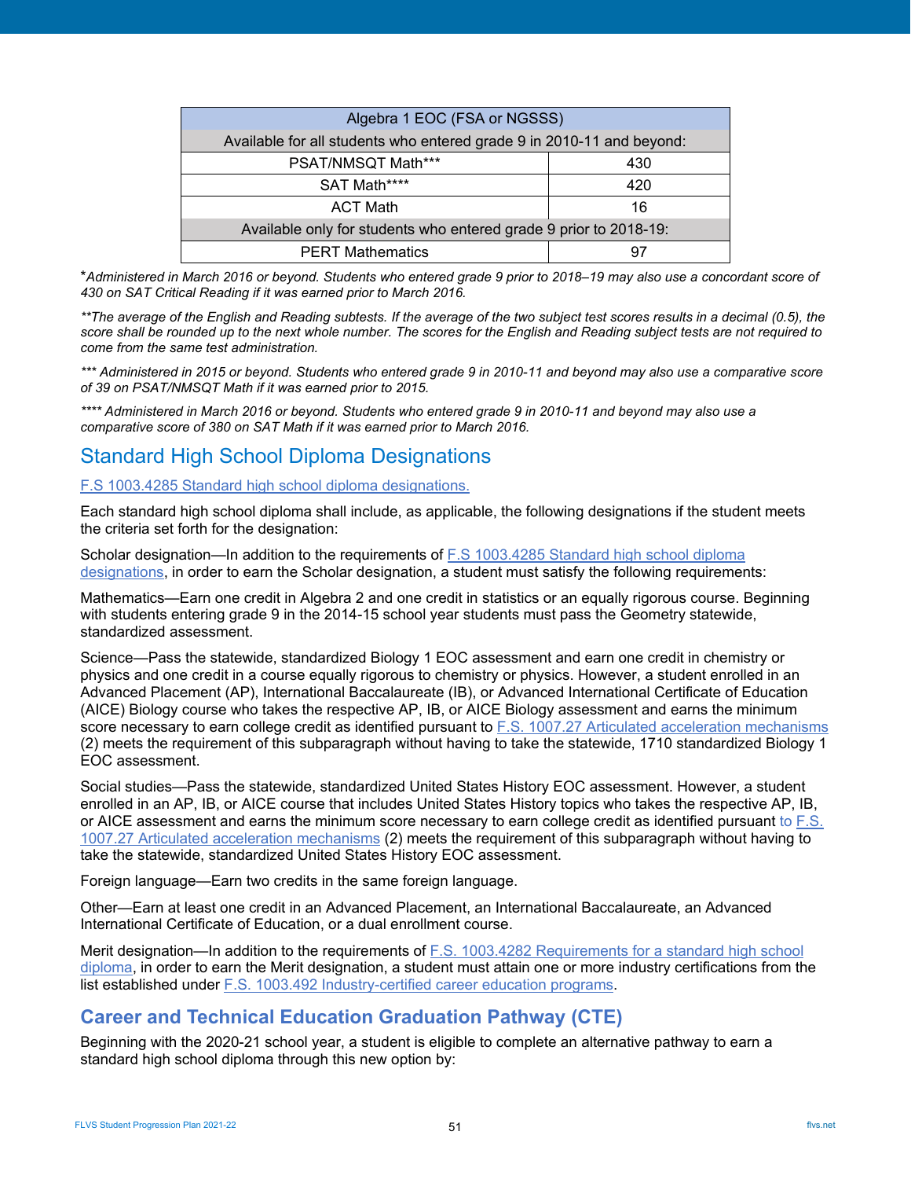| Algebra 1 EOC (FSA or NGSSS) | |
|---|---|
| Available for all students who entered grade 9 in 2010-11 and beyond: | |
| PSAT/NMSQT Math*** | 430 |
| SAT Math**** | 420 |
| ACT Math | 16 |
| Available only for students who entered grade 9 prior to 2018-19: | |
| PERT Mathematics | 97 |

**Administered in March 2016 or beyond. Students who entered grade 9 prior to 2018–19 may also use a concordant score of 430 on SAT Critical Reading if it was earned prior to March 2016.*

*\*\*The average of the English and Reading subtests. If the average of the two subject test scores results in a decimal (0.5), the score shall be rounded up to the next whole number. The scores for the English and Reading subject tests are not required to come from the same test administration.*

*\*\*\* Administered in 2015 or beyond. Students who entered grade 9 in 2010-11 and beyond may also use a comparative score of 39 on PSAT/NMSQT Math if it was earned prior to 2015.*

*\*\*\*\* Administered in March 2016 or beyond. Students who entered grade 9 in 2010-11 and beyond may also use a comparative score of 380 on SAT Math if it was earned prior to March 2016.*

## Standard High School Diploma Designations

F.S 1003.4285 Standard high school diploma designations.

Each standard high school diploma shall include, as applicable, the following designations if the student meets the criteria set forth for the designation:

Scholar designation—In addition to the requirements of F.S 1003.4285 Standard high school diploma designations, in order to earn the Scholar designation, a student must satisfy the following requirements:

Mathematics—Earn one credit in Algebra 2 and one credit in statistics or an equally rigorous course. Beginning with students entering grade 9 in the 2014-15 school year students must pass the Geometry statewide, standardized assessment.

Science—Pass the statewide, standardized Biology 1 EOC assessment and earn one credit in chemistry or physics and one credit in a course equally rigorous to chemistry or physics. However, a student enrolled in an Advanced Placement (AP), International Baccalaureate (IB), or Advanced International Certificate of Education (AICE) Biology course who takes the respective AP, IB, or AICE Biology assessment and earns the minimum score necessary to earn college credit as identified pursuant to F.S. 1007.27 Articulated acceleration mechanisms (2) meets the requirement of this subparagraph without having to take the statewide, 1710 standardized Biology 1 EOC assessment.

Social studies—Pass the statewide, standardized United States History EOC assessment. However, a student enrolled in an AP, IB, or AICE course that includes United States History topics who takes the respective AP, IB, or AICE assessment and earns the minimum score necessary to earn college credit as identified pursuant to F.S. 1007.27 Articulated acceleration mechanisms (2) meets the requirement of this subparagraph without having to take the statewide, standardized United States History EOC assessment.

Foreign language—Earn two credits in the same foreign language.

Other—Earn at least one credit in an Advanced Placement, an International Baccalaureate, an Advanced International Certificate of Education, or a dual enrollment course.

Merit designation—In addition to the requirements of F.S. 1003.4282 Requirements for a standard high school diploma, in order to earn the Merit designation, a student must attain one or more industry certifications from the list established under F.S. 1003.492 Industry-certified career education programs.

## Career and Technical Education Graduation Pathway (CTE)

Beginning with the 2020-21 school year, a student is eligible to complete an alternative pathway to earn a standard high school diploma through this new option by: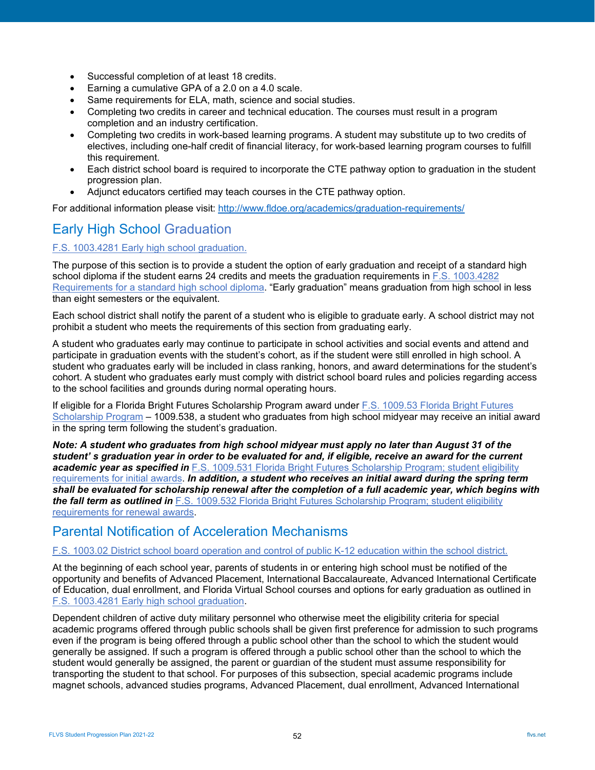- Successful completion of at least 18 credits.
- Earning a cumulative GPA of a 2.0 on a 4.0 scale.
- Same requirements for ELA, math, science and social studies.
- Completing two credits in career and technical education. The courses must result in a program completion and an industry certification.
- Completing two credits in work-based learning programs. A student may substitute up to two credits of electives, including one-half credit of financial literacy, for work-based learning program courses to fulfill this requirement.
- Each district school board is required to incorporate the CTE pathway option to graduation in the student progression plan.
- Adjunct educators certified may teach courses in the CTE pathway option.

For additional information please visit: http://www.fldoe.org/academics/graduation-requirements/

## Early High School Graduation

F.S. 1003.4281 Early high school graduation.

The purpose of this section is to provide a student the option of early graduation and receipt of a standard high school diploma if the student earns 24 credits and meets the graduation requirements in F.S. 1003.4282 Requirements for a standard high school diploma. "Early graduation" means graduation from high school in less than eight semesters or the equivalent.

Each school district shall notify the parent of a student who is eligible to graduate early. A school district may not prohibit a student who meets the requirements of this section from graduating early.

A student who graduates early may continue to participate in school activities and social events and attend and participate in graduation events with the student's cohort, as if the student were still enrolled in high school. A student who graduates early will be included in class ranking, honors, and award determinations for the student's cohort. A student who graduates early must comply with district school board rules and policies regarding access to the school facilities and grounds during normal operating hours.

If eligible for a Florida Bright Futures Scholarship Program award under F.S. 1009.53 Florida Bright Futures Scholarship Program – 1009.538, a student who graduates from high school midyear may receive an initial award in the spring term following the student's graduation.

***Note: A student who graduates from high school midyear must apply no later than August 31 of the student' s graduation year in order to be evaluated for and, if eligible, receive an award for the current academic year as specified in*** F.S. 1009.531 Florida Bright Futures Scholarship Program; student eligibility requirements for initial awards. ***In addition, a student who receives an initial award during the spring term shall be evaluated for scholarship renewal after the completion of a full academic year, which begins with the fall term as outlined in*** F.S. 1009.532 Florida Bright Futures Scholarship Program; student eligibility requirements for renewal awards.

## Parental Notification of Acceleration Mechanisms

F.S. 1003.02 District school board operation and control of public K-12 education within the school district.

At the beginning of each school year, parents of students in or entering high school must be notified of the opportunity and benefits of Advanced Placement, International Baccalaureate, Advanced International Certificate of Education, dual enrollment, and Florida Virtual School courses and options for early graduation as outlined in F.S. 1003.4281 Early high school graduation.

Dependent children of active duty military personnel who otherwise meet the eligibility criteria for special academic programs offered through public schools shall be given first preference for admission to such programs even if the program is being offered through a public school other than the school to which the student would generally be assigned. If such a program is offered through a public school other than the school to which the student would generally be assigned, the parent or guardian of the student must assume responsibility for transporting the student to that school. For purposes of this subsection, special academic programs include magnet schools, advanced studies programs, Advanced Placement, dual enrollment, Advanced International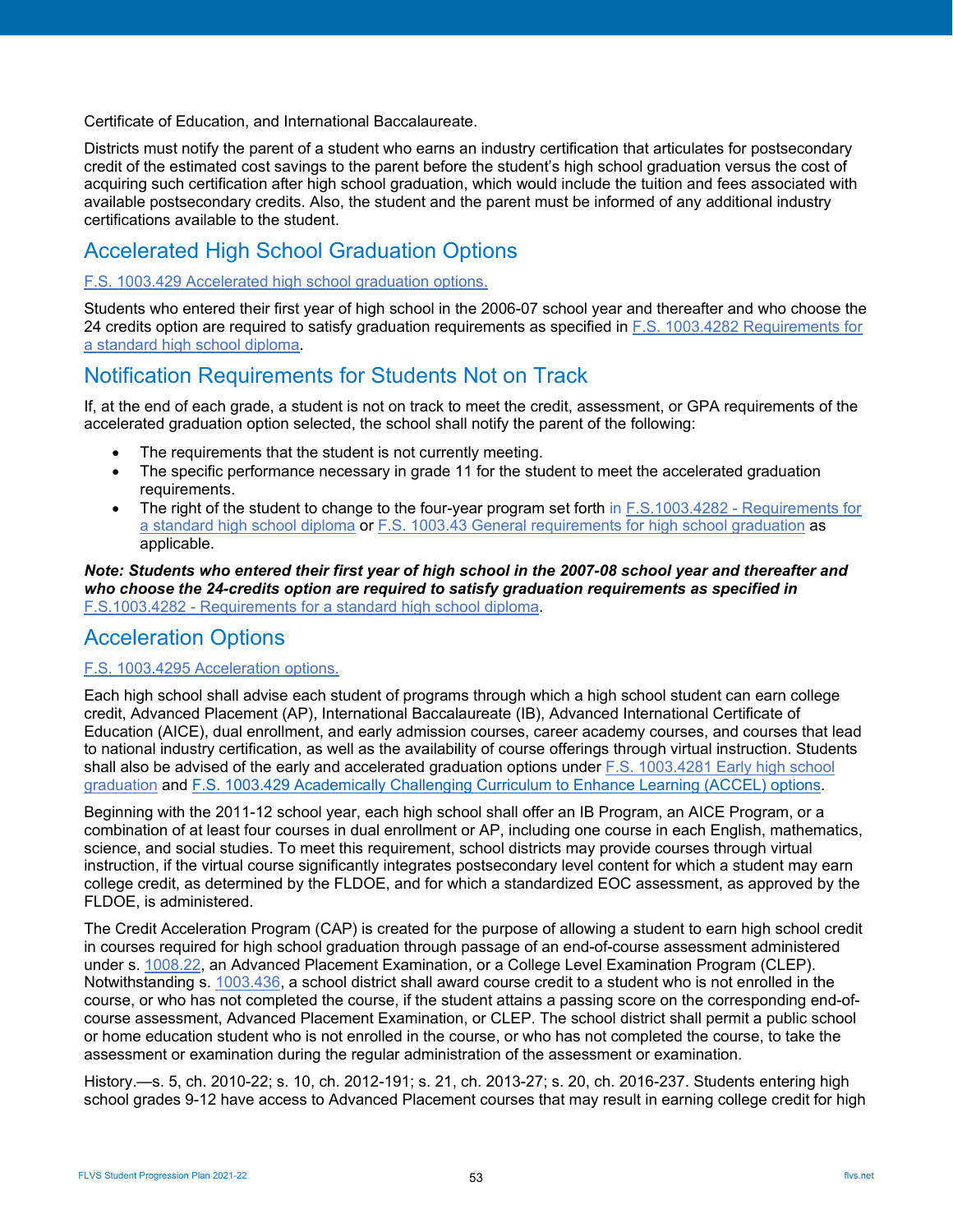Certificate of Education, and International Baccalaureate.

Districts must notify the parent of a student who earns an industry certification that articulates for postsecondary credit of the estimated cost savings to the parent before the student's high school graduation versus the cost of acquiring such certification after high school graduation, which would include the tuition and fees associated with available postsecondary credits. Also, the student and the parent must be informed of any additional industry certifications available to the student.

## Accelerated High School Graduation Options

F.S. 1003.429 Accelerated high school graduation options.

Students who entered their first year of high school in the 2006-07 school year and thereafter and who choose the 24 credits option are required to satisfy graduation requirements as specified in F.S. 1003.4282 Requirements for a standard high school diploma.

## Notification Requirements for Students Not on Track

If, at the end of each grade, a student is not on track to meet the credit, assessment, or GPA requirements of the accelerated graduation option selected, the school shall notify the parent of the following:

- The requirements that the student is not currently meeting.
- The specific performance necessary in grade 11 for the student to meet the accelerated graduation requirements.
- The right of the student to change to the four-year program set forth in F.S.1003.4282 - Requirements for a standard high school diploma or F.S. 1003.43 General requirements for high school graduation as applicable.

***Note: Students who entered their first year of high school in the 2007-08 school year and thereafter and who choose the 24-credits option are required to satisfy graduation requirements as specified in*** F.S.1003.4282 - Requirements for a standard high school diploma.

## Acceleration Options

F.S. 1003.4295 Acceleration options.

Each high school shall advise each student of programs through which a high school student can earn college credit, Advanced Placement (AP), International Baccalaureate (IB), Advanced International Certificate of Education (AICE), dual enrollment, and early admission courses, career academy courses, and courses that lead to national industry certification, as well as the availability of course offerings through virtual instruction. Students shall also be advised of the early and accelerated graduation options under F.S. 1003.4281 Early high school graduation and F.S. 1003.429 Academically Challenging Curriculum to Enhance Learning (ACCEL) options.

Beginning with the 2011-12 school year, each high school shall offer an IB Program, an AICE Program, or a combination of at least four courses in dual enrollment or AP, including one course in each English, mathematics, science, and social studies. To meet this requirement, school districts may provide courses through virtual instruction, if the virtual course significantly integrates postsecondary level content for which a student may earn college credit, as determined by the FLDOE, and for which a standardized EOC assessment, as approved by the FLDOE, is administered.

The Credit Acceleration Program (CAP) is created for the purpose of allowing a student to earn high school credit in courses required for high school graduation through passage of an end-of-course assessment administered under s. 1008.22, an Advanced Placement Examination, or a College Level Examination Program (CLEP). Notwithstanding s. 1003.436, a school district shall award course credit to a student who is not enrolled in the course, or who has not completed the course, if the student attains a passing score on the corresponding end-of-course assessment, Advanced Placement Examination, or CLEP. The school district shall permit a public school or home education student who is not enrolled in the course, or who has not completed the course, to take the assessment or examination during the regular administration of the assessment or examination.

History.—s. 5, ch. 2010-22; s. 10, ch. 2012-191; s. 21, ch. 2013-27; s. 20, ch. 2016-237. Students entering high school grades 9-12 have access to Advanced Placement courses that may result in earning college credit for high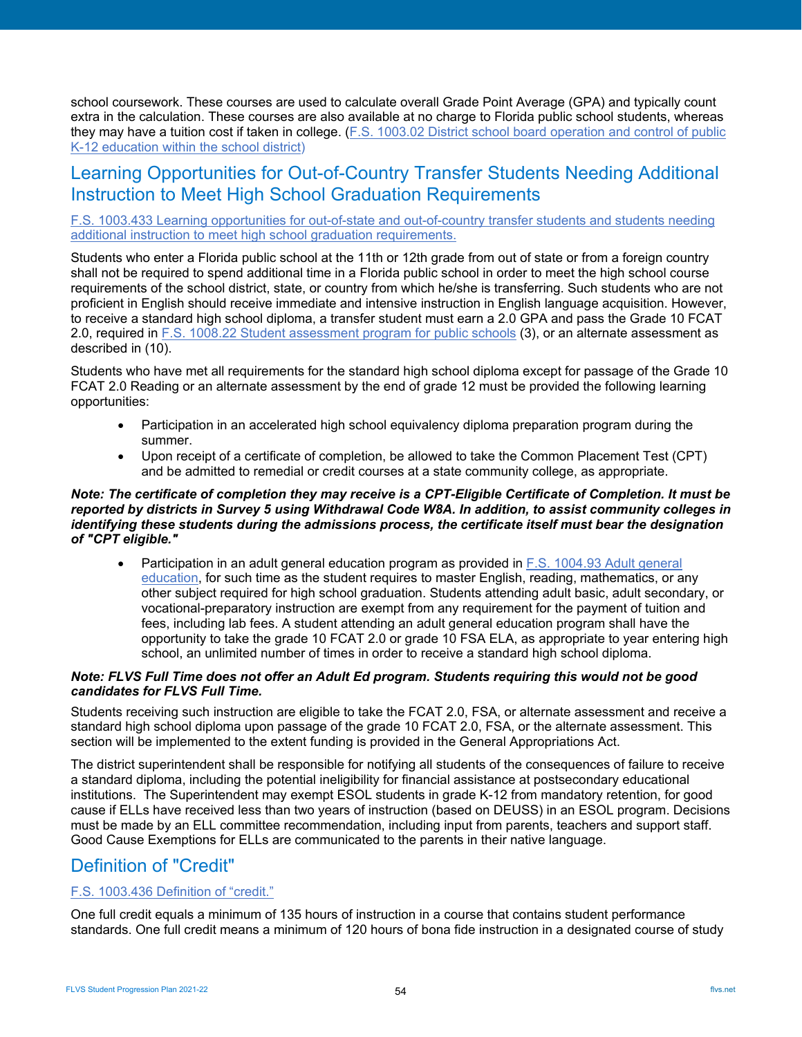school coursework. These courses are used to calculate overall Grade Point Average (GPA) and typically count extra in the calculation. These courses are also available at no charge to Florida public school students, whereas they may have a tuition cost if taken in college. (F.S. 1003.02 District school board operation and control of public K-12 education within the school district)

## Learning Opportunities for Out-of-Country Transfer Students Needing Additional Instruction to Meet High School Graduation Requirements

F.S. 1003.433 Learning opportunities for out-of-state and out-of-country transfer students and students needing additional instruction to meet high school graduation requirements.

Students who enter a Florida public school at the 11th or 12th grade from out of state or from a foreign country shall not be required to spend additional time in a Florida public school in order to meet the high school course requirements of the school district, state, or country from which he/she is transferring. Such students who are not proficient in English should receive immediate and intensive instruction in English language acquisition. However, to receive a standard high school diploma, a transfer student must earn a 2.0 GPA and pass the Grade 10 FCAT 2.0, required in F.S. 1008.22 Student assessment program for public schools (3), or an alternate assessment as described in (10).

Students who have met all requirements for the standard high school diploma except for passage of the Grade 10 FCAT 2.0 Reading or an alternate assessment by the end of grade 12 must be provided the following learning opportunities:

- Participation in an accelerated high school equivalency diploma preparation program during the summer.
- Upon receipt of a certificate of completion, be allowed to take the Common Placement Test (CPT) and be admitted to remedial or credit courses at a state community college, as appropriate.

***Note: The certificate of completion they may receive is a CPT-Eligible Certificate of Completion. It must be reported by districts in Survey 5 using Withdrawal Code W8A. In addition, to assist community colleges in identifying these students during the admissions process, the certificate itself must bear the designation of "CPT eligible."***

- Participation in an adult general education program as provided in F.S. 1004.93 Adult general education, for such time as the student requires to master English, reading, mathematics, or any other subject required for high school graduation. Students attending adult basic, adult secondary, or vocational-preparatory instruction are exempt from any requirement for the payment of tuition and fees, including lab fees. A student attending an adult general education program shall have the opportunity to take the grade 10 FCAT 2.0 or grade 10 FSA ELA, as appropriate to year entering high school, an unlimited number of times in order to receive a standard high school diploma.

***Note: FLVS Full Time does not offer an Adult Ed program. Students requiring this would not be good candidates for FLVS Full Time.***

Students receiving such instruction are eligible to take the FCAT 2.0, FSA, or alternate assessment and receive a standard high school diploma upon passage of the grade 10 FCAT 2.0, FSA, or the alternate assessment. This section will be implemented to the extent funding is provided in the General Appropriations Act.

The district superintendent shall be responsible for notifying all students of the consequences of failure to receive a standard diploma, including the potential ineligibility for financial assistance at postsecondary educational institutions. The Superintendent may exempt ESOL students in grade K-12 from mandatory retention, for good cause if ELLs have received less than two years of instruction (based on DEUSS) in an ESOL program. Decisions must be made by an ELL committee recommendation, including input from parents, teachers and support staff. Good Cause Exemptions for ELLs are communicated to the parents in their native language.

## Definition of "Credit"

F.S. 1003.436 Definition of "credit."

One full credit equals a minimum of 135 hours of instruction in a course that contains student performance standards. One full credit means a minimum of 120 hours of bona fide instruction in a designated course of study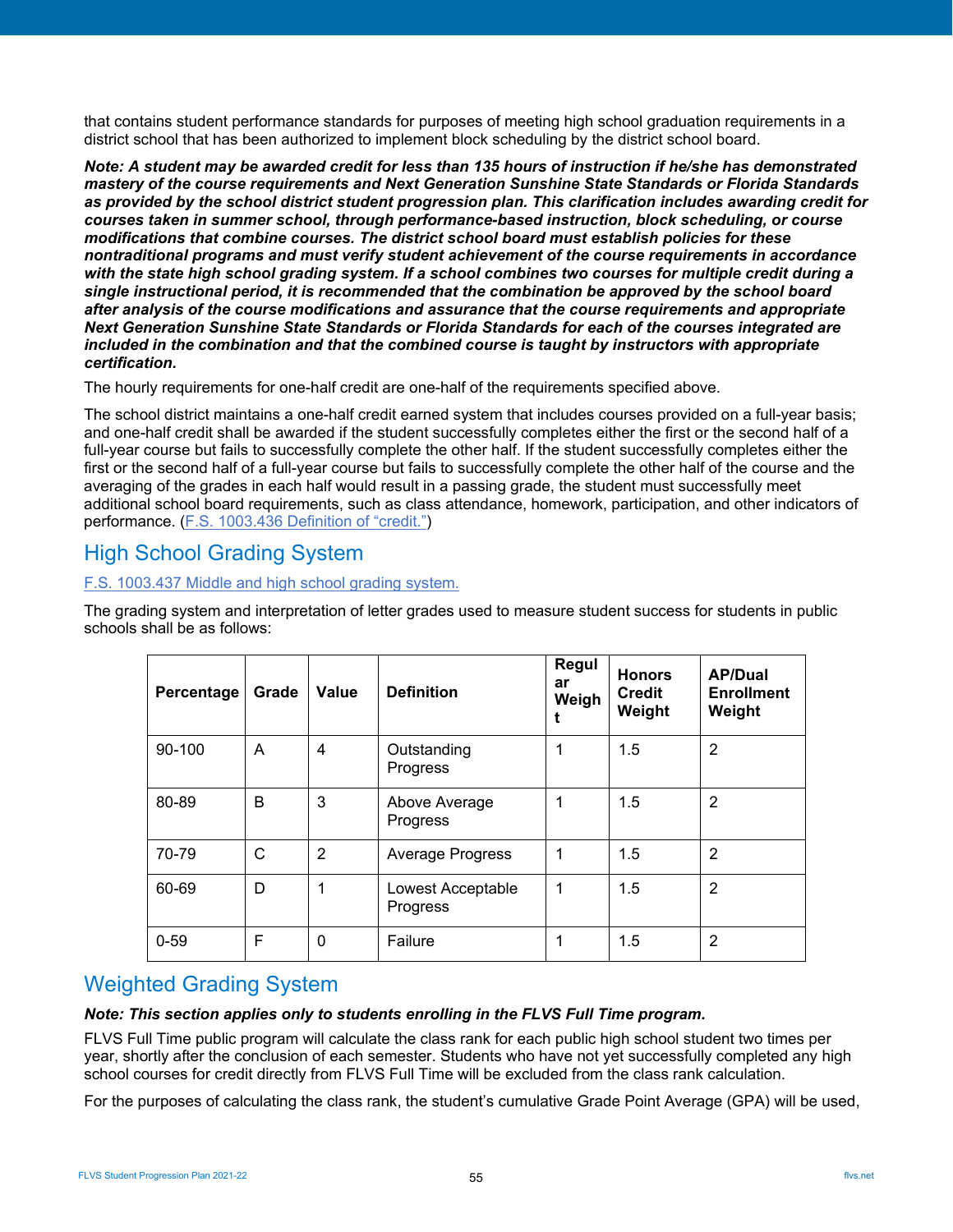that contains student performance standards for purposes of meeting high school graduation requirements in a district school that has been authorized to implement block scheduling by the district school board.

***Note: A student may be awarded credit for less than 135 hours of instruction if he/she has demonstrated mastery of the course requirements and Next Generation Sunshine State Standards or Florida Standards as provided by the school district student progression plan. This clarification includes awarding credit for courses taken in summer school, through performance-based instruction, block scheduling, or course modifications that combine courses. The district school board must establish policies for these nontraditional programs and must verify student achievement of the course requirements in accordance with the state high school grading system. If a school combines two courses for multiple credit during a single instructional period, it is recommended that the combination be approved by the school board after analysis of the course modifications and assurance that the course requirements and appropriate Next Generation Sunshine State Standards or Florida Standards for each of the courses integrated are included in the combination and that the combined course is taught by instructors with appropriate certification.***

The hourly requirements for one-half credit are one-half of the requirements specified above.

The school district maintains a one-half credit earned system that includes courses provided on a full-year basis; and one-half credit shall be awarded if the student successfully completes either the first or the second half of a full-year course but fails to successfully complete the other half. If the student successfully completes either the first or the second half of a full-year course but fails to successfully complete the other half of the course and the averaging of the grades in each half would result in a passing grade, the student must successfully meet additional school board requirements, such as class attendance, homework, participation, and other indicators of performance. (F.S. 1003.436 Definition of "credit.")

## High School Grading System

F.S. 1003.437 Middle and high school grading system.

The grading system and interpretation of letter grades used to measure student success for students in public schools shall be as follows:

| Percentage | Grade | Value | Definition | Regular Weight | Honors Credit Weight | AP/Dual Enrollment Weight |
|---|---|---|---|---|---|---|
| 90-100 | A | 4 | Outstanding Progress | 1 | 1.5 | 2 |
| 80-89 | B | 3 | Above Average Progress | 1 | 1.5 | 2 |
| 70-79 | C | 2 | Average Progress | 1 | 1.5 | 2 |
| 60-69 | D | 1 | Lowest Acceptable Progress | 1 | 1.5 | 2 |
| 0-59 | F | 0 | Failure | 1 | 1.5 | 2 |

## Weighted Grading System

***Note: This section applies only to students enrolling in the FLVS Full Time program.***

FLVS Full Time public program will calculate the class rank for each public high school student two times per year, shortly after the conclusion of each semester. Students who have not yet successfully completed any high school courses for credit directly from FLVS Full Time will be excluded from the class rank calculation.

For the purposes of calculating the class rank, the student's cumulative Grade Point Average (GPA) will be used,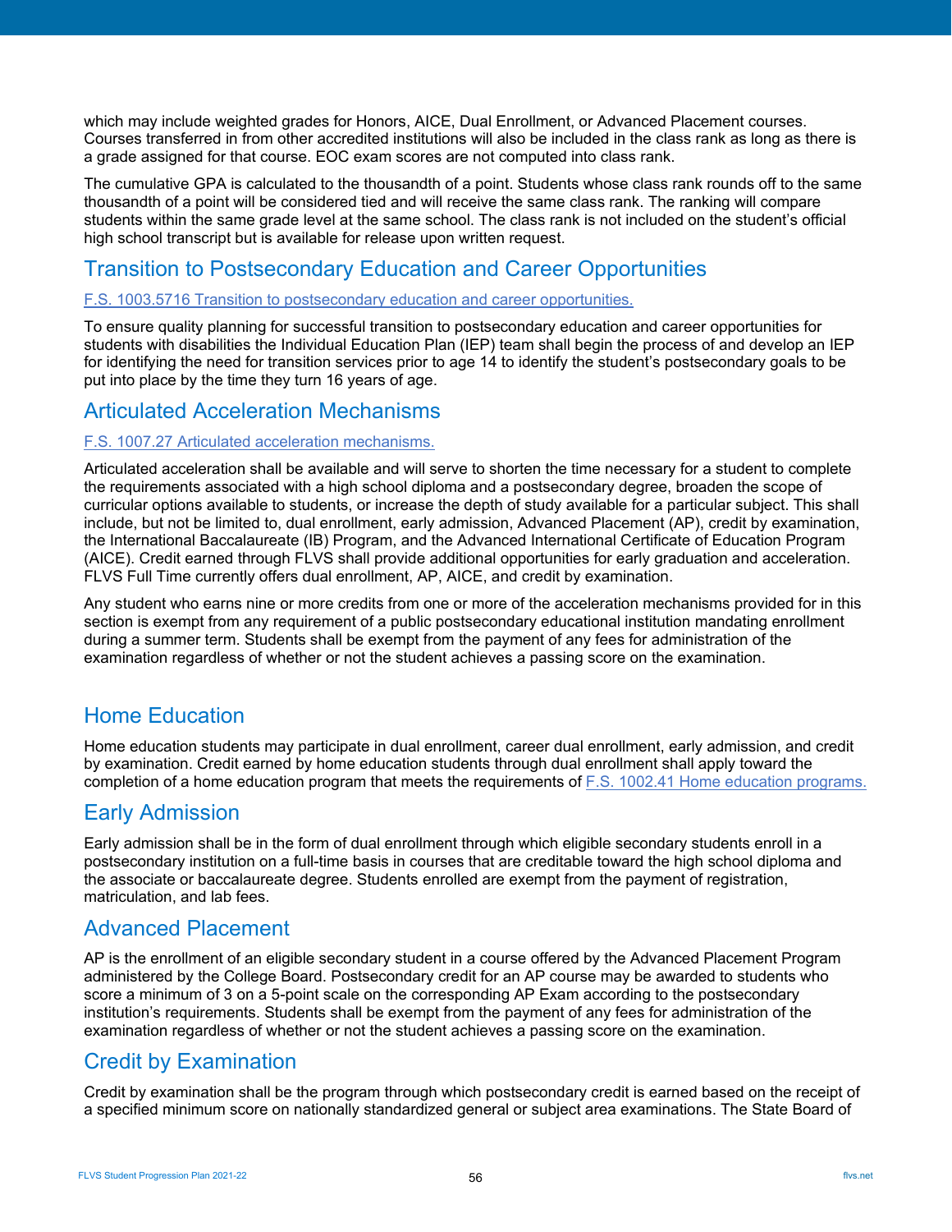which may include weighted grades for Honors, AICE, Dual Enrollment, or Advanced Placement courses. Courses transferred in from other accredited institutions will also be included in the class rank as long as there is a grade assigned for that course. EOC exam scores are not computed into class rank.

The cumulative GPA is calculated to the thousandth of a point. Students whose class rank rounds off to the same thousandth of a point will be considered tied and will receive the same class rank. The ranking will compare students within the same grade level at the same school. The class rank is not included on the student's official high school transcript but is available for release upon written request.

## Transition to Postsecondary Education and Career Opportunities

[F.S. 1003.5716 Transition to postsecondary education and career opportunities.]

To ensure quality planning for successful transition to postsecondary education and career opportunities for students with disabilities the Individual Education Plan (IEP) team shall begin the process of and develop an IEP for identifying the need for transition services prior to age 14 to identify the student's postsecondary goals to be put into place by the time they turn 16 years of age.

## Articulated Acceleration Mechanisms

[F.S. 1007.27 Articulated acceleration mechanisms.]

Articulated acceleration shall be available and will serve to shorten the time necessary for a student to complete the requirements associated with a high school diploma and a postsecondary degree, broaden the scope of curricular options available to students, or increase the depth of study available for a particular subject. This shall include, but not be limited to, dual enrollment, early admission, Advanced Placement (AP), credit by examination, the International Baccalaureate (IB) Program, and the Advanced International Certificate of Education Program (AICE). Credit earned through FLVS shall provide additional opportunities for early graduation and acceleration. FLVS Full Time currently offers dual enrollment, AP, AICE, and credit by examination.

Any student who earns nine or more credits from one or more of the acceleration mechanisms provided for in this section is exempt from any requirement of a public postsecondary educational institution mandating enrollment during a summer term. Students shall be exempt from the payment of any fees for administration of the examination regardless of whether or not the student achieves a passing score on the examination.

## Home Education

Home education students may participate in dual enrollment, career dual enrollment, early admission, and credit by examination. Credit earned by home education students through dual enrollment shall apply toward the completion of a home education program that meets the requirements of F.S. 1002.41 Home education programs.

## Early Admission

Early admission shall be in the form of dual enrollment through which eligible secondary students enroll in a postsecondary institution on a full-time basis in courses that are creditable toward the high school diploma and the associate or baccalaureate degree. Students enrolled are exempt from the payment of registration, matriculation, and lab fees.

## Advanced Placement

AP is the enrollment of an eligible secondary student in a course offered by the Advanced Placement Program administered by the College Board. Postsecondary credit for an AP course may be awarded to students who score a minimum of 3 on a 5-point scale on the corresponding AP Exam according to the postsecondary institution's requirements. Students shall be exempt from the payment of any fees for administration of the examination regardless of whether or not the student achieves a passing score on the examination.

## Credit by Examination

Credit by examination shall be the program through which postsecondary credit is earned based on the receipt of a specified minimum score on nationally standardized general or subject area examinations. The State Board of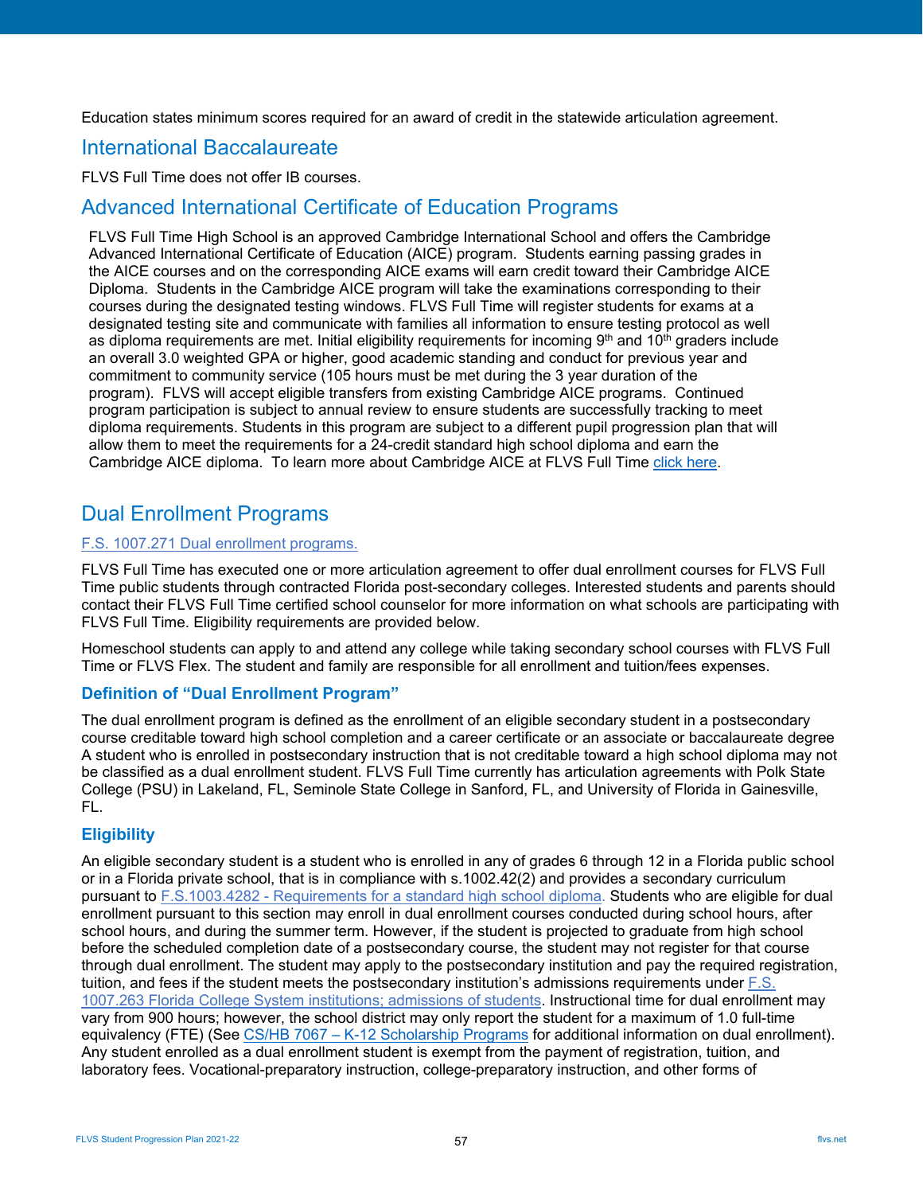Education states minimum scores required for an award of credit in the statewide articulation agreement.

## International Baccalaureate

FLVS Full Time does not offer IB courses.

## Advanced International Certificate of Education Programs

FLVS Full Time High School is an approved Cambridge International School and offers the Cambridge Advanced International Certificate of Education (AICE) program. Students earning passing grades in the AICE courses and on the corresponding AICE exams will earn credit toward their Cambridge AICE Diploma. Students in the Cambridge AICE program will take the examinations corresponding to their courses during the designated testing windows. FLVS Full Time will register students for exams at a designated testing site and communicate with families all information to ensure testing protocol as well as diploma requirements are met. Initial eligibility requirements for incoming 9th and 10th graders include an overall 3.0 weighted GPA or higher, good academic standing and conduct for previous year and commitment to community service (105 hours must be met during the 3 year duration of the program). FLVS will accept eligible transfers from existing Cambridge AICE programs. Continued program participation is subject to annual review to ensure students are successfully tracking to meet diploma requirements. Students in this program are subject to a different pupil progression plan that will allow them to meet the requirements for a 24-credit standard high school diploma and earn the Cambridge AICE diploma. To learn more about Cambridge AICE at FLVS Full Time click here.

## Dual Enrollment Programs

F.S. 1007.271 Dual enrollment programs.

FLVS Full Time has executed one or more articulation agreement to offer dual enrollment courses for FLVS Full Time public students through contracted Florida post-secondary colleges. Interested students and parents should contact their FLVS Full Time certified school counselor for more information on what schools are participating with FLVS Full Time. Eligibility requirements are provided below.

Homeschool students can apply to and attend any college while taking secondary school courses with FLVS Full Time or FLVS Flex. The student and family are responsible for all enrollment and tuition/fees expenses.

### Definition of "Dual Enrollment Program"

The dual enrollment program is defined as the enrollment of an eligible secondary student in a postsecondary course creditable toward high school completion and a career certificate or an associate or baccalaureate degree A student who is enrolled in postsecondary instruction that is not creditable toward a high school diploma may not be classified as a dual enrollment student. FLVS Full Time currently has articulation agreements with Polk State College (PSU) in Lakeland, FL, Seminole State College in Sanford, FL, and University of Florida in Gainesville, FL.

### Eligibility

An eligible secondary student is a student who is enrolled in any of grades 6 through 12 in a Florida public school or in a Florida private school, that is in compliance with s.1002.42(2) and provides a secondary curriculum pursuant to F.S.1003.4282 - Requirements for a standard high school diploma. Students who are eligible for dual enrollment pursuant to this section may enroll in dual enrollment courses conducted during school hours, after school hours, and during the summer term. However, if the student is projected to graduate from high school before the scheduled completion date of a postsecondary course, the student may not register for that course through dual enrollment. The student may apply to the postsecondary institution and pay the required registration, tuition, and fees if the student meets the postsecondary institution's admissions requirements under F.S. 1007.263 Florida College System institutions; admissions of students. Instructional time for dual enrollment may vary from 900 hours; however, the school district may only report the student for a maximum of 1.0 full-time equivalency (FTE) (See CS/HB 7067 – K-12 Scholarship Programs for additional information on dual enrollment). Any student enrolled as a dual enrollment student is exempt from the payment of registration, tuition, and laboratory fees. Vocational-preparatory instruction, college-preparatory instruction, and other forms of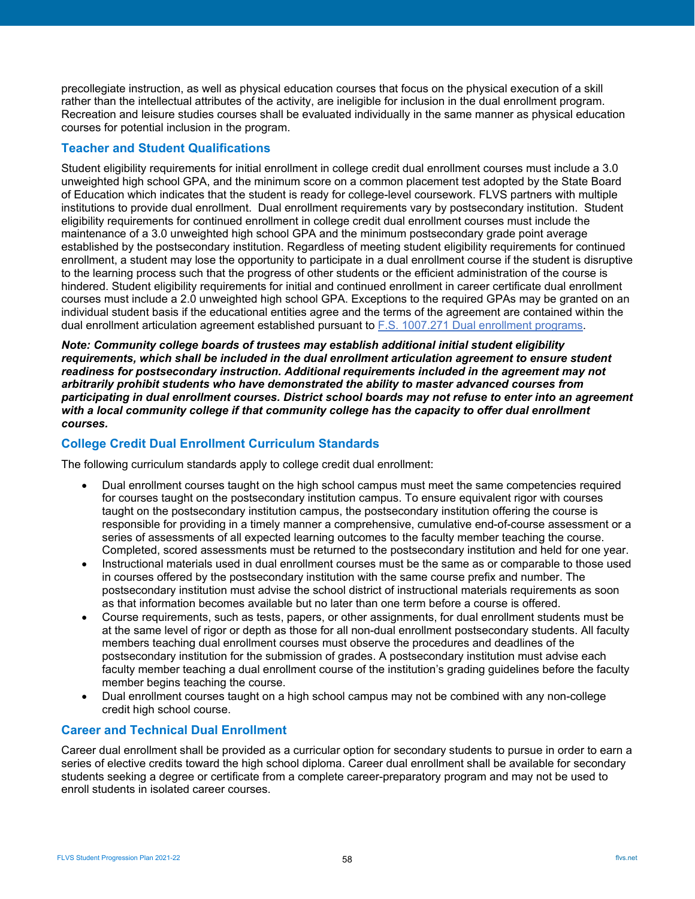precollegiate instruction, as well as physical education courses that focus on the physical execution of a skill rather than the intellectual attributes of the activity, are ineligible for inclusion in the dual enrollment program. Recreation and leisure studies courses shall be evaluated individually in the same manner as physical education courses for potential inclusion in the program.

## Teacher and Student Qualifications

Student eligibility requirements for initial enrollment in college credit dual enrollment courses must include a 3.0 unweighted high school GPA, and the minimum score on a common placement test adopted by the State Board of Education which indicates that the student is ready for college-level coursework. FLVS partners with multiple institutions to provide dual enrollment. Dual enrollment requirements vary by postsecondary institution. Student eligibility requirements for continued enrollment in college credit dual enrollment courses must include the maintenance of a 3.0 unweighted high school GPA and the minimum postsecondary grade point average established by the postsecondary institution. Regardless of meeting student eligibility requirements for continued enrollment, a student may lose the opportunity to participate in a dual enrollment course if the student is disruptive to the learning process such that the progress of other students or the efficient administration of the course is hindered. Student eligibility requirements for initial and continued enrollment in career certificate dual enrollment courses must include a 2.0 unweighted high school GPA. Exceptions to the required GPAs may be granted on an individual student basis if the educational entities agree and the terms of the agreement are contained within the dual enrollment articulation agreement established pursuant to [F.S. 1007.271 Dual enrollment programs](F.S. 1007.271 Dual enrollment programs).

***Note: Community college boards of trustees may establish additional initial student eligibility requirements, which shall be included in the dual enrollment articulation agreement to ensure student readiness for postsecondary instruction. Additional requirements included in the agreement may not arbitrarily prohibit students who have demonstrated the ability to master advanced courses from participating in dual enrollment courses. District school boards may not refuse to enter into an agreement with a local community college if that community college has the capacity to offer dual enrollment courses.***

## College Credit Dual Enrollment Curriculum Standards

The following curriculum standards apply to college credit dual enrollment:

- Dual enrollment courses taught on the high school campus must meet the same competencies required for courses taught on the postsecondary institution campus. To ensure equivalent rigor with courses taught on the postsecondary institution campus, the postsecondary institution offering the course is responsible for providing in a timely manner a comprehensive, cumulative end-of-course assessment or a series of assessments of all expected learning outcomes to the faculty member teaching the course. Completed, scored assessments must be returned to the postsecondary institution and held for one year.
- Instructional materials used in dual enrollment courses must be the same as or comparable to those used in courses offered by the postsecondary institution with the same course prefix and number. The postsecondary institution must advise the school district of instructional materials requirements as soon as that information becomes available but no later than one term before a course is offered.
- Course requirements, such as tests, papers, or other assignments, for dual enrollment students must be at the same level of rigor or depth as those for all non-dual enrollment postsecondary students. All faculty members teaching dual enrollment courses must observe the procedures and deadlines of the postsecondary institution for the submission of grades. A postsecondary institution must advise each faculty member teaching a dual enrollment course of the institution's grading guidelines before the faculty member begins teaching the course.
- Dual enrollment courses taught on a high school campus may not be combined with any non-college credit high school course.

## Career and Technical Dual Enrollment

Career dual enrollment shall be provided as a curricular option for secondary students to pursue in order to earn a series of elective credits toward the high school diploma. Career dual enrollment shall be available for secondary students seeking a degree or certificate from a complete career-preparatory program and may not be used to enroll students in isolated career courses.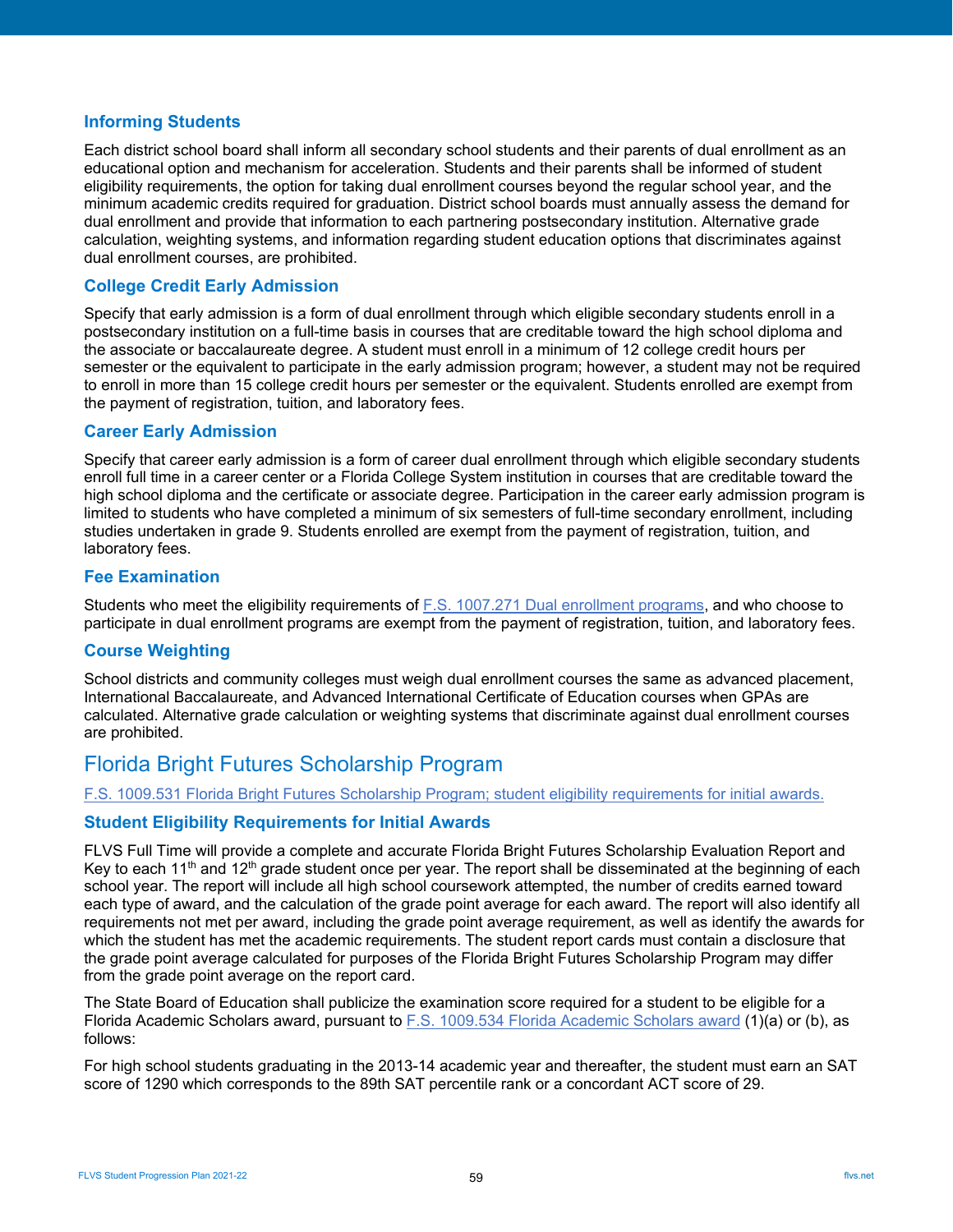### Informing Students

Each district school board shall inform all secondary school students and their parents of dual enrollment as an educational option and mechanism for acceleration. Students and their parents shall be informed of student eligibility requirements, the option for taking dual enrollment courses beyond the regular school year, and the minimum academic credits required for graduation. District school boards must annually assess the demand for dual enrollment and provide that information to each partnering postsecondary institution. Alternative grade calculation, weighting systems, and information regarding student education options that discriminates against dual enrollment courses, are prohibited.

### College Credit Early Admission

Specify that early admission is a form of dual enrollment through which eligible secondary students enroll in a postsecondary institution on a full-time basis in courses that are creditable toward the high school diploma and the associate or baccalaureate degree. A student must enroll in a minimum of 12 college credit hours per semester or the equivalent to participate in the early admission program; however, a student may not be required to enroll in more than 15 college credit hours per semester or the equivalent. Students enrolled are exempt from the payment of registration, tuition, and laboratory fees.

### Career Early Admission

Specify that career early admission is a form of career dual enrollment through which eligible secondary students enroll full time in a career center or a Florida College System institution in courses that are creditable toward the high school diploma and the certificate or associate degree. Participation in the career early admission program is limited to students who have completed a minimum of six semesters of full-time secondary enrollment, including studies undertaken in grade 9. Students enrolled are exempt from the payment of registration, tuition, and laboratory fees.

### Fee Examination

Students who meet the eligibility requirements of F.S. 1007.271 Dual enrollment programs, and who choose to participate in dual enrollment programs are exempt from the payment of registration, tuition, and laboratory fees.

### Course Weighting

School districts and community colleges must weigh dual enrollment courses the same as advanced placement, International Baccalaureate, and Advanced International Certificate of Education courses when GPAs are calculated. Alternative grade calculation or weighting systems that discriminate against dual enrollment courses are prohibited.

## Florida Bright Futures Scholarship Program

F.S. 1009.531 Florida Bright Futures Scholarship Program; student eligibility requirements for initial awards.

### Student Eligibility Requirements for Initial Awards

FLVS Full Time will provide a complete and accurate Florida Bright Futures Scholarship Evaluation Report and Key to each 11th and 12th grade student once per year. The report shall be disseminated at the beginning of each school year. The report will include all high school coursework attempted, the number of credits earned toward each type of award, and the calculation of the grade point average for each award. The report will also identify all requirements not met per award, including the grade point average requirement, as well as identify the awards for which the student has met the academic requirements. The student report cards must contain a disclosure that the grade point average calculated for purposes of the Florida Bright Futures Scholarship Program may differ from the grade point average on the report card.

The State Board of Education shall publicize the examination score required for a student to be eligible for a Florida Academic Scholars award, pursuant to F.S. 1009.534 Florida Academic Scholars award (1)(a) or (b), as follows:

For high school students graduating in the 2013-14 academic year and thereafter, the student must earn an SAT score of 1290 which corresponds to the 89th SAT percentile rank or a concordant ACT score of 29.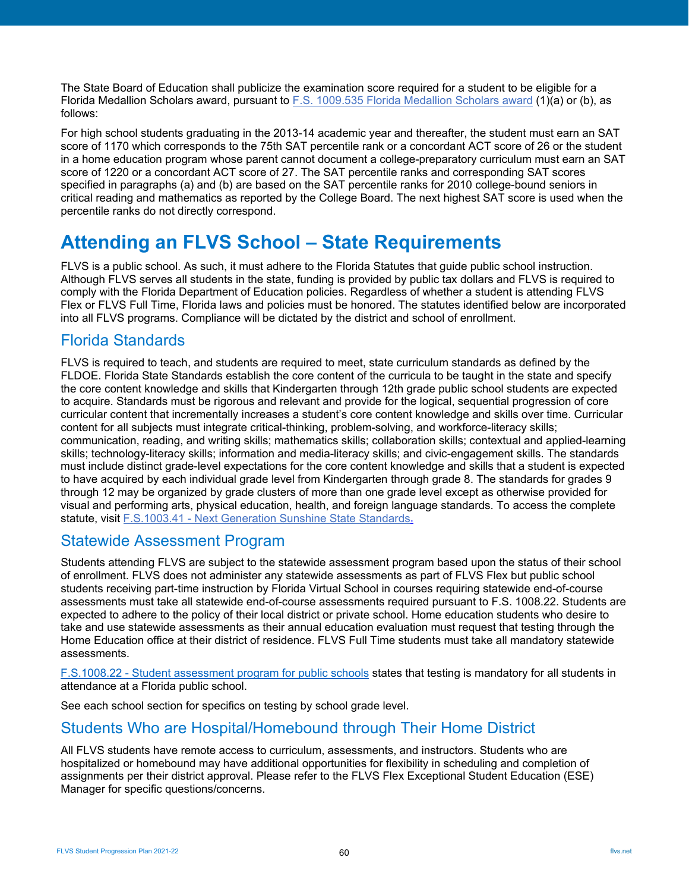The State Board of Education shall publicize the examination score required for a student to be eligible for a Florida Medallion Scholars award, pursuant to [F.S. 1009.535 Florida Medallion Scholars award](#) (1)(a) or (b), as follows:

For high school students graduating in the 2013-14 academic year and thereafter, the student must earn an SAT score of 1170 which corresponds to the 75th SAT percentile rank or a concordant ACT score of 26 or the student in a home education program whose parent cannot document a college-preparatory curriculum must earn an SAT score of 1220 or a concordant ACT score of 27. The SAT percentile ranks and corresponding SAT scores specified in paragraphs (a) and (b) are based on the SAT percentile ranks for 2010 college-bound seniors in critical reading and mathematics as reported by the College Board. The next highest SAT score is used when the percentile ranks do not directly correspond.

# Attending an FLVS School – State Requirements

FLVS is a public school. As such, it must adhere to the Florida Statutes that guide public school instruction. Although FLVS serves all students in the state, funding is provided by public tax dollars and FLVS is required to comply with the Florida Department of Education policies. Regardless of whether a student is attending FLVS Flex or FLVS Full Time, Florida laws and policies must be honored. The statutes identified below are incorporated into all FLVS programs. Compliance will be dictated by the district and school of enrollment.

## Florida Standards

FLVS is required to teach, and students are required to meet, state curriculum standards as defined by the FLDOE. Florida State Standards establish the core content of the curricula to be taught in the state and specify the core content knowledge and skills that Kindergarten through 12th grade public school students are expected to acquire. Standards must be rigorous and relevant and provide for the logical, sequential progression of core curricular content that incrementally increases a student's core content knowledge and skills over time. Curricular content for all subjects must integrate critical-thinking, problem-solving, and workforce-literacy skills; communication, reading, and writing skills; mathematics skills; collaboration skills; contextual and applied-learning skills; technology-literacy skills; information and media-literacy skills; and civic-engagement skills. The standards must include distinct grade-level expectations for the core content knowledge and skills that a student is expected to have acquired by each individual grade level from Kindergarten through grade 8. The standards for grades 9 through 12 may be organized by grade clusters of more than one grade level except as otherwise provided for visual and performing arts, physical education, health, and foreign language standards. To access the complete statute, visit [F.S.1003.41 - Next Generation Sunshine State Standards](#).

## Statewide Assessment Program

Students attending FLVS are subject to the statewide assessment program based upon the status of their school of enrollment. FLVS does not administer any statewide assessments as part of FLVS Flex but public school students receiving part-time instruction by Florida Virtual School in courses requiring statewide end-of-course assessments must take all statewide end-of-course assessments required pursuant to F.S. 1008.22. Students are expected to adhere to the policy of their local district or private school. Home education students who desire to take and use statewide assessments as their annual education evaluation must request that testing through the Home Education office at their district of residence. FLVS Full Time students must take all mandatory statewide assessments.

[F.S.1008.22 - Student assessment program for public schools](#) states that testing is mandatory for all students in attendance at a Florida public school.

See each school section for specifics on testing by school grade level.

## Students Who are Hospital/Homebound through Their Home District

All FLVS students have remote access to curriculum, assessments, and instructors. Students who are hospitalized or homebound may have additional opportunities for flexibility in scheduling and completion of assignments per their district approval. Please refer to the FLVS Flex Exceptional Student Education (ESE) Manager for specific questions/concerns.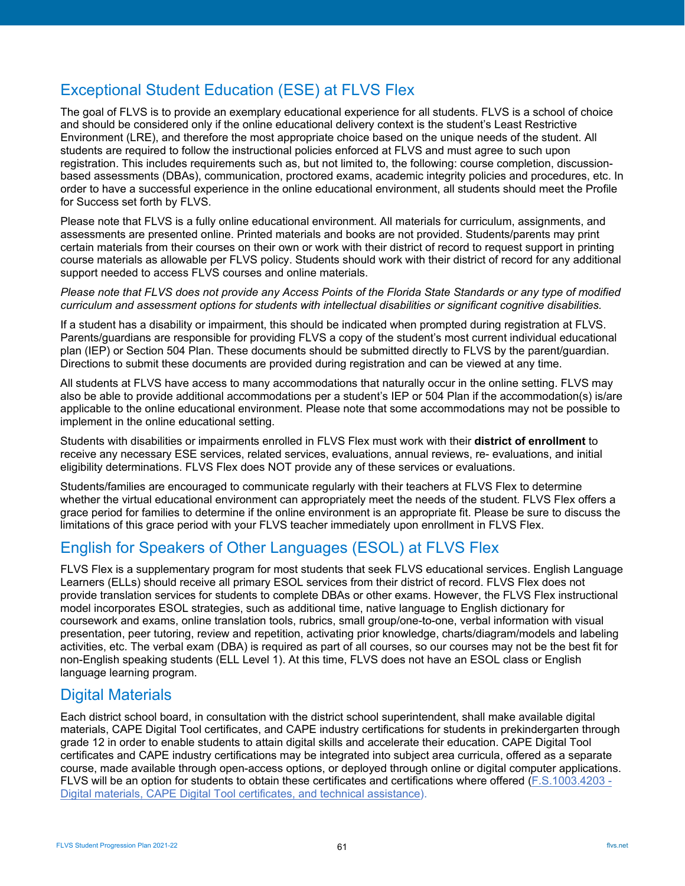## Exceptional Student Education (ESE) at FLVS Flex

The goal of FLVS is to provide an exemplary educational experience for all students. FLVS is a school of choice and should be considered only if the online educational delivery context is the student's Least Restrictive Environment (LRE), and therefore the most appropriate choice based on the unique needs of the student. All students are required to follow the instructional policies enforced at FLVS and must agree to such upon registration. This includes requirements such as, but not limited to, the following: course completion, discussion-based assessments (DBAs), communication, proctored exams, academic integrity policies and procedures, etc. In order to have a successful experience in the online educational environment, all students should meet the Profile for Success set forth by FLVS.

Please note that FLVS is a fully online educational environment. All materials for curriculum, assignments, and assessments are presented online. Printed materials and books are not provided. Students/parents may print certain materials from their courses on their own or work with their district of record to request support in printing course materials as allowable per FLVS policy. Students should work with their district of record for any additional support needed to access FLVS courses and online materials.

*Please note that FLVS does not provide any Access Points of the Florida State Standards or any type of modified curriculum and assessment options for students with intellectual disabilities or significant cognitive disabilities.*

If a student has a disability or impairment, this should be indicated when prompted during registration at FLVS. Parents/guardians are responsible for providing FLVS a copy of the student's most current individual educational plan (IEP) or Section 504 Plan. These documents should be submitted directly to FLVS by the parent/guardian. Directions to submit these documents are provided during registration and can be viewed at any time.

All students at FLVS have access to many accommodations that naturally occur in the online setting. FLVS may also be able to provide additional accommodations per a student's IEP or 504 Plan if the accommodation(s) is/are applicable to the online educational environment. Please note that some accommodations may not be possible to implement in the online educational setting.

Students with disabilities or impairments enrolled in FLVS Flex must work with their **district of enrollment** to receive any necessary ESE services, related services, evaluations, annual reviews, re- evaluations, and initial eligibility determinations. FLVS Flex does NOT provide any of these services or evaluations.

Students/families are encouraged to communicate regularly with their teachers at FLVS Flex to determine whether the virtual educational environment can appropriately meet the needs of the student. FLVS Flex offers a grace period for families to determine if the online environment is an appropriate fit. Please be sure to discuss the limitations of this grace period with your FLVS teacher immediately upon enrollment in FLVS Flex.

## English for Speakers of Other Languages (ESOL) at FLVS Flex

FLVS Flex is a supplementary program for most students that seek FLVS educational services. English Language Learners (ELLs) should receive all primary ESOL services from their district of record. FLVS Flex does not provide translation services for students to complete DBAs or other exams. However, the FLVS Flex instructional model incorporates ESOL strategies, such as additional time, native language to English dictionary for coursework and exams, online translation tools, rubrics, small group/one-to-one, verbal information with visual presentation, peer tutoring, review and repetition, activating prior knowledge, charts/diagram/models and labeling activities, etc. The verbal exam (DBA) is required as part of all courses, so our courses may not be the best fit for non-English speaking students (ELL Level 1). At this time, FLVS does not have an ESOL class or English language learning program.

## Digital Materials

Each district school board, in consultation with the district school superintendent, shall make available digital materials, CAPE Digital Tool certificates, and CAPE industry certifications for students in prekindergarten through grade 12 in order to enable students to attain digital skills and accelerate their education. CAPE Digital Tool certificates and CAPE industry certifications may be integrated into subject area curricula, offered as a separate course, made available through open-access options, or deployed through online or digital computer applications. FLVS will be an option for students to obtain these certificates and certifications where offered (F.S.1003.4203 - Digital materials, CAPE Digital Tool certificates, and technical assistance).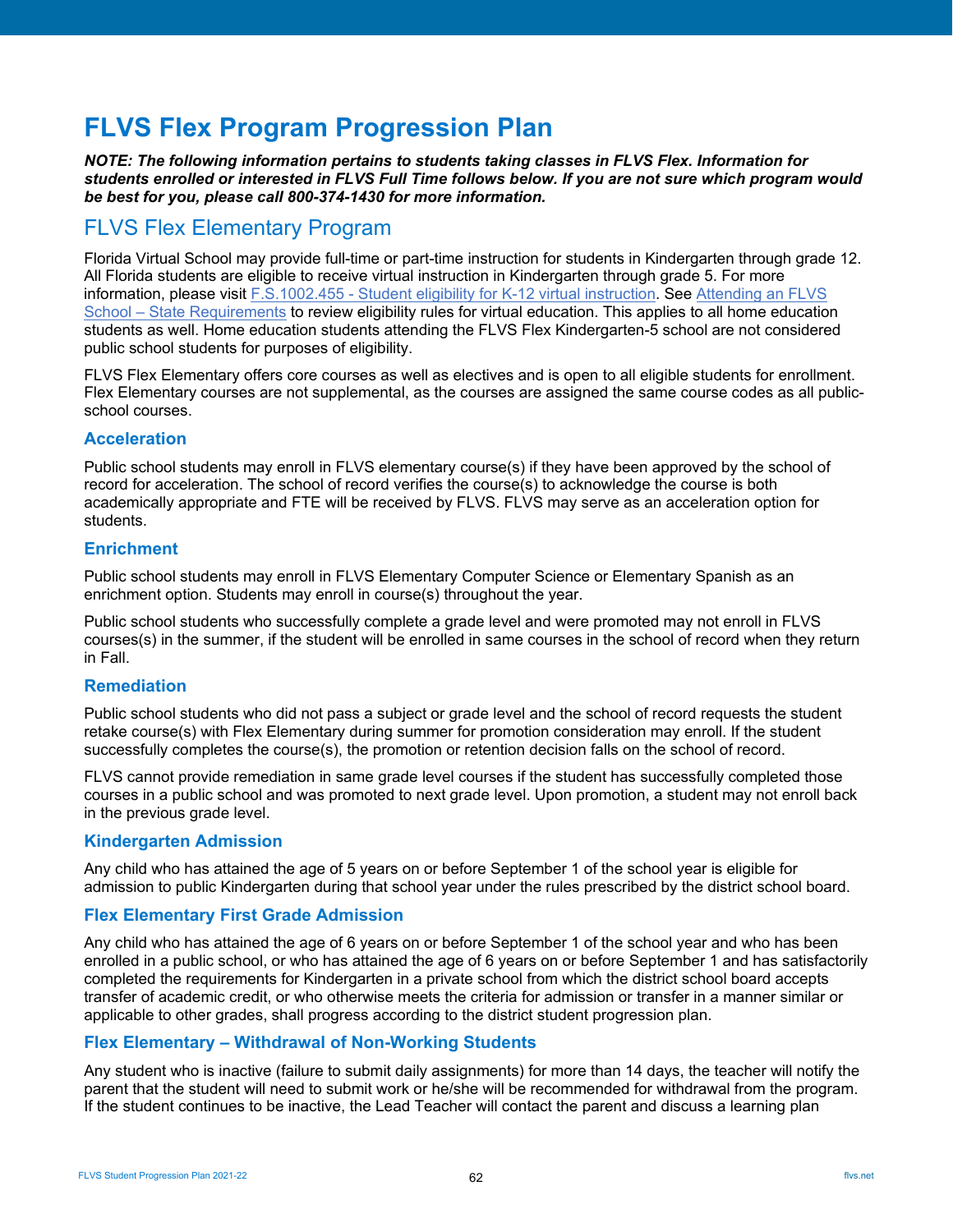# FLVS Flex Program Progression Plan

***NOTE: The following information pertains to students taking classes in FLVS Flex. Information for students enrolled or interested in FLVS Full Time follows below. If you are not sure which program would be best for you, please call 800-374-1430 for more information.***

## FLVS Flex Elementary Program

Florida Virtual School may provide full-time or part-time instruction for students in Kindergarten through grade 12. All Florida students are eligible to receive virtual instruction in Kindergarten through grade 5. For more information, please visit [F.S.1002.455 - Student eligibility for K-12 virtual instruction](). See [Attending an FLVS School – State Requirements]() to review eligibility rules for virtual education. This applies to all home education students as well. Home education students attending the FLVS Flex Kindergarten-5 school are not considered public school students for purposes of eligibility.

FLVS Flex Elementary offers core courses as well as electives and is open to all eligible students for enrollment. Flex Elementary courses are not supplemental, as the courses are assigned the same course codes as all public-school courses.

### Acceleration

Public school students may enroll in FLVS elementary course(s) if they have been approved by the school of record for acceleration. The school of record verifies the course(s) to acknowledge the course is both academically appropriate and FTE will be received by FLVS. FLVS may serve as an acceleration option for students.

### Enrichment

Public school students may enroll in FLVS Elementary Computer Science or Elementary Spanish as an enrichment option. Students may enroll in course(s) throughout the year.

Public school students who successfully complete a grade level and were promoted may not enroll in FLVS courses(s) in the summer, if the student will be enrolled in same courses in the school of record when they return in Fall.

### Remediation

Public school students who did not pass a subject or grade level and the school of record requests the student retake course(s) with Flex Elementary during summer for promotion consideration may enroll. If the student successfully completes the course(s), the promotion or retention decision falls on the school of record.

FLVS cannot provide remediation in same grade level courses if the student has successfully completed those courses in a public school and was promoted to next grade level. Upon promotion, a student may not enroll back in the previous grade level.

### Kindergarten Admission

Any child who has attained the age of 5 years on or before September 1 of the school year is eligible for admission to public Kindergarten during that school year under the rules prescribed by the district school board.

### Flex Elementary First Grade Admission

Any child who has attained the age of 6 years on or before September 1 of the school year and who has been enrolled in a public school, or who has attained the age of 6 years on or before September 1 and has satisfactorily completed the requirements for Kindergarten in a private school from which the district school board accepts transfer of academic credit, or who otherwise meets the criteria for admission or transfer in a manner similar or applicable to other grades, shall progress according to the district student progression plan.

### Flex Elementary – Withdrawal of Non-Working Students

Any student who is inactive (failure to submit daily assignments) for more than 14 days, the teacher will notify the parent that the student will need to submit work or he/she will be recommended for withdrawal from the program. If the student continues to be inactive, the Lead Teacher will contact the parent and discuss a learning plan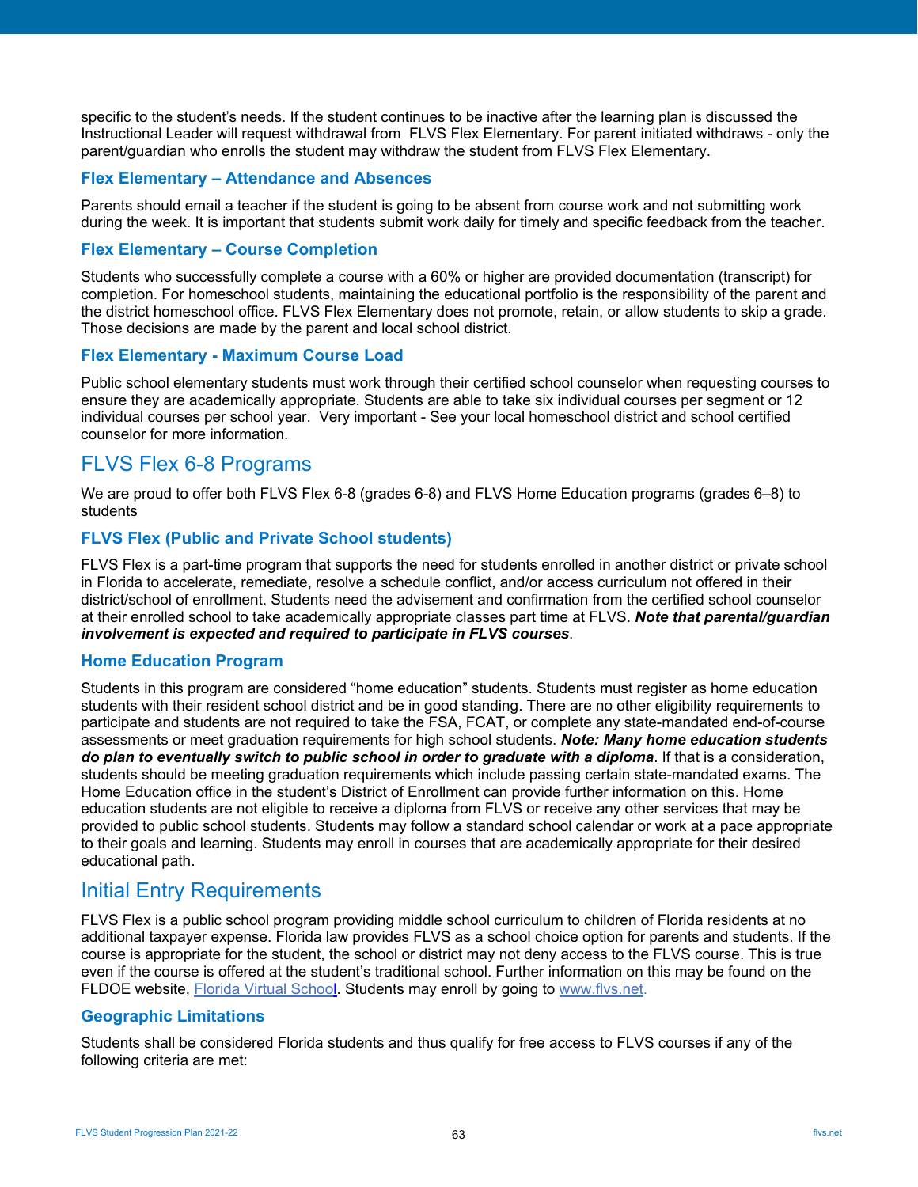specific to the student's needs. If the student continues to be inactive after the learning plan is discussed the Instructional Leader will request withdrawal from FLVS Flex Elementary. For parent initiated withdraws - only the parent/guardian who enrolls the student may withdraw the student from FLVS Flex Elementary.

### Flex Elementary – Attendance and Absences

Parents should email a teacher if the student is going to be absent from course work and not submitting work during the week. It is important that students submit work daily for timely and specific feedback from the teacher.

### Flex Elementary – Course Completion

Students who successfully complete a course with a 60% or higher are provided documentation (transcript) for completion. For homeschool students, maintaining the educational portfolio is the responsibility of the parent and the district homeschool office. FLVS Flex Elementary does not promote, retain, or allow students to skip a grade. Those decisions are made by the parent and local school district.

### Flex Elementary - Maximum Course Load

Public school elementary students must work through their certified school counselor when requesting courses to ensure they are academically appropriate. Students are able to take six individual courses per segment or 12 individual courses per school year. Very important - See your local homeschool district and school certified counselor for more information.

## FLVS Flex 6-8 Programs

We are proud to offer both FLVS Flex 6-8 (grades 6-8) and FLVS Home Education programs (grades 6–8) to students

### FLVS Flex (Public and Private School students)

FLVS Flex is a part-time program that supports the need for students enrolled in another district or private school in Florida to accelerate, remediate, resolve a schedule conflict, and/or access curriculum not offered in their district/school of enrollment. Students need the advisement and confirmation from the certified school counselor at their enrolled school to take academically appropriate classes part time at FLVS. ***Note that parental/guardian involvement is expected and required to participate in FLVS courses***.

### Home Education Program

Students in this program are considered "home education" students. Students must register as home education students with their resident school district and be in good standing. There are no other eligibility requirements to participate and students are not required to take the FSA, FCAT, or complete any state-mandated end-of-course assessments or meet graduation requirements for high school students. ***Note: Many home education students do plan to eventually switch to public school in order to graduate with a diploma***. If that is a consideration, students should be meeting graduation requirements which include passing certain state-mandated exams. The Home Education office in the student's District of Enrollment can provide further information on this. Home education students are not eligible to receive a diploma from FLVS or receive any other services that may be provided to public school students. Students may follow a standard school calendar or work at a pace appropriate to their goals and learning. Students may enroll in courses that are academically appropriate for their desired educational path.

## Initial Entry Requirements

FLVS Flex is a public school program providing middle school curriculum to children of Florida residents at no additional taxpayer expense. Florida law provides FLVS as a school choice option for parents and students. If the course is appropriate for the student, the school or district may not deny access to the FLVS course. This is true even if the course is offered at the student's traditional school. Further information on this may be found on the FLDOE website, Florida Virtual School. Students may enroll by going to www.flvs.net.

### Geographic Limitations

Students shall be considered Florida students and thus qualify for free access to FLVS courses if any of the following criteria are met: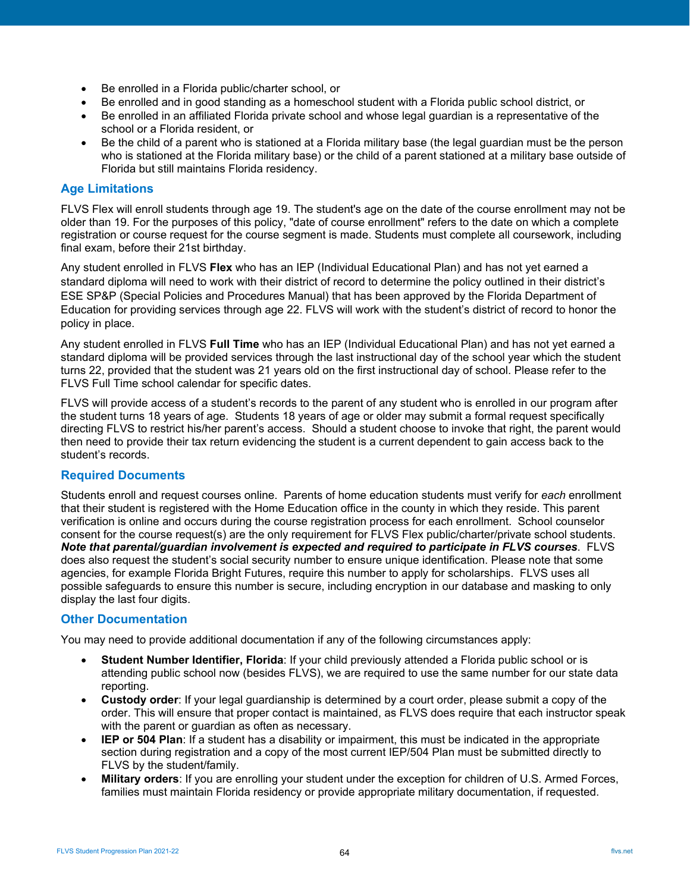- Be enrolled in a Florida public/charter school, or
- Be enrolled and in good standing as a homeschool student with a Florida public school district, or
- Be enrolled in an affiliated Florida private school and whose legal guardian is a representative of the school or a Florida resident, or
- Be the child of a parent who is stationed at a Florida military base (the legal guardian must be the person who is stationed at the Florida military base) or the child of a parent stationed at a military base outside of Florida but still maintains Florida residency.

## Age Limitations

FLVS Flex will enroll students through age 19. The student's age on the date of the course enrollment may not be older than 19. For the purposes of this policy, "date of course enrollment" refers to the date on which a complete registration or course request for the course segment is made. Students must complete all coursework, including final exam, before their 21st birthday.

Any student enrolled in FLVS **Flex** who has an IEP (Individual Educational Plan) and has not yet earned a standard diploma will need to work with their district of record to determine the policy outlined in their district's ESE SP&P (Special Policies and Procedures Manual) that has been approved by the Florida Department of Education for providing services through age 22. FLVS will work with the student's district of record to honor the policy in place.

Any student enrolled in FLVS **Full Time** who has an IEP (Individual Educational Plan) and has not yet earned a standard diploma will be provided services through the last instructional day of the school year which the student turns 22, provided that the student was 21 years old on the first instructional day of school. Please refer to the FLVS Full Time school calendar for specific dates.

FLVS will provide access of a student's records to the parent of any student who is enrolled in our program after the student turns 18 years of age. Students 18 years of age or older may submit a formal request specifically directing FLVS to restrict his/her parent's access. Should a student choose to invoke that right, the parent would then need to provide their tax return evidencing the student is a current dependent to gain access back to the student's records.

## Required Documents

Students enroll and request courses online. Parents of home education students must verify for *each* enrollment that their student is registered with the Home Education office in the county in which they reside. This parent verification is online and occurs during the course registration process for each enrollment. School counselor consent for the course request(s) are the only requirement for FLVS Flex public/charter/private school students. ***Note that parental/guardian involvement is expected and required to participate in FLVS courses***. FLVS does also request the student's social security number to ensure unique identification. Please note that some agencies, for example Florida Bright Futures, require this number to apply for scholarships. FLVS uses all possible safeguards to ensure this number is secure, including encryption in our database and masking to only display the last four digits.

## Other Documentation

You may need to provide additional documentation if any of the following circumstances apply:

- **Student Number Identifier, Florida**: If your child previously attended a Florida public school or is attending public school now (besides FLVS), we are required to use the same number for our state data reporting.
- **Custody order**: If your legal guardianship is determined by a court order, please submit a copy of the order. This will ensure that proper contact is maintained, as FLVS does require that each instructor speak with the parent or guardian as often as necessary.
- **IEP or 504 Plan**: If a student has a disability or impairment, this must be indicated in the appropriate section during registration and a copy of the most current IEP/504 Plan must be submitted directly to FLVS by the student/family.
- **Military orders**: If you are enrolling your student under the exception for children of U.S. Armed Forces, families must maintain Florida residency or provide appropriate military documentation, if requested.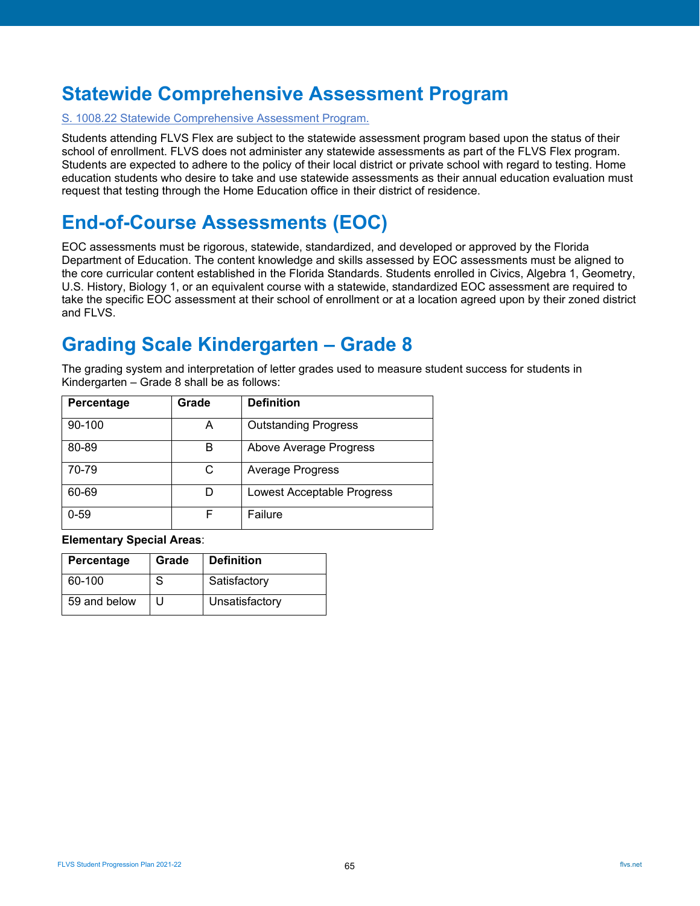# Statewide Comprehensive Assessment Program

S. 1008.22 Statewide Comprehensive Assessment Program.

Students attending FLVS Flex are subject to the statewide assessment program based upon the status of their school of enrollment. FLVS does not administer any statewide assessments as part of the FLVS Flex program. Students are expected to adhere to the policy of their local district or private school with regard to testing. Home education students who desire to take and use statewide assessments as their annual education evaluation must request that testing through the Home Education office in their district of residence.

# End-of-Course Assessments (EOC)

EOC assessments must be rigorous, statewide, standardized, and developed or approved by the Florida Department of Education. The content knowledge and skills assessed by EOC assessments must be aligned to the core curricular content established in the Florida Standards. Students enrolled in Civics, Algebra 1, Geometry, U.S. History, Biology 1, or an equivalent course with a statewide, standardized EOC assessment are required to take the specific EOC assessment at their school of enrollment or at a location agreed upon by their zoned district and FLVS.

# Grading Scale Kindergarten – Grade 8

The grading system and interpretation of letter grades used to measure student success for students in Kindergarten – Grade 8 shall be as follows:

| Percentage | Grade | Definition |
|---|---|---|
| 90-100 | A | Outstanding Progress |
| 80-89 | B | Above Average Progress |
| 70-79 | C | Average Progress |
| 60-69 | D | Lowest Acceptable Progress |
| 0-59 | F | Failure |

**Elementary Special Areas**:

| Percentage | Grade | Definition |
|---|---|---|
| 60-100 | S | Satisfactory |
| 59 and below | U | Unsatisfactory |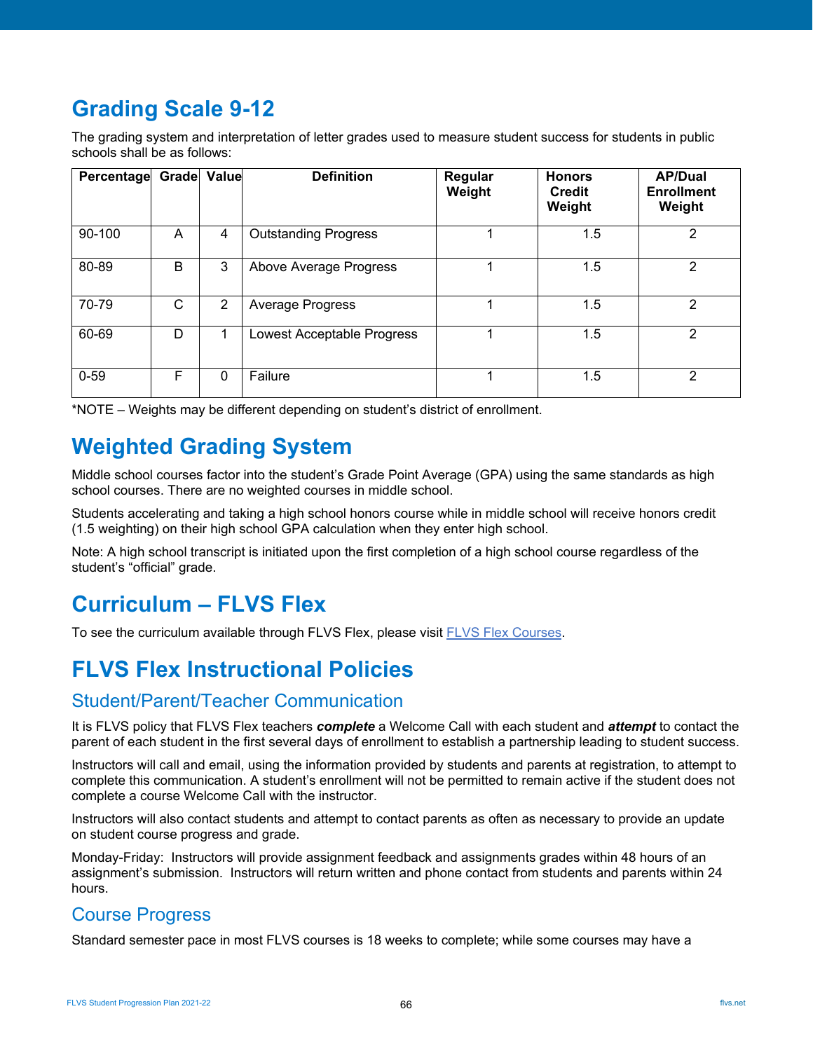## Grading Scale 9-12

The grading system and interpretation of letter grades used to measure student success for students in public schools shall be as follows:

| Percentage | Grade | Value | Definition | Regular Weight | Honors Credit Weight | AP/Dual Enrollment Weight |
|---|---|---|---|---|---|---|
| 90-100 | A | 4 | Outstanding Progress | 1 | 1.5 | 2 |
| 80-89 | B | 3 | Above Average Progress | 1 | 1.5 | 2 |
| 70-79 | C | 2 | Average Progress | 1 | 1.5 | 2 |
| 60-69 | D | 1 | Lowest Acceptable Progress | 1 | 1.5 | 2 |
| 0-59 | F | 0 | Failure | 1 | 1.5 | 2 |

*NOTE – Weights may be different depending on student's district of enrollment.

## Weighted Grading System

Middle school courses factor into the student's Grade Point Average (GPA) using the same standards as high school courses. There are no weighted courses in middle school.

Students accelerating and taking a high school honors course while in middle school will receive honors credit (1.5 weighting) on their high school GPA calculation when they enter high school.

Note: A high school transcript is initiated upon the first completion of a high school course regardless of the student's "official" grade.

## Curriculum – FLVS Flex

To see the curriculum available through FLVS Flex, please visit FLVS Flex Courses.

## FLVS Flex Instructional Policies

### Student/Parent/Teacher Communication

It is FLVS policy that FLVS Flex teachers ***complete*** a Welcome Call with each student and ***attempt*** to contact the parent of each student in the first several days of enrollment to establish a partnership leading to student success.

Instructors will call and email, using the information provided by students and parents at registration, to attempt to complete this communication. A student's enrollment will not be permitted to remain active if the student does not complete a course Welcome Call with the instructor.

Instructors will also contact students and attempt to contact parents as often as necessary to provide an update on student course progress and grade.

Monday-Friday: Instructors will provide assignment feedback and assignments grades within 48 hours of an assignment's submission. Instructors will return written and phone contact from students and parents within 24 hours.

### Course Progress

Standard semester pace in most FLVS courses is 18 weeks to complete; while some courses may have a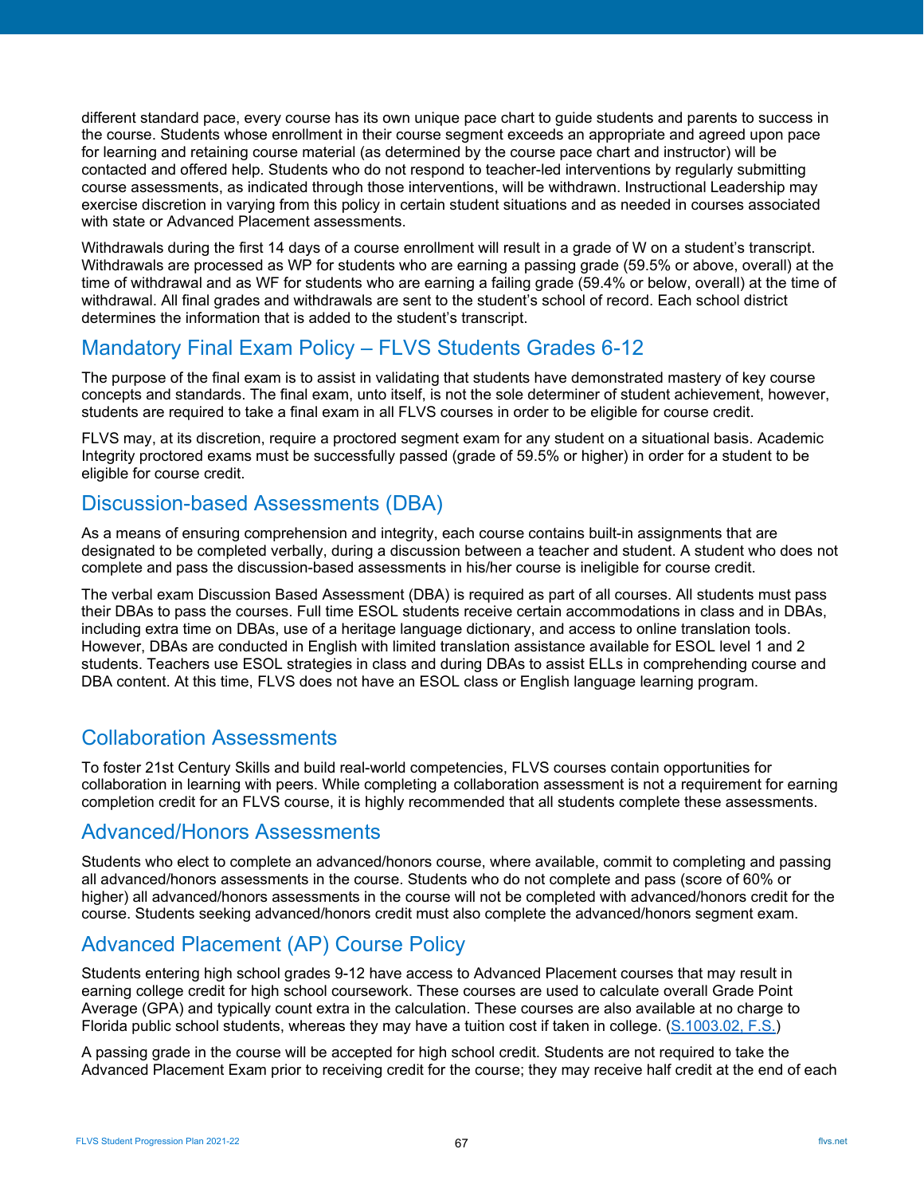different standard pace, every course has its own unique pace chart to guide students and parents to success in the course. Students whose enrollment in their course segment exceeds an appropriate and agreed upon pace for learning and retaining course material (as determined by the course pace chart and instructor) will be contacted and offered help. Students who do not respond to teacher-led interventions by regularly submitting course assessments, as indicated through those interventions, will be withdrawn. Instructional Leadership may exercise discretion in varying from this policy in certain student situations and as needed in courses associated with state or Advanced Placement assessments.

Withdrawals during the first 14 days of a course enrollment will result in a grade of W on a student's transcript. Withdrawals are processed as WP for students who are earning a passing grade (59.5% or above, overall) at the time of withdrawal and as WF for students who are earning a failing grade (59.4% or below, overall) at the time of withdrawal. All final grades and withdrawals are sent to the student's school of record. Each school district determines the information that is added to the student's transcript.

## Mandatory Final Exam Policy – FLVS Students Grades 6-12

The purpose of the final exam is to assist in validating that students have demonstrated mastery of key course concepts and standards. The final exam, unto itself, is not the sole determiner of student achievement, however, students are required to take a final exam in all FLVS courses in order to be eligible for course credit.

FLVS may, at its discretion, require a proctored segment exam for any student on a situational basis. Academic Integrity proctored exams must be successfully passed (grade of 59.5% or higher) in order for a student to be eligible for course credit.

## Discussion-based Assessments (DBA)

As a means of ensuring comprehension and integrity, each course contains built-in assignments that are designated to be completed verbally, during a discussion between a teacher and student. A student who does not complete and pass the discussion-based assessments in his/her course is ineligible for course credit.

The verbal exam Discussion Based Assessment (DBA) is required as part of all courses. All students must pass their DBAs to pass the courses. Full time ESOL students receive certain accommodations in class and in DBAs, including extra time on DBAs, use of a heritage language dictionary, and access to online translation tools. However, DBAs are conducted in English with limited translation assistance available for ESOL level 1 and 2 students. Teachers use ESOL strategies in class and during DBAs to assist ELLs in comprehending course and DBA content. At this time, FLVS does not have an ESOL class or English language learning program.

## Collaboration Assessments

To foster 21st Century Skills and build real-world competencies, FLVS courses contain opportunities for collaboration in learning with peers. While completing a collaboration assessment is not a requirement for earning completion credit for an FLVS course, it is highly recommended that all students complete these assessments.

## Advanced/Honors Assessments

Students who elect to complete an advanced/honors course, where available, commit to completing and passing all advanced/honors assessments in the course. Students who do not complete and pass (score of 60% or higher) all advanced/honors assessments in the course will not be completed with advanced/honors credit for the course. Students seeking advanced/honors credit must also complete the advanced/honors segment exam.

## Advanced Placement (AP) Course Policy

Students entering high school grades 9-12 have access to Advanced Placement courses that may result in earning college credit for high school coursework. These courses are used to calculate overall Grade Point Average (GPA) and typically count extra in the calculation. These courses are also available at no charge to Florida public school students, whereas they may have a tuition cost if taken in college. (S.1003.02, F.S.)

A passing grade in the course will be accepted for high school credit. Students are not required to take the Advanced Placement Exam prior to receiving credit for the course; they may receive half credit at the end of each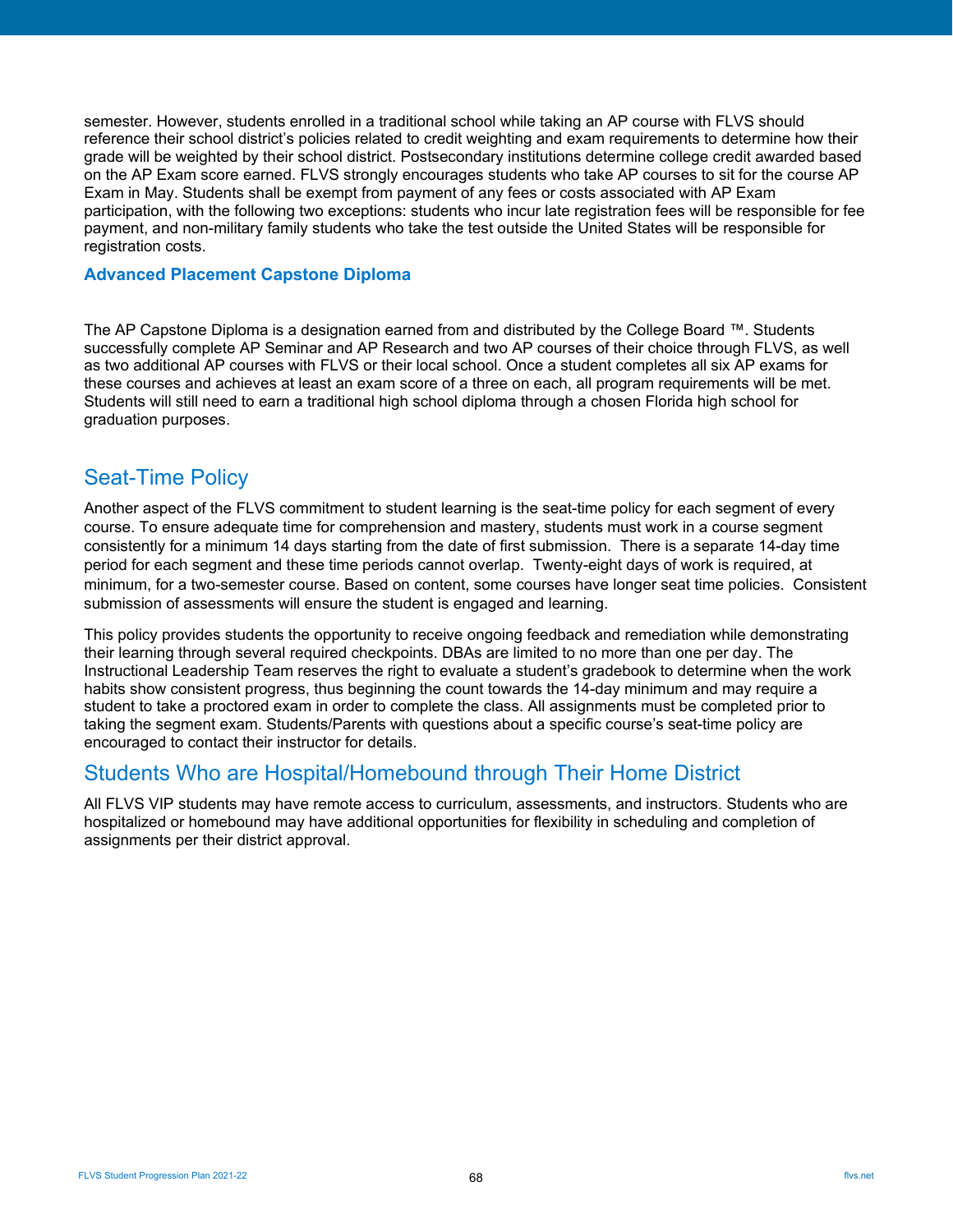semester. However, students enrolled in a traditional school while taking an AP course with FLVS should reference their school district's policies related to credit weighting and exam requirements to determine how their grade will be weighted by their school district. Postsecondary institutions determine college credit awarded based on the AP Exam score earned. FLVS strongly encourages students who take AP courses to sit for the course AP Exam in May. Students shall be exempt from payment of any fees or costs associated with AP Exam participation, with the following two exceptions: students who incur late registration fees will be responsible for fee payment, and non-military family students who take the test outside the United States will be responsible for registration costs.

### Advanced Placement Capstone Diploma

The AP Capstone Diploma is a designation earned from and distributed by the College Board ™. Students successfully complete AP Seminar and AP Research and two AP courses of their choice through FLVS, as well as two additional AP courses with FLVS or their local school. Once a student completes all six AP exams for these courses and achieves at least an exam score of a three on each, all program requirements will be met. Students will still need to earn a traditional high school diploma through a chosen Florida high school for graduation purposes.

## Seat-Time Policy

Another aspect of the FLVS commitment to student learning is the seat-time policy for each segment of every course. To ensure adequate time for comprehension and mastery, students must work in a course segment consistently for a minimum 14 days starting from the date of first submission. There is a separate 14-day time period for each segment and these time periods cannot overlap. Twenty-eight days of work is required, at minimum, for a two-semester course. Based on content, some courses have longer seat time policies. Consistent submission of assessments will ensure the student is engaged and learning.

This policy provides students the opportunity to receive ongoing feedback and remediation while demonstrating their learning through several required checkpoints. DBAs are limited to no more than one per day. The Instructional Leadership Team reserves the right to evaluate a student's gradebook to determine when the work habits show consistent progress, thus beginning the count towards the 14-day minimum and may require a student to take a proctored exam in order to complete the class. All assignments must be completed prior to taking the segment exam. Students/Parents with questions about a specific course's seat-time policy are encouraged to contact their instructor for details.

## Students Who are Hospital/Homebound through Their Home District

All FLVS VIP students may have remote access to curriculum, assessments, and instructors. Students who are hospitalized or homebound may have additional opportunities for flexibility in scheduling and completion of assignments per their district approval.